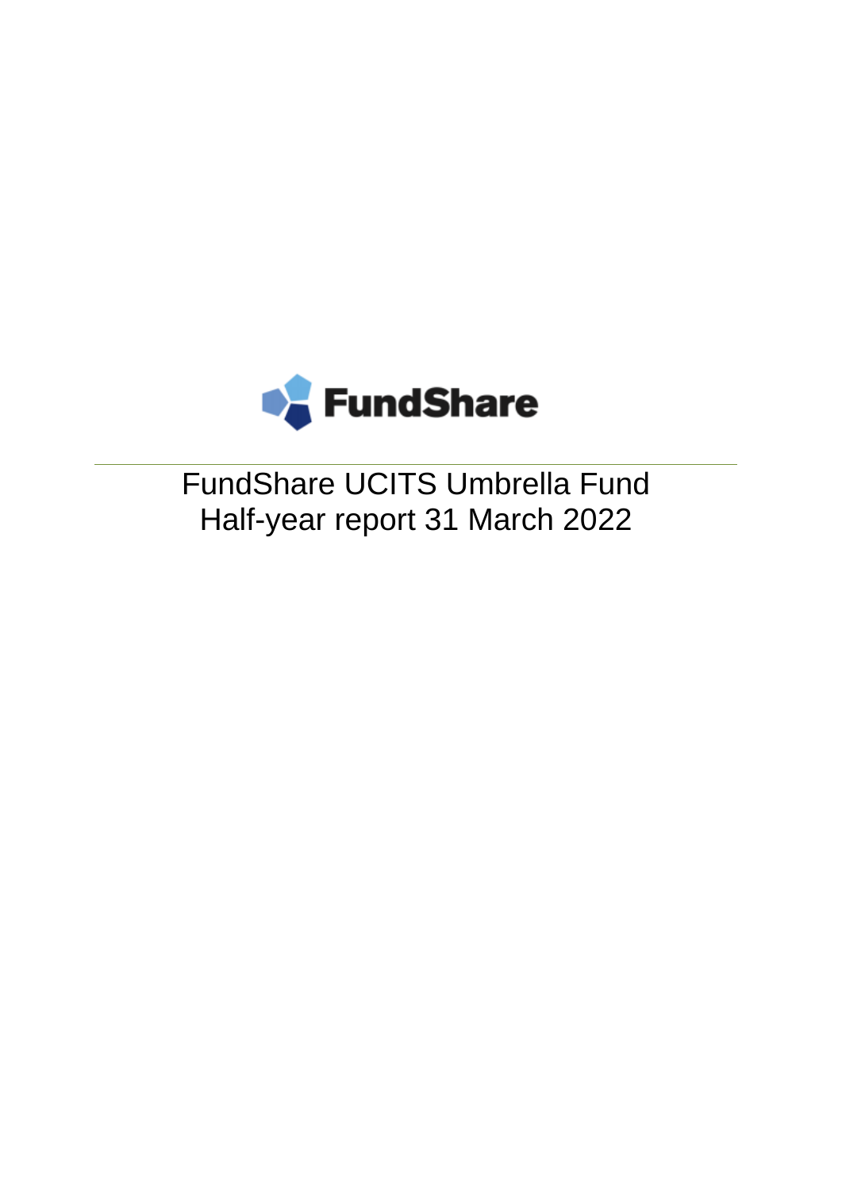FundShare

# FundShare UCITS Umbrella Fund
## Half-year report 31 March 2022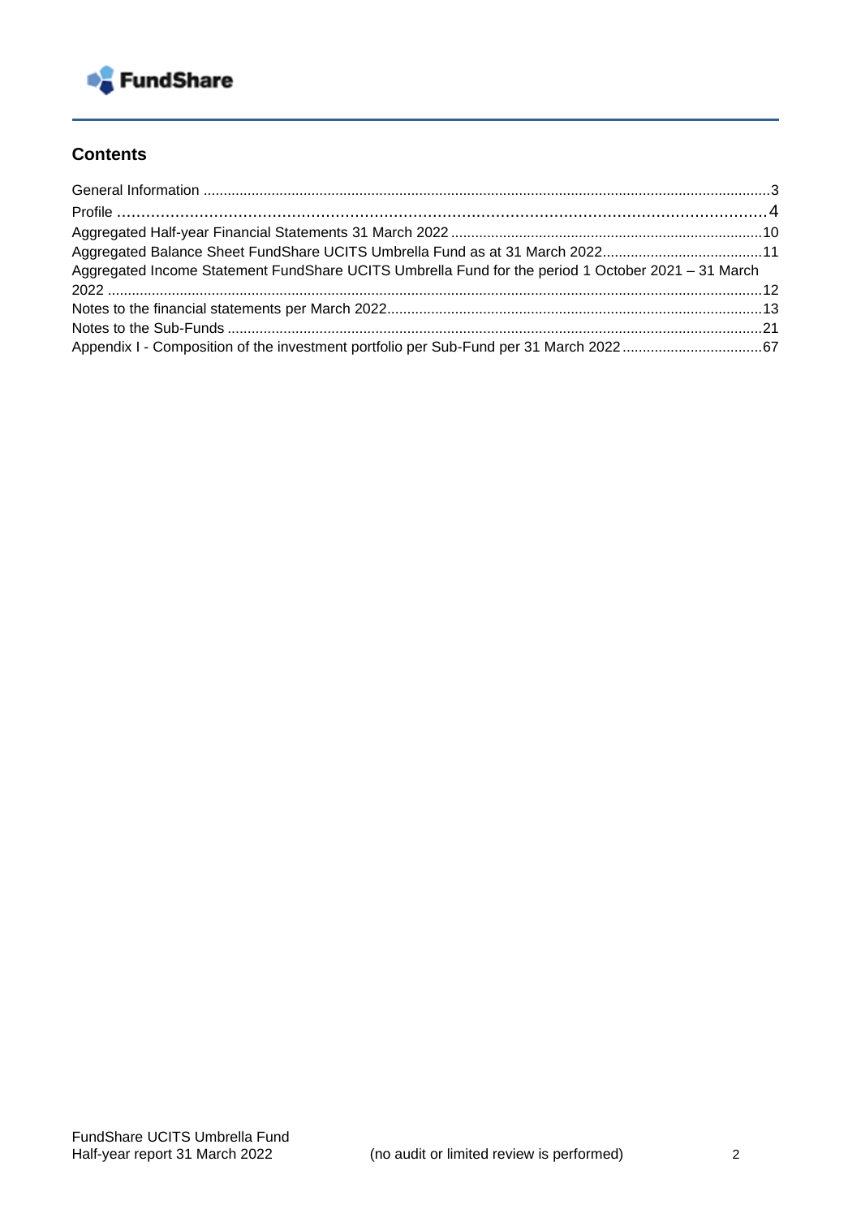## Contents

- General Information ... 3
- Profile ... 4
- Aggregated Half-year Financial Statements 31 March 2022 ... 10
- Aggregated Balance Sheet FundShare UCITS Umbrella Fund as at 31 March 2022 ... 11
- Aggregated Income Statement FundShare UCITS Umbrella Fund for the period 1 October 2021 – 31 March 2022 ... 12
- Notes to the financial statements per March 2022 ... 13
- Notes to the Sub-Funds ... 21
- Appendix I - Composition of the investment portfolio per Sub-Fund per 31 March 2022 ... 67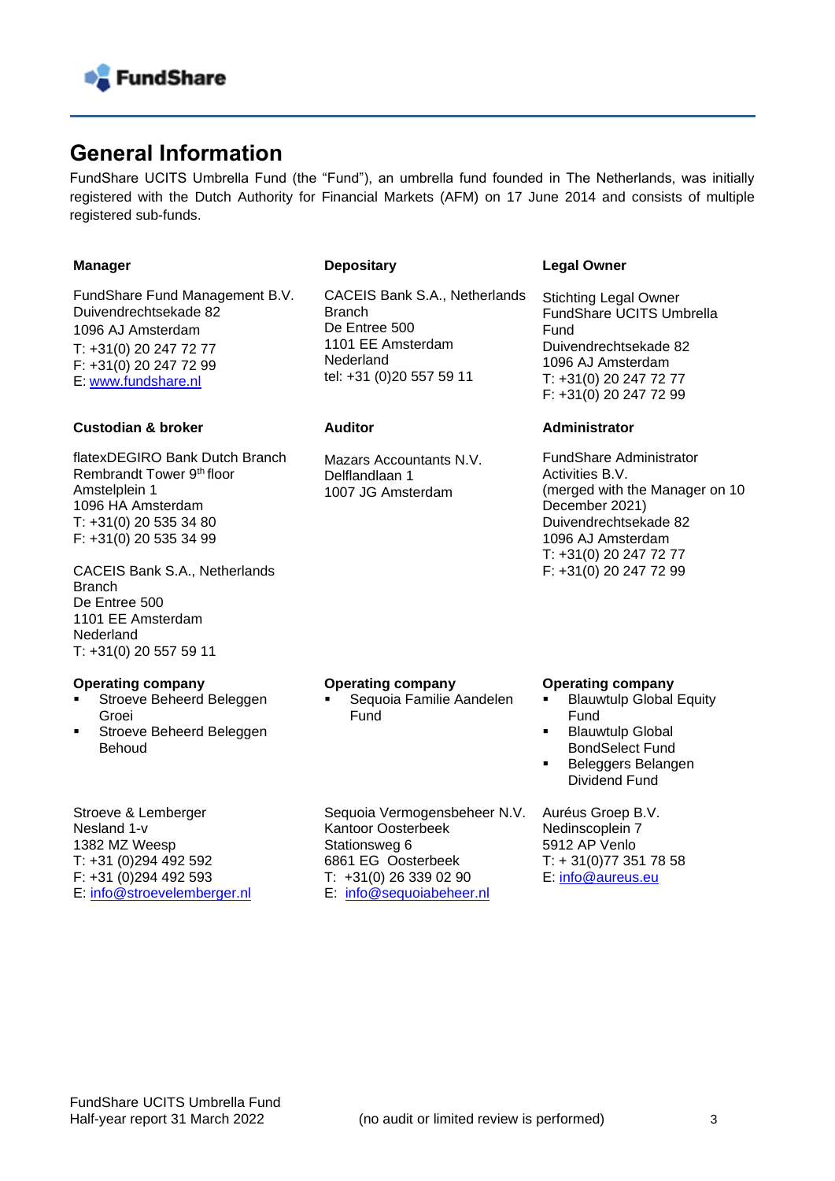## General Information

FundShare UCITS Umbrella Fund (the "Fund"), an umbrella fund founded in The Netherlands, was initially registered with the Dutch Authority for Financial Markets (AFM) on 17 June 2014 and consists of multiple registered sub-funds.

**Manager**

FundShare Fund Management B.V.
Duivendrechtsekade 82
1096 AJ Amsterdam
T: +31(0) 20 247 72 77
F: +31(0) 20 247 72 99
E: www.fundshare.nl

**Depositary**

CACEIS Bank S.A., Netherlands Branch
De Entree 500
1101 EE Amsterdam
Nederland
tel: +31 (0)20 557 59 11

**Legal Owner**

Stichting Legal Owner FundShare UCITS Umbrella Fund
Duivendrechtsekade 82
1096 AJ Amsterdam
T: +31(0) 20 247 72 77
F: +31(0) 20 247 72 99

**Custodian & broker**

flatexDEGIRO Bank Dutch Branch
Rembrandt Tower 9th floor
Amstelplein 1
1096 HA Amsterdam
T: +31(0) 20 535 34 80
F: +31(0) 20 535 34 99

CACEIS Bank S.A., Netherlands Branch
De Entree 500
1101 EE Amsterdam
Nederland
T: +31(0) 20 557 59 11

**Auditor**

Mazars Accountants N.V.
Delflandlaan 1
1007 JG Amsterdam

**Administrator**

FundShare Administrator Activities B.V.
(merged with the Manager on 10 December 2021)
Duivendrechtsekade 82
1096 AJ Amsterdam
T: +31(0) 20 247 72 77
F: +31(0) 20 247 72 99

**Operating company**

- Stroeve Beheerd Beleggen Groei
- Stroeve Beheerd Beleggen Behoud

Stroeve & Lemberger
Nesland 1-v
1382 MZ Weesp
T: +31 (0)294 492 592
F: +31 (0)294 492 593
E: info@stroevelemberger.nl

**Operating company**

- Sequoia Familie Aandelen Fund

Sequoia Vermogensbeheer N.V.
Kantoor Oosterbeek
Stationsweg 6
6861 EG Oosterbeek
T: +31(0) 26 339 02 90
E: info@sequoiabeheer.nl

**Operating company**

- Blauwtulp Global Equity Fund
- Blauwtulp Global BondSelect Fund
- Beleggers Belangen Dividend Fund

Auréus Groep B.V.
Nedinscoplein 7
5912 AP Venlo
T: + 31(0)77 351 78 58
E: info@aureus.eu

(no audit or limited review is performed)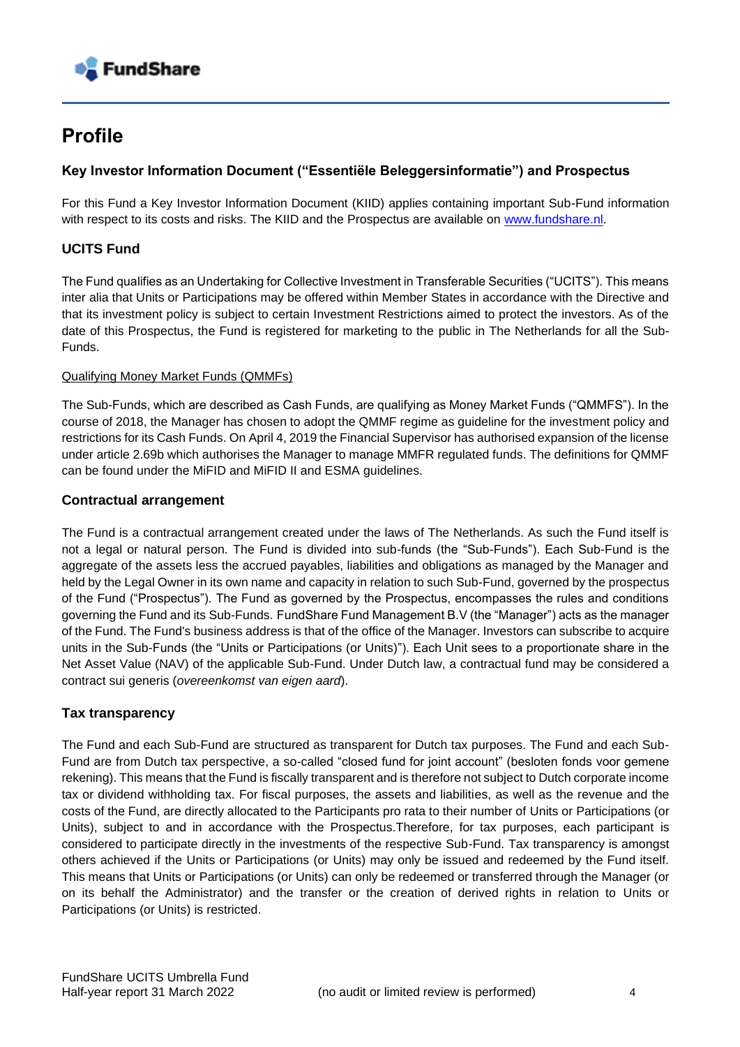# Profile

### Key Investor Information Document ("Essentiële Beleggersinformatie") and Prospectus

For this Fund a Key Investor Information Document (KIID) applies containing important Sub-Fund information with respect to its costs and risks. The KIID and the Prospectus are available on www.fundshare.nl.

### UCITS Fund

The Fund qualifies as an Undertaking for Collective Investment in Transferable Securities ("UCITS"). This means inter alia that Units or Participations may be offered within Member States in accordance with the Directive and that its investment policy is subject to certain Investment Restrictions aimed to protect the investors. As of the date of this Prospectus, the Fund is registered for marketing to the public in The Netherlands for all the Sub-Funds.

Qualifying Money Market Funds (QMMFs)

The Sub-Funds, which are described as Cash Funds, are qualifying as Money Market Funds ("QMMFS"). In the course of 2018, the Manager has chosen to adopt the QMMF regime as guideline for the investment policy and restrictions for its Cash Funds. On April 4, 2019 the Financial Supervisor has authorised expansion of the license under article 2.69b which authorises the Manager to manage MMFR regulated funds. The definitions for QMMF can be found under the MiFID and MiFID II and ESMA guidelines.

### Contractual arrangement

The Fund is a contractual arrangement created under the laws of The Netherlands. As such the Fund itself is not a legal or natural person. The Fund is divided into sub-funds (the "Sub-Funds"). Each Sub-Fund is the aggregate of the assets less the accrued payables, liabilities and obligations as managed by the Manager and held by the Legal Owner in its own name and capacity in relation to such Sub-Fund, governed by the prospectus of the Fund ("Prospectus"). The Fund as governed by the Prospectus, encompasses the rules and conditions governing the Fund and its Sub-Funds. FundShare Fund Management B.V (the "Manager") acts as the manager of the Fund. The Fund's business address is that of the office of the Manager. Investors can subscribe to acquire units in the Sub-Funds (the "Units or Participations (or Units)"). Each Unit sees to a proportionate share in the Net Asset Value (NAV) of the applicable Sub-Fund. Under Dutch law, a contractual fund may be considered a contract sui generis (*overeenkomst van eigen aard*).

### Tax transparency

The Fund and each Sub-Fund are structured as transparent for Dutch tax purposes. The Fund and each Sub-Fund are from Dutch tax perspective, a so-called "closed fund for joint account" (besloten fonds voor gemene rekening). This means that the Fund is fiscally transparent and is therefore not subject to Dutch corporate income tax or dividend withholding tax. For fiscal purposes, the assets and liabilities, as well as the revenue and the costs of the Fund, are directly allocated to the Participants pro rata to their number of Units or Participations (or Units), subject to and in accordance with the Prospectus.Therefore, for tax purposes, each participant is considered to participate directly in the investments of the respective Sub-Fund. Tax transparency is amongst others achieved if the Units or Participations (or Units) may only be issued and redeemed by the Fund itself. This means that Units or Participations (or Units) can only be redeemed or transferred through the Manager (or on its behalf the Administrator) and the transfer or the creation of derived rights in relation to Units or Participations (or Units) is restricted.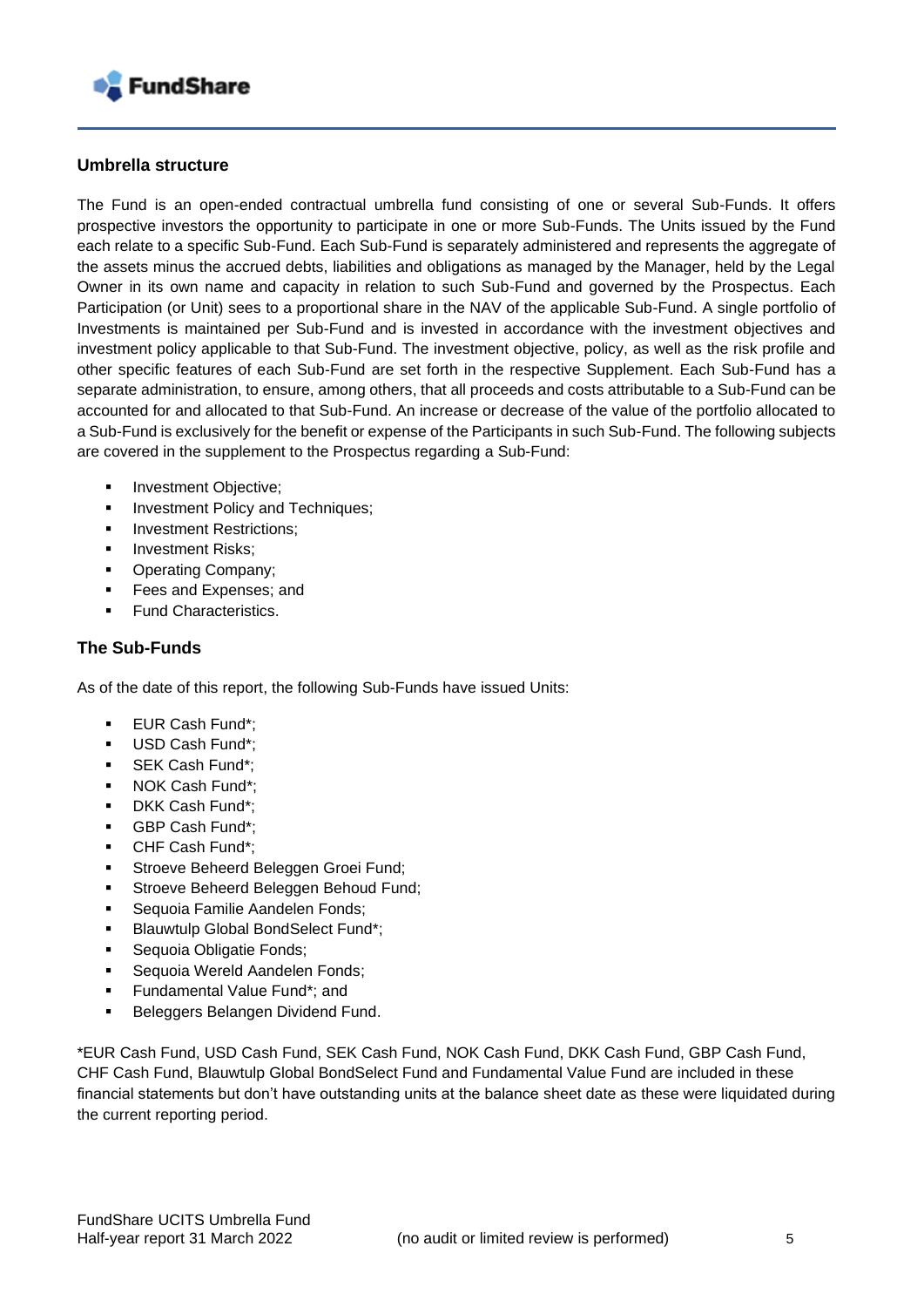## Umbrella structure

The Fund is an open-ended contractual umbrella fund consisting of one or several Sub-Funds. It offers prospective investors the opportunity to participate in one or more Sub-Funds. The Units issued by the Fund each relate to a specific Sub-Fund. Each Sub-Fund is separately administered and represents the aggregate of the assets minus the accrued debts, liabilities and obligations as managed by the Manager, held by the Legal Owner in its own name and capacity in relation to such Sub-Fund and governed by the Prospectus. Each Participation (or Unit) sees to a proportional share in the NAV of the applicable Sub-Fund. A single portfolio of Investments is maintained per Sub-Fund and is invested in accordance with the investment objectives and investment policy applicable to that Sub-Fund. The investment objective, policy, as well as the risk profile and other specific features of each Sub-Fund are set forth in the respective Supplement. Each Sub-Fund has a separate administration, to ensure, among others, that all proceeds and costs attributable to a Sub-Fund can be accounted for and allocated to that Sub-Fund. An increase or decrease of the value of the portfolio allocated to a Sub-Fund is exclusively for the benefit or expense of the Participants in such Sub-Fund. The following subjects are covered in the supplement to the Prospectus regarding a Sub-Fund:

- Investment Objective;
- Investment Policy and Techniques;
- Investment Restrictions;
- Investment Risks;
- Operating Company;
- Fees and Expenses; and
- Fund Characteristics.

## The Sub-Funds

As of the date of this report, the following Sub-Funds have issued Units:

- EUR Cash Fund*;
- USD Cash Fund*;
- SEK Cash Fund*;
- NOK Cash Fund*;
- DKK Cash Fund*;
- GBP Cash Fund*;
- CHF Cash Fund*;
- Stroeve Beheerd Beleggen Groei Fund;
- Stroeve Beheerd Beleggen Behoud Fund;
- Sequoia Familie Aandelen Fonds;
- Blauwtulp Global BondSelect Fund*;
- Sequoia Obligatie Fonds;
- Sequoia Wereld Aandelen Fonds;
- Fundamental Value Fund*; and
- Beleggers Belangen Dividend Fund.

*EUR Cash Fund, USD Cash Fund, SEK Cash Fund, NOK Cash Fund, DKK Cash Fund, GBP Cash Fund, CHF Cash Fund, Blauwtulp Global BondSelect Fund and Fundamental Value Fund are included in these financial statements but don't have outstanding units at the balance sheet date as these were liquidated during the current reporting period.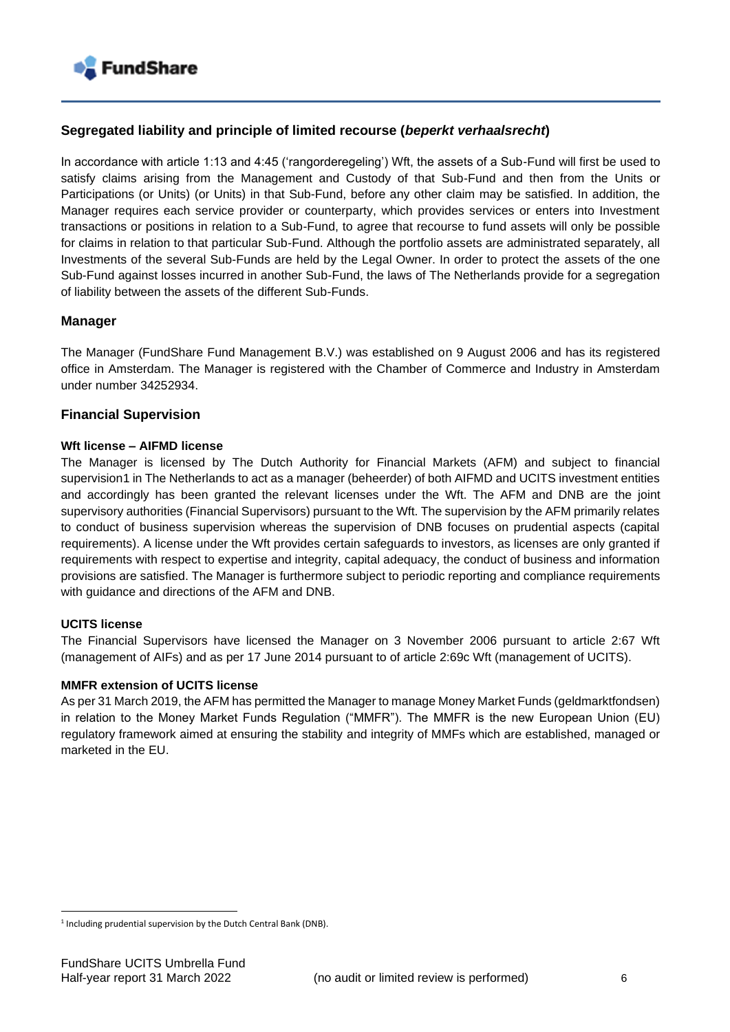## Segregated liability and principle of limited recourse (*beperkt verhaalsrecht*)

In accordance with article 1:13 and 4:45 ('rangorderegeling') Wft, the assets of a Sub-Fund will first be used to satisfy claims arising from the Management and Custody of that Sub-Fund and then from the Units or Participations (or Units) (or Units) in that Sub-Fund, before any other claim may be satisfied. In addition, the Manager requires each service provider or counterparty, which provides services or enters into Investment transactions or positions in relation to a Sub-Fund, to agree that recourse to fund assets will only be possible for claims in relation to that particular Sub-Fund. Although the portfolio assets are administrated separately, all Investments of the several Sub-Funds are held by the Legal Owner. In order to protect the assets of the one Sub-Fund against losses incurred in another Sub-Fund, the laws of The Netherlands provide for a segregation of liability between the assets of the different Sub-Funds.

## Manager

The Manager (FundShare Fund Management B.V.) was established on 9 August 2006 and has its registered office in Amsterdam. The Manager is registered with the Chamber of Commerce and Industry in Amsterdam under number 34252934.

## Financial Supervision

### Wft license – AIFMD license

The Manager is licensed by The Dutch Authority for Financial Markets (AFM) and subject to financial supervision[1] in The Netherlands to act as a manager (beheerder) of both AIFMD and UCITS investment entities and accordingly has been granted the relevant licenses under the Wft. The AFM and DNB are the joint supervisory authorities (Financial Supervisors) pursuant to the Wft. The supervision by the AFM primarily relates to conduct of business supervision whereas the supervision of DNB focuses on prudential aspects (capital requirements). A license under the Wft provides certain safeguards to investors, as licenses are only granted if requirements with respect to expertise and integrity, capital adequacy, the conduct of business and information provisions are satisfied. The Manager is furthermore subject to periodic reporting and compliance requirements with guidance and directions of the AFM and DNB.

### UCITS license

The Financial Supervisors have licensed the Manager on 3 November 2006 pursuant to article 2:67 Wft (management of AIFs) and as per 17 June 2014 pursuant to of article 2:69c Wft (management of UCITS).

### MMFR extension of UCITS license

As per 31 March 2019, the AFM has permitted the Manager to manage Money Market Funds (geldmarktfondsen) in relation to the Money Market Funds Regulation ("MMFR"). The MMFR is the new European Union (EU) regulatory framework aimed at ensuring the stability and integrity of MMFs which are established, managed or marketed in the EU.

---

[1] Including prudential supervision by the Dutch Central Bank (DNB).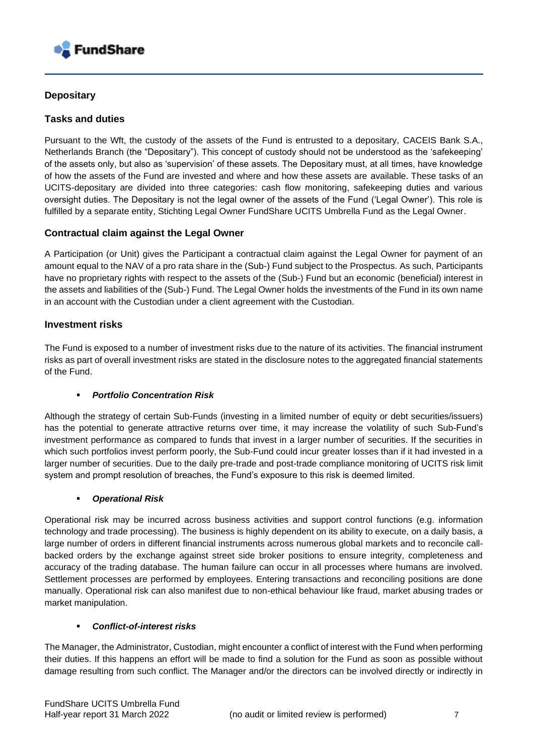## Depositary

### Tasks and duties

Pursuant to the Wft, the custody of the assets of the Fund is entrusted to a depositary, CACEIS Bank S.A., Netherlands Branch (the "Depositary"). This concept of custody should not be understood as the 'safekeeping' of the assets only, but also as 'supervision' of these assets. The Depositary must, at all times, have knowledge of how the assets of the Fund are invested and where and how these assets are available. These tasks of an UCITS-depositary are divided into three categories: cash flow monitoring, safekeeping duties and various oversight duties. The Depositary is not the legal owner of the assets of the Fund ('Legal Owner'). This role is fulfilled by a separate entity, Stichting Legal Owner FundShare UCITS Umbrella Fund as the Legal Owner.

### Contractual claim against the Legal Owner

A Participation (or Unit) gives the Participant a contractual claim against the Legal Owner for payment of an amount equal to the NAV of a pro rata share in the (Sub-) Fund subject to the Prospectus. As such, Participants have no proprietary rights with respect to the assets of the (Sub-) Fund but an economic (beneficial) interest in the assets and liabilities of the (Sub-) Fund. The Legal Owner holds the investments of the Fund in its own name in an account with the Custodian under a client agreement with the Custodian.

### Investment risks

The Fund is exposed to a number of investment risks due to the nature of its activities. The financial instrument risks as part of overall investment risks are stated in the disclosure notes to the aggregated financial statements of the Fund.

- ***Portfolio Concentration Risk***

Although the strategy of certain Sub-Funds (investing in a limited number of equity or debt securities/issuers) has the potential to generate attractive returns over time, it may increase the volatility of such Sub-Fund's investment performance as compared to funds that invest in a larger number of securities. If the securities in which such portfolios invest perform poorly, the Sub-Fund could incur greater losses than if it had invested in a larger number of securities. Due to the daily pre-trade and post-trade compliance monitoring of UCITS risk limit system and prompt resolution of breaches, the Fund's exposure to this risk is deemed limited.

- ***Operational Risk***

Operational risk may be incurred across business activities and support control functions (e.g. information technology and trade processing). The business is highly dependent on its ability to execute, on a daily basis, a large number of orders in different financial instruments across numerous global markets and to reconcile call-backed orders by the exchange against street side broker positions to ensure integrity, completeness and accuracy of the trading database. The human failure can occur in all processes where humans are involved. Settlement processes are performed by employees. Entering transactions and reconciling positions are done manually. Operational risk can also manifest due to non-ethical behaviour like fraud, market abusing trades or market manipulation.

- ***Conflict-of-interest risks***

The Manager, the Administrator, Custodian, might encounter a conflict of interest with the Fund when performing their duties. If this happens an effort will be made to find a solution for the Fund as soon as possible without damage resulting from such conflict. The Manager and/or the directors can be involved directly or indirectly in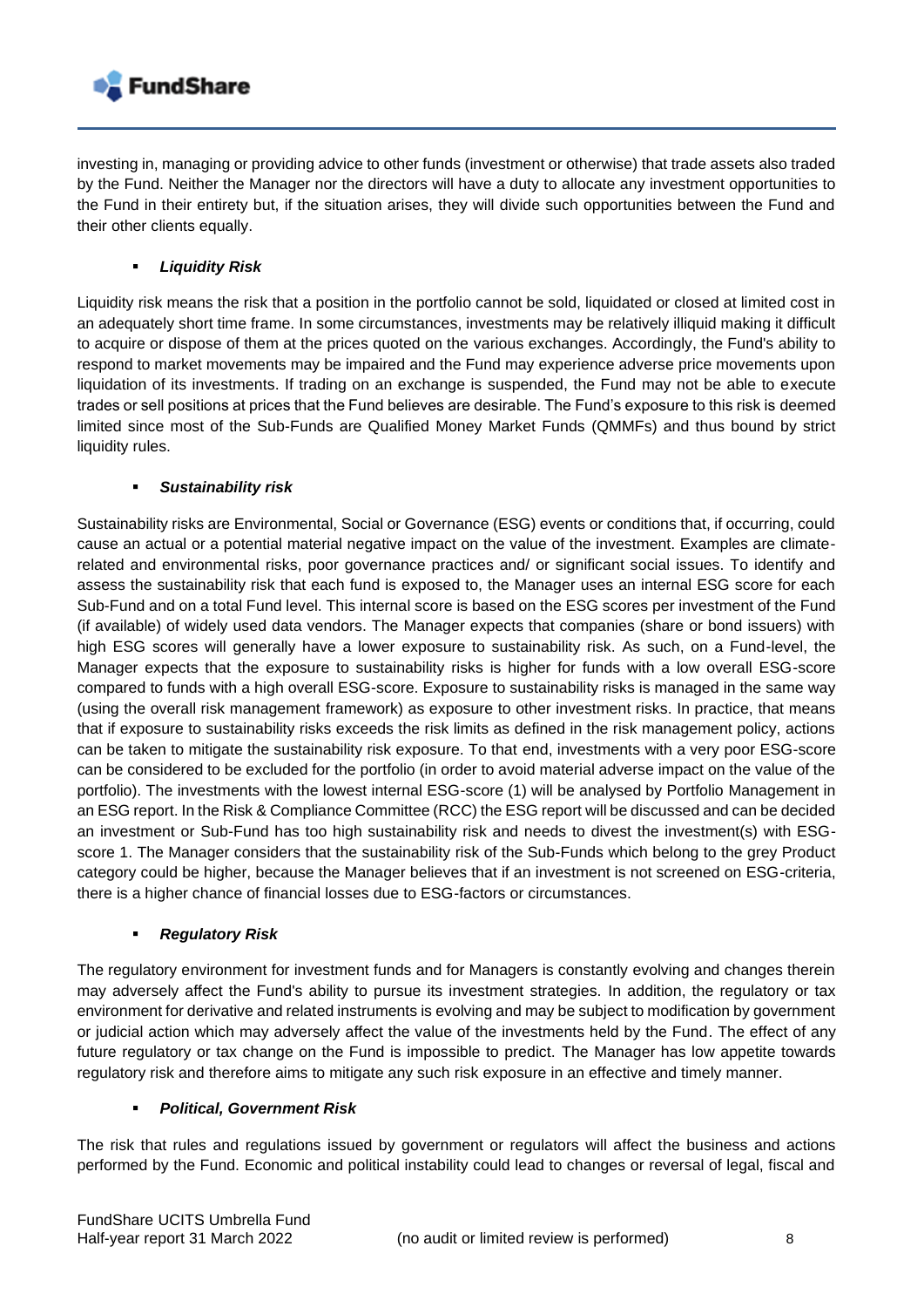investing in, managing or providing advice to other funds (investment or otherwise) that trade assets also traded by the Fund. Neither the Manager nor the directors will have a duty to allocate any investment opportunities to the Fund in their entirety but, if the situation arises, they will divide such opportunities between the Fund and their other clients equally.

- ***Liquidity Risk***

Liquidity risk means the risk that a position in the portfolio cannot be sold, liquidated or closed at limited cost in an adequately short time frame. In some circumstances, investments may be relatively illiquid making it difficult to acquire or dispose of them at the prices quoted on the various exchanges. Accordingly, the Fund's ability to respond to market movements may be impaired and the Fund may experience adverse price movements upon liquidation of its investments. If trading on an exchange is suspended, the Fund may not be able to execute trades or sell positions at prices that the Fund believes are desirable. The Fund's exposure to this risk is deemed limited since most of the Sub-Funds are Qualified Money Market Funds (QMMFs) and thus bound by strict liquidity rules.

- ***Sustainability risk***

Sustainability risks are Environmental, Social or Governance (ESG) events or conditions that, if occurring, could cause an actual or a potential material negative impact on the value of the investment. Examples are climate-related and environmental risks, poor governance practices and/ or significant social issues. To identify and assess the sustainability risk that each fund is exposed to, the Manager uses an internal ESG score for each Sub-Fund and on a total Fund level. This internal score is based on the ESG scores per investment of the Fund (if available) of widely used data vendors. The Manager expects that companies (share or bond issuers) with high ESG scores will generally have a lower exposure to sustainability risk. As such, on a Fund-level, the Manager expects that the exposure to sustainability risks is higher for funds with a low overall ESG-score compared to funds with a high overall ESG-score. Exposure to sustainability risks is managed in the same way (using the overall risk management framework) as exposure to other investment risks. In practice, that means that if exposure to sustainability risks exceeds the risk limits as defined in the risk management policy, actions can be taken to mitigate the sustainability risk exposure. To that end, investments with a very poor ESG-score can be considered to be excluded for the portfolio (in order to avoid material adverse impact on the value of the portfolio). The investments with the lowest internal ESG-score (1) will be analysed by Portfolio Management in an ESG report. In the Risk & Compliance Committee (RCC) the ESG report will be discussed and can be decided an investment or Sub-Fund has too high sustainability risk and needs to divest the investment(s) with ESG-score 1. The Manager considers that the sustainability risk of the Sub-Funds which belong to the grey Product category could be higher, because the Manager believes that if an investment is not screened on ESG-criteria, there is a higher chance of financial losses due to ESG-factors or circumstances.

- ***Regulatory Risk***

The regulatory environment for investment funds and for Managers is constantly evolving and changes therein may adversely affect the Fund's ability to pursue its investment strategies. In addition, the regulatory or tax environment for derivative and related instruments is evolving and may be subject to modification by government or judicial action which may adversely affect the value of the investments held by the Fund. The effect of any future regulatory or tax change on the Fund is impossible to predict. The Manager has low appetite towards regulatory risk and therefore aims to mitigate any such risk exposure in an effective and timely manner.

- ***Political, Government Risk***

The risk that rules and regulations issued by government or regulators will affect the business and actions performed by the Fund. Economic and political instability could lead to changes or reversal of legal, fiscal and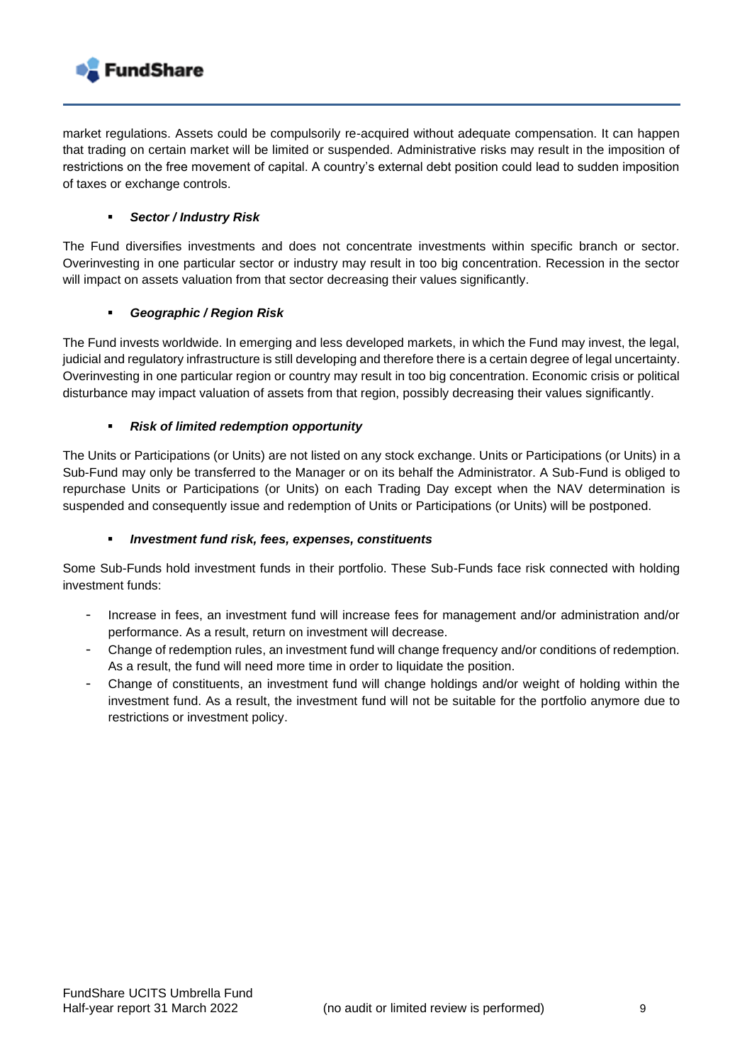market regulations. Assets could be compulsorily re-acquired without adequate compensation. It can happen that trading on certain market will be limited or suspended. Administrative risks may result in the imposition of restrictions on the free movement of capital. A country's external debt position could lead to sudden imposition of taxes or exchange controls.

- ***Sector / Industry Risk***

The Fund diversifies investments and does not concentrate investments within specific branch or sector. Overinvesting in one particular sector or industry may result in too big concentration. Recession in the sector will impact on assets valuation from that sector decreasing their values significantly.

- ***Geographic / Region Risk***

The Fund invests worldwide. In emerging and less developed markets, in which the Fund may invest, the legal, judicial and regulatory infrastructure is still developing and therefore there is a certain degree of legal uncertainty. Overinvesting in one particular region or country may result in too big concentration. Economic crisis or political disturbance may impact valuation of assets from that region, possibly decreasing their values significantly.

- ***Risk of limited redemption opportunity***

The Units or Participations (or Units) are not listed on any stock exchange. Units or Participations (or Units) in a Sub-Fund may only be transferred to the Manager or on its behalf the Administrator. A Sub-Fund is obliged to repurchase Units or Participations (or Units) on each Trading Day except when the NAV determination is suspended and consequently issue and redemption of Units or Participations (or Units) will be postponed.

- ***Investment fund risk, fees, expenses, constituents***

Some Sub-Funds hold investment funds in their portfolio. These Sub-Funds face risk connected with holding investment funds:

- Increase in fees, an investment fund will increase fees for management and/or administration and/or performance. As a result, return on investment will decrease.
- Change of redemption rules, an investment fund will change frequency and/or conditions of redemption. As a result, the fund will need more time in order to liquidate the position.
- Change of constituents, an investment fund will change holdings and/or weight of holding within the investment fund. As a result, the investment fund will not be suitable for the portfolio anymore due to restrictions or investment policy.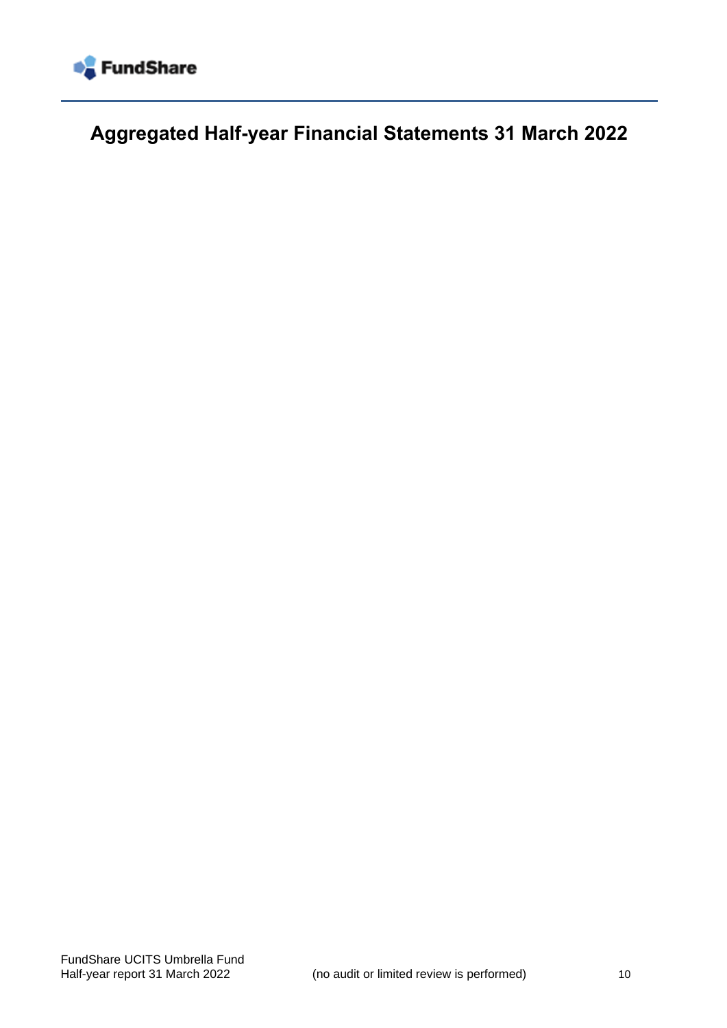# Aggregated Half-year Financial Statements 31 March 2022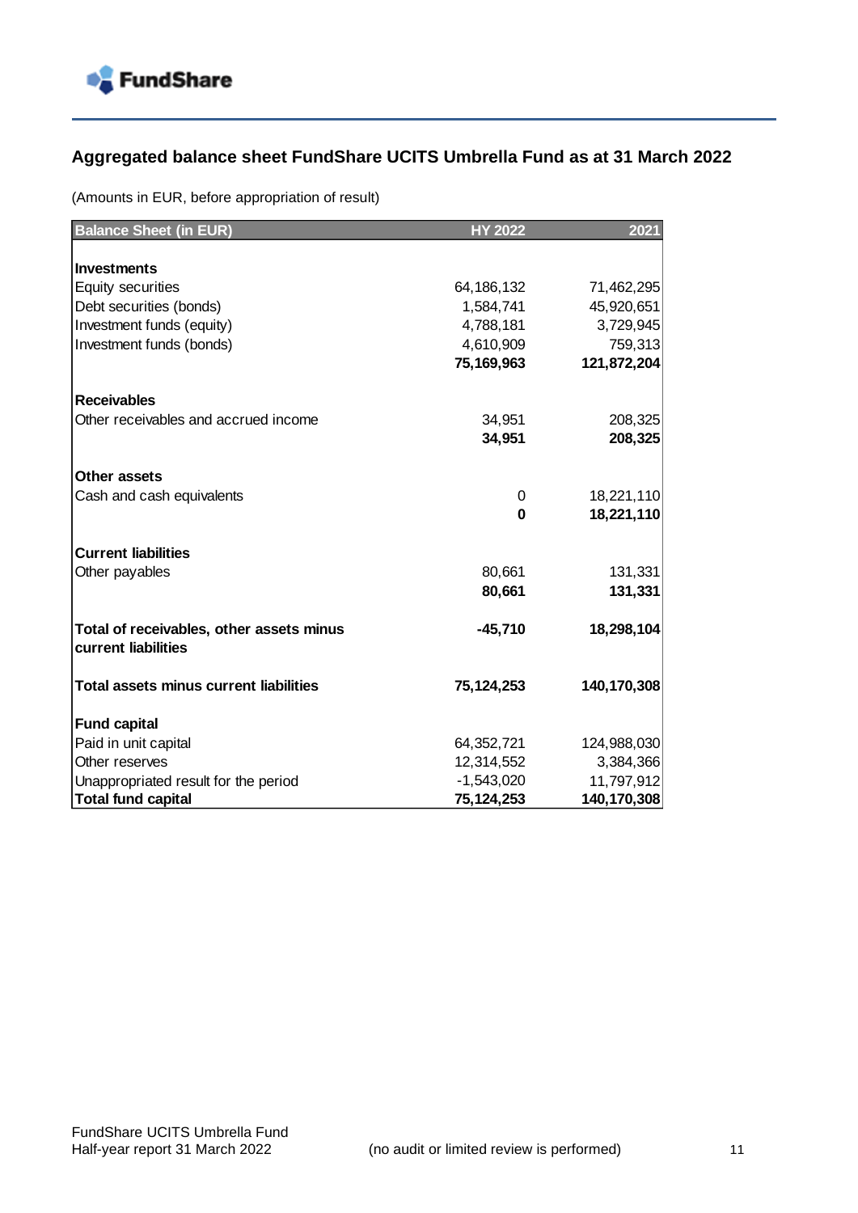## Aggregated balance sheet FundShare UCITS Umbrella Fund as at 31 March 2022

(Amounts in EUR, before appropriation of result)

| Balance Sheet (in EUR) | HY 2022 | 2021 |
|---|---|---|
| **Investments** | | |
| Equity securities | 64,186,132 | 71,462,295 |
| Debt securities (bonds) | 1,584,741 | 45,920,651 |
| Investment funds (equity) | 4,788,181 | 3,729,945 |
| Investment funds (bonds) | 4,610,909 | 759,313 |
| | **75,169,963** | **121,872,204** |
| **Receivables** | | |
| Other receivables and accrued income | 34,951 | 208,325 |
| | **34,951** | **208,325** |
| **Other assets** | | |
| Cash and cash equivalents | 0 | 18,221,110 |
| | **0** | **18,221,110** |
| **Current liabilities** | | |
| Other payables | 80,661 | 131,331 |
| | **80,661** | **131,331** |
| **Total of receivables, other assets minus current liabilities** | **-45,710** | **18,298,104** |
| **Total assets minus current liabilities** | **75,124,253** | **140,170,308** |
| **Fund capital** | | |
| Paid in unit capital | 64,352,721 | 124,988,030 |
| Other reserves | 12,314,552 | 3,384,366 |
| Unappropriated result for the period | -1,543,020 | 11,797,912 |
| **Total fund capital** | **75,124,253** | **140,170,308** |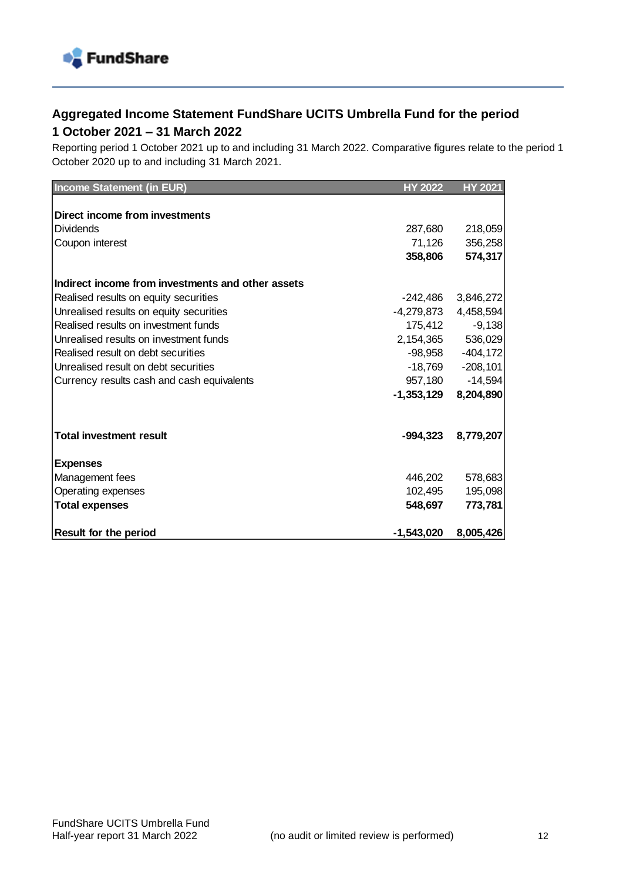## Aggregated Income Statement FundShare UCITS Umbrella Fund for the period 1 October 2021 – 31 March 2022

Reporting period 1 October 2021 up to and including 31 March 2022. Comparative figures relate to the period 1 October 2020 up to and including 31 March 2021.

| Income Statement (in EUR) | HY 2022 | HY 2021 |
|---|---|---|
| **Direct income from investments** | | |
| Dividends | 287,680 | 218,059 |
| Coupon interest | 71,126 | 356,258 |
| | **358,806** | **574,317** |
| **Indirect income from investments and other assets** | | |
| Realised results on equity securities | -242,486 | 3,846,272 |
| Unrealised results on equity securities | -4,279,873 | 4,458,594 |
| Realised results on investment funds | 175,412 | -9,138 |
| Unrealised results on investment funds | 2,154,365 | 536,029 |
| Realised result on debt securities | -98,958 | -404,172 |
| Unrealised result on debt securities | -18,769 | -208,101 |
| Currency results cash and cash equivalents | 957,180 | -14,594 |
| | **-1,353,129** | **8,204,890** |
| **Total investment result** | **-994,323** | **8,779,207** |
| **Expenses** | | |
| Management fees | 446,202 | 578,683 |
| Operating expenses | 102,495 | 195,098 |
| **Total expenses** | **548,697** | **773,781** |
| **Result for the period** | **-1,543,020** | **8,005,426** |

(no audit or limited review is performed)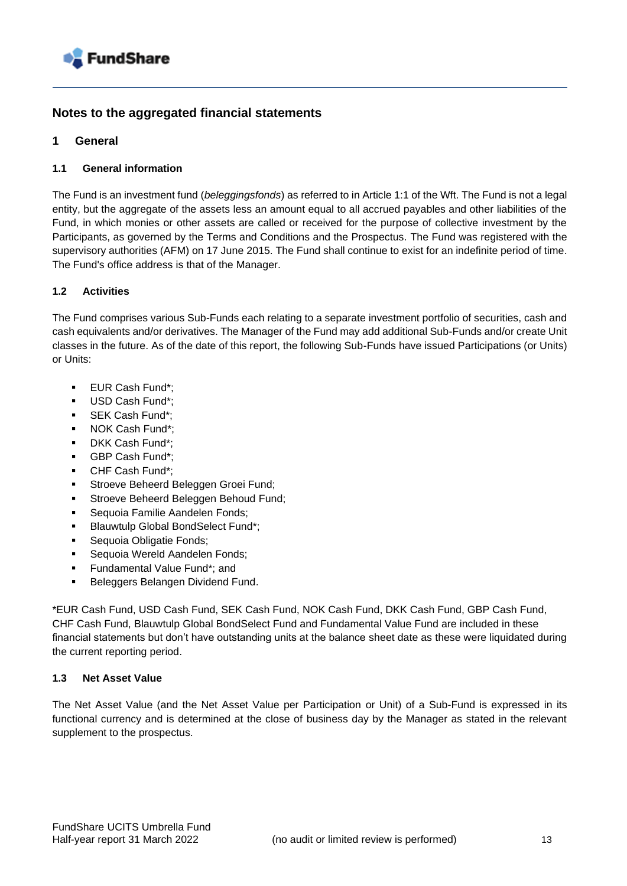# Notes to the aggregated financial statements

## 1 General

### 1.1 General information

The Fund is an investment fund (*beleggingsfonds*) as referred to in Article 1:1 of the Wft. The Fund is not a legal entity, but the aggregate of the assets less an amount equal to all accrued payables and other liabilities of the Fund, in which monies or other assets are called or received for the purpose of collective investment by the Participants, as governed by the Terms and Conditions and the Prospectus. The Fund was registered with the supervisory authorities (AFM) on 17 June 2015. The Fund shall continue to exist for an indefinite period of time. The Fund's office address is that of the Manager.

### 1.2 Activities

The Fund comprises various Sub-Funds each relating to a separate investment portfolio of securities, cash and cash equivalents and/or derivatives. The Manager of the Fund may add additional Sub-Funds and/or create Unit classes in the future. As of the date of this report, the following Sub-Funds have issued Participations (or Units) or Units:

- EUR Cash Fund*;
- USD Cash Fund*;
- SEK Cash Fund*;
- NOK Cash Fund*;
- DKK Cash Fund*;
- GBP Cash Fund*;
- CHF Cash Fund*;
- Stroeve Beheerd Beleggen Groei Fund;
- Stroeve Beheerd Beleggen Behoud Fund;
- Sequoia Familie Aandelen Fonds;
- Blauwtulp Global BondSelect Fund*;
- Sequoia Obligatie Fonds;
- Sequoia Wereld Aandelen Fonds;
- Fundamental Value Fund*; and
- Beleggers Belangen Dividend Fund.

*EUR Cash Fund, USD Cash Fund, SEK Cash Fund, NOK Cash Fund, DKK Cash Fund, GBP Cash Fund, CHF Cash Fund, Blauwtulp Global BondSelect Fund and Fundamental Value Fund are included in these financial statements but don't have outstanding units at the balance sheet date as these were liquidated during the current reporting period.

### 1.3 Net Asset Value

The Net Asset Value (and the Net Asset Value per Participation or Unit) of a Sub-Fund is expressed in its functional currency and is determined at the close of business day by the Manager as stated in the relevant supplement to the prospectus.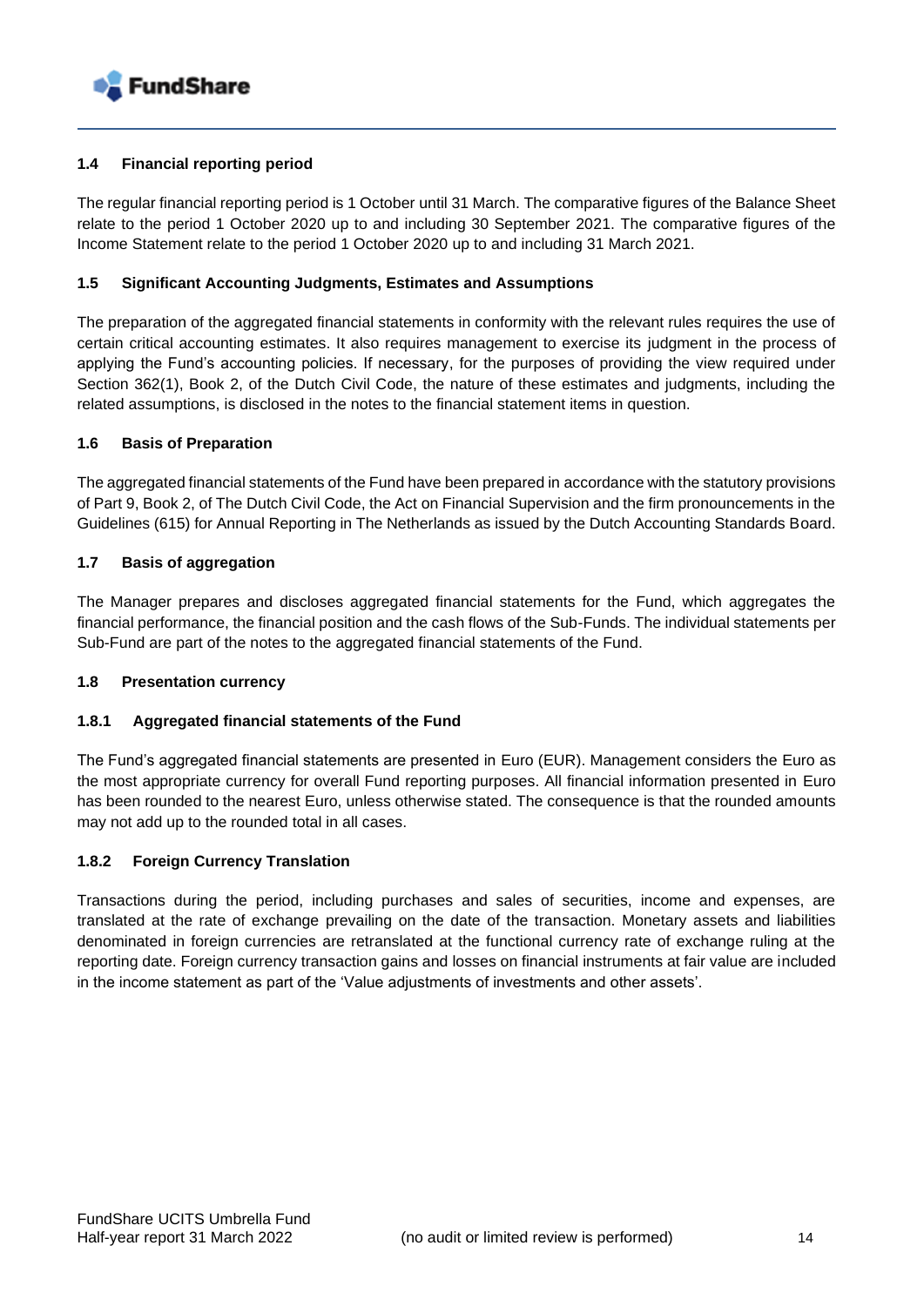### 1.4 Financial reporting period

The regular financial reporting period is 1 October until 31 March. The comparative figures of the Balance Sheet relate to the period 1 October 2020 up to and including 30 September 2021. The comparative figures of the Income Statement relate to the period 1 October 2020 up to and including 31 March 2021.

### 1.5 Significant Accounting Judgments, Estimates and Assumptions

The preparation of the aggregated financial statements in conformity with the relevant rules requires the use of certain critical accounting estimates. It also requires management to exercise its judgment in the process of applying the Fund's accounting policies. If necessary, for the purposes of providing the view required under Section 362(1), Book 2, of the Dutch Civil Code, the nature of these estimates and judgments, including the related assumptions, is disclosed in the notes to the financial statement items in question.

### 1.6 Basis of Preparation

The aggregated financial statements of the Fund have been prepared in accordance with the statutory provisions of Part 9, Book 2, of The Dutch Civil Code, the Act on Financial Supervision and the firm pronouncements in the Guidelines (615) for Annual Reporting in The Netherlands as issued by the Dutch Accounting Standards Board.

### 1.7 Basis of aggregation

The Manager prepares and discloses aggregated financial statements for the Fund, which aggregates the financial performance, the financial position and the cash flows of the Sub-Funds. The individual statements per Sub-Fund are part of the notes to the aggregated financial statements of the Fund.

### 1.8 Presentation currency

#### 1.8.1 Aggregated financial statements of the Fund

The Fund's aggregated financial statements are presented in Euro (EUR). Management considers the Euro as the most appropriate currency for overall Fund reporting purposes. All financial information presented in Euro has been rounded to the nearest Euro, unless otherwise stated. The consequence is that the rounded amounts may not add up to the rounded total in all cases.

#### 1.8.2 Foreign Currency Translation

Transactions during the period, including purchases and sales of securities, income and expenses, are translated at the rate of exchange prevailing on the date of the transaction. Monetary assets and liabilities denominated in foreign currencies are retranslated at the functional currency rate of exchange ruling at the reporting date. Foreign currency transaction gains and losses on financial instruments at fair value are included in the income statement as part of the 'Value adjustments of investments and other assets'.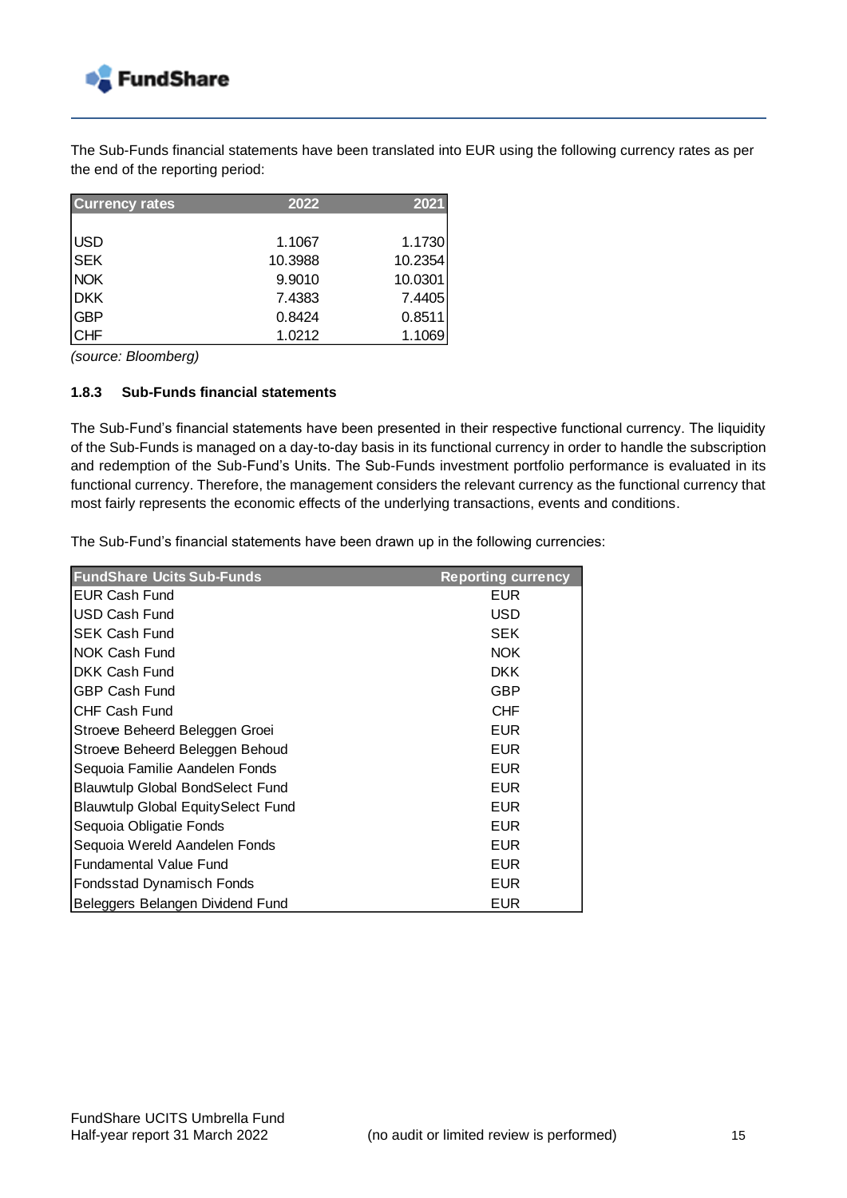The Sub-Funds financial statements have been translated into EUR using the following currency rates as per the end of the reporting period:

| Currency rates | 2022 | 2021 |
|---|---|---|
| USD | 1.1067 | 1.1730 |
| SEK | 10.3988 | 10.2354 |
| NOK | 9.9010 | 10.0301 |
| DKK | 7.4383 | 7.4405 |
| GBP | 0.8424 | 0.8511 |
| CHF | 1.0212 | 1.1069 |

*(source: Bloomberg)*

### 1.8.3 Sub-Funds financial statements

The Sub-Fund's financial statements have been presented in their respective functional currency. The liquidity of the Sub-Funds is managed on a day-to-day basis in its functional currency in order to handle the subscription and redemption of the Sub-Fund's Units. The Sub-Funds investment portfolio performance is evaluated in its functional currency. Therefore, the management considers the relevant currency as the functional currency that most fairly represents the economic effects of the underlying transactions, events and conditions.

The Sub-Fund's financial statements have been drawn up in the following currencies:

| FundShare Ucits Sub-Funds | Reporting currency |
|---|---|
| EUR Cash Fund | EUR |
| USD Cash Fund | USD |
| SEK Cash Fund | SEK |
| NOK Cash Fund | NOK |
| DKK Cash Fund | DKK |
| GBP Cash Fund | GBP |
| CHF Cash Fund | CHF |
| Stroeve Beheerd Beleggen Groei | EUR |
| Stroeve Beheerd Beleggen Behoud | EUR |
| Sequoia Familie Aandelen Fonds | EUR |
| Blauwtulp Global BondSelect Fund | EUR |
| Blauwtulp Global EquitySelect Fund | EUR |
| Sequoia Obligatie Fonds | EUR |
| Sequoia Wereld Aandelen Fonds | EUR |
| Fundamental Value Fund | EUR |
| Fondsstad Dynamisch Fonds | EUR |
| Beleggers Belangen Dividend Fund | EUR |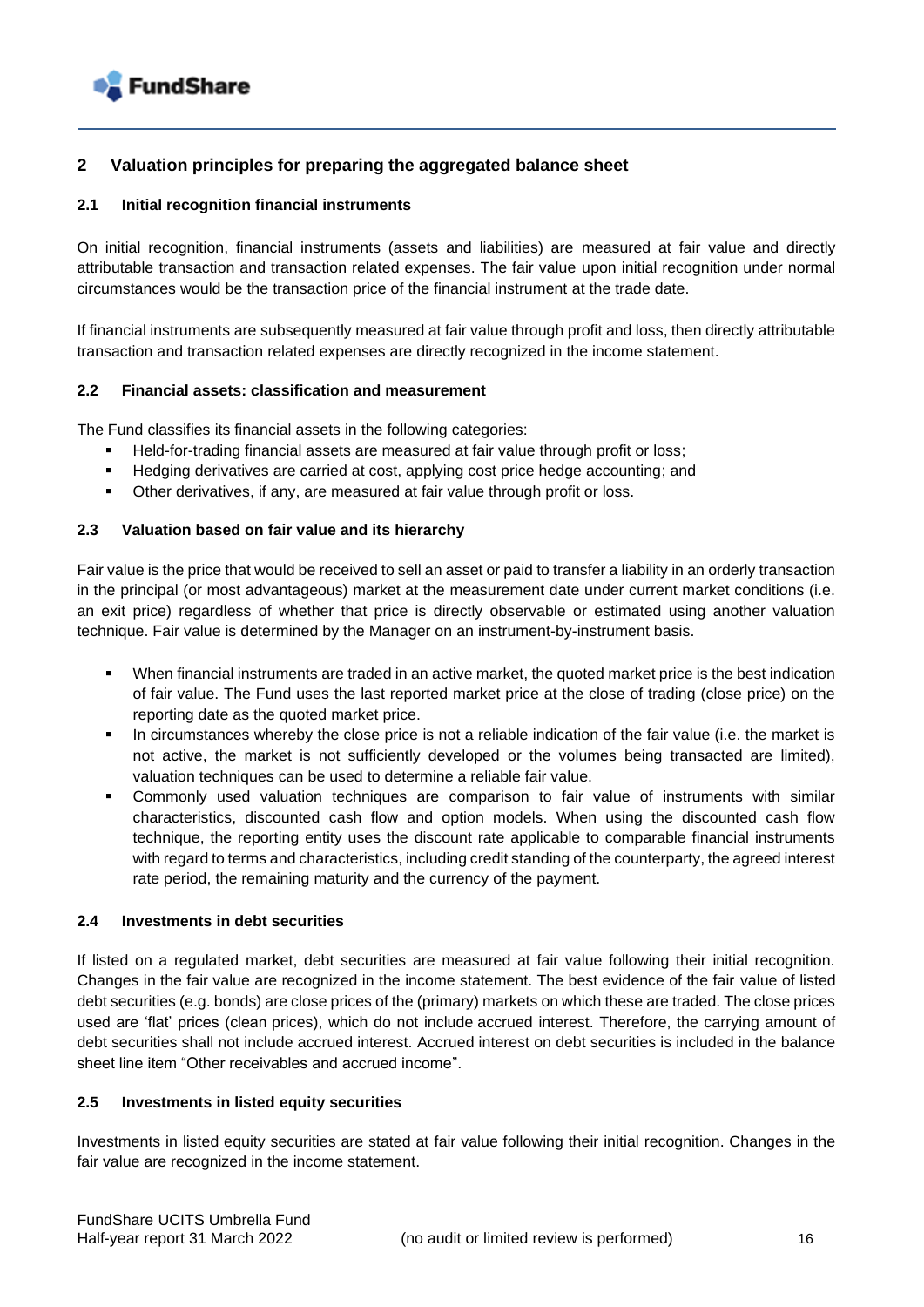## 2 Valuation principles for preparing the aggregated balance sheet

### 2.1 Initial recognition financial instruments

On initial recognition, financial instruments (assets and liabilities) are measured at fair value and directly attributable transaction and transaction related expenses. The fair value upon initial recognition under normal circumstances would be the transaction price of the financial instrument at the trade date.

If financial instruments are subsequently measured at fair value through profit and loss, then directly attributable transaction and transaction related expenses are directly recognized in the income statement.

### 2.2 Financial assets: classification and measurement

The Fund classifies its financial assets in the following categories:

- Held-for-trading financial assets are measured at fair value through profit or loss;
- Hedging derivatives are carried at cost, applying cost price hedge accounting; and
- Other derivatives, if any, are measured at fair value through profit or loss.

### 2.3 Valuation based on fair value and its hierarchy

Fair value is the price that would be received to sell an asset or paid to transfer a liability in an orderly transaction in the principal (or most advantageous) market at the measurement date under current market conditions (i.e. an exit price) regardless of whether that price is directly observable or estimated using another valuation technique. Fair value is determined by the Manager on an instrument-by-instrument basis.

- When financial instruments are traded in an active market, the quoted market price is the best indication of fair value. The Fund uses the last reported market price at the close of trading (close price) on the reporting date as the quoted market price.
- In circumstances whereby the close price is not a reliable indication of the fair value (i.e. the market is not active, the market is not sufficiently developed or the volumes being transacted are limited), valuation techniques can be used to determine a reliable fair value.
- Commonly used valuation techniques are comparison to fair value of instruments with similar characteristics, discounted cash flow and option models. When using the discounted cash flow technique, the reporting entity uses the discount rate applicable to comparable financial instruments with regard to terms and characteristics, including credit standing of the counterparty, the agreed interest rate period, the remaining maturity and the currency of the payment.

### 2.4 Investments in debt securities

If listed on a regulated market, debt securities are measured at fair value following their initial recognition. Changes in the fair value are recognized in the income statement. The best evidence of the fair value of listed debt securities (e.g. bonds) are close prices of the (primary) markets on which these are traded. The close prices used are 'flat' prices (clean prices), which do not include accrued interest. Therefore, the carrying amount of debt securities shall not include accrued interest. Accrued interest on debt securities is included in the balance sheet line item "Other receivables and accrued income".

### 2.5 Investments in listed equity securities

Investments in listed equity securities are stated at fair value following their initial recognition. Changes in the fair value are recognized in the income statement.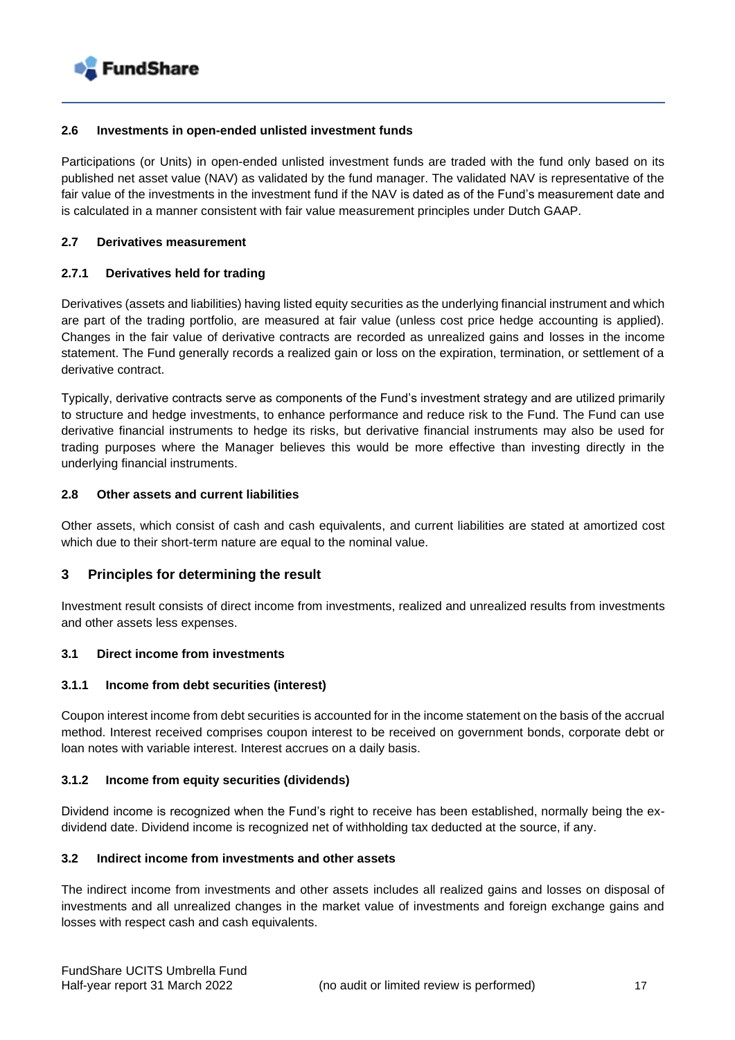### 2.6 Investments in open-ended unlisted investment funds

Participations (or Units) in open-ended unlisted investment funds are traded with the fund only based on its published net asset value (NAV) as validated by the fund manager. The validated NAV is representative of the fair value of the investments in the investment fund if the NAV is dated as of the Fund's measurement date and is calculated in a manner consistent with fair value measurement principles under Dutch GAAP.

### 2.7 Derivatives measurement

#### 2.7.1 Derivatives held for trading

Derivatives (assets and liabilities) having listed equity securities as the underlying financial instrument and which are part of the trading portfolio, are measured at fair value (unless cost price hedge accounting is applied). Changes in the fair value of derivative contracts are recorded as unrealized gains and losses in the income statement. The Fund generally records a realized gain or loss on the expiration, termination, or settlement of a derivative contract.

Typically, derivative contracts serve as components of the Fund's investment strategy and are utilized primarily to structure and hedge investments, to enhance performance and reduce risk to the Fund. The Fund can use derivative financial instruments to hedge its risks, but derivative financial instruments may also be used for trading purposes where the Manager believes this would be more effective than investing directly in the underlying financial instruments.

### 2.8 Other assets and current liabilities

Other assets, which consist of cash and cash equivalents, and current liabilities are stated at amortized cost which due to their short-term nature are equal to the nominal value.

## 3 Principles for determining the result

Investment result consists of direct income from investments, realized and unrealized results from investments and other assets less expenses.

### 3.1 Direct income from investments

#### 3.1.1 Income from debt securities (interest)

Coupon interest income from debt securities is accounted for in the income statement on the basis of the accrual method. Interest received comprises coupon interest to be received on government bonds, corporate debt or loan notes with variable interest. Interest accrues on a daily basis.

#### 3.1.2 Income from equity securities (dividends)

Dividend income is recognized when the Fund's right to receive has been established, normally being the ex-dividend date. Dividend income is recognized net of withholding tax deducted at the source, if any.

### 3.2 Indirect income from investments and other assets

The indirect income from investments and other assets includes all realized gains and losses on disposal of investments and all unrealized changes in the market value of investments and foreign exchange gains and losses with respect cash and cash equivalents.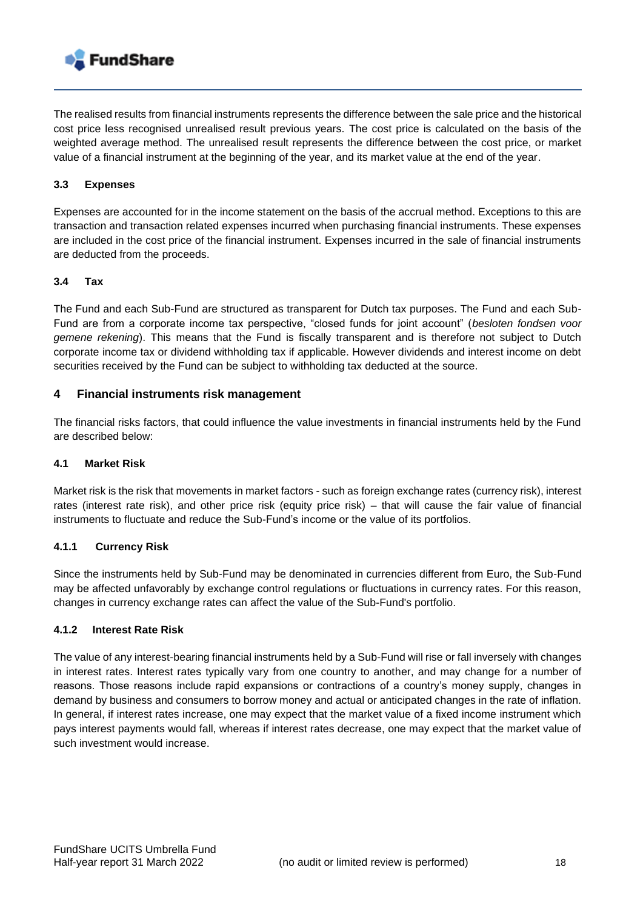The realised results from financial instruments represents the difference between the sale price and the historical cost price less recognised unrealised result previous years. The cost price is calculated on the basis of the weighted average method. The unrealised result represents the difference between the cost price, or market value of a financial instrument at the beginning of the year, and its market value at the end of the year.

### 3.3 Expenses

Expenses are accounted for in the income statement on the basis of the accrual method. Exceptions to this are transaction and transaction related expenses incurred when purchasing financial instruments. These expenses are included in the cost price of the financial instrument. Expenses incurred in the sale of financial instruments are deducted from the proceeds.

### 3.4 Tax

The Fund and each Sub-Fund are structured as transparent for Dutch tax purposes. The Fund and each Sub-Fund are from a corporate income tax perspective, “closed funds for joint account” (*besloten fondsen voor gemene rekening*). This means that the Fund is fiscally transparent and is therefore not subject to Dutch corporate income tax or dividend withholding tax if applicable. However dividends and interest income on debt securities received by the Fund can be subject to withholding tax deducted at the source.

## 4 Financial instruments risk management

The financial risks factors, that could influence the value investments in financial instruments held by the Fund are described below:

### 4.1 Market Risk

Market risk is the risk that movements in market factors - such as foreign exchange rates (currency risk), interest rates (interest rate risk), and other price risk (equity price risk) – that will cause the fair value of financial instruments to fluctuate and reduce the Sub-Fund’s income or the value of its portfolios.

#### 4.1.1 Currency Risk

Since the instruments held by Sub-Fund may be denominated in currencies different from Euro, the Sub-Fund may be affected unfavorably by exchange control regulations or fluctuations in currency rates. For this reason, changes in currency exchange rates can affect the value of the Sub-Fund's portfolio.

#### 4.1.2 Interest Rate Risk

The value of any interest-bearing financial instruments held by a Sub-Fund will rise or fall inversely with changes in interest rates. Interest rates typically vary from one country to another, and may change for a number of reasons. Those reasons include rapid expansions or contractions of a country’s money supply, changes in demand by business and consumers to borrow money and actual or anticipated changes in the rate of inflation. In general, if interest rates increase, one may expect that the market value of a fixed income instrument which pays interest payments would fall, whereas if interest rates decrease, one may expect that the market value of such investment would increase.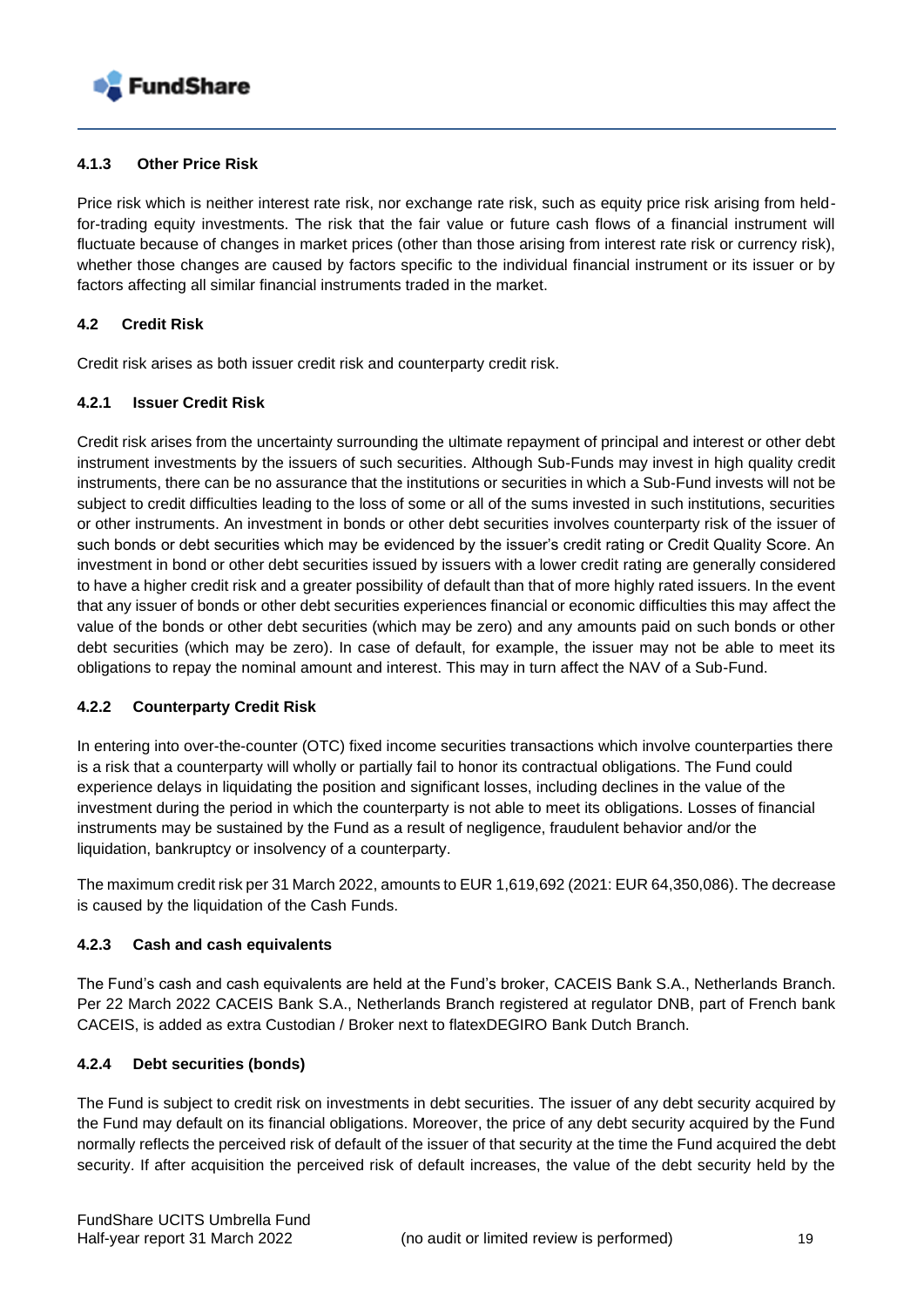#### 4.1.3 Other Price Risk

Price risk which is neither interest rate risk, nor exchange rate risk, such as equity price risk arising from held-for-trading equity investments. The risk that the fair value or future cash flows of a financial instrument will fluctuate because of changes in market prices (other than those arising from interest rate risk or currency risk), whether those changes are caused by factors specific to the individual financial instrument or its issuer or by factors affecting all similar financial instruments traded in the market.

### 4.2 Credit Risk

Credit risk arises as both issuer credit risk and counterparty credit risk.

#### 4.2.1 Issuer Credit Risk

Credit risk arises from the uncertainty surrounding the ultimate repayment of principal and interest or other debt instrument investments by the issuers of such securities. Although Sub-Funds may invest in high quality credit instruments, there can be no assurance that the institutions or securities in which a Sub-Fund invests will not be subject to credit difficulties leading to the loss of some or all of the sums invested in such institutions, securities or other instruments. An investment in bonds or other debt securities involves counterparty risk of the issuer of such bonds or debt securities which may be evidenced by the issuer's credit rating or Credit Quality Score. An investment in bond or other debt securities issued by issuers with a lower credit rating are generally considered to have a higher credit risk and a greater possibility of default than that of more highly rated issuers. In the event that any issuer of bonds or other debt securities experiences financial or economic difficulties this may affect the value of the bonds or other debt securities (which may be zero) and any amounts paid on such bonds or other debt securities (which may be zero). In case of default, for example, the issuer may not be able to meet its obligations to repay the nominal amount and interest. This may in turn affect the NAV of a Sub-Fund.

#### 4.2.2 Counterparty Credit Risk

In entering into over-the-counter (OTC) fixed income securities transactions which involve counterparties there is a risk that a counterparty will wholly or partially fail to honor its contractual obligations. The Fund could experience delays in liquidating the position and significant losses, including declines in the value of the investment during the period in which the counterparty is not able to meet its obligations. Losses of financial instruments may be sustained by the Fund as a result of negligence, fraudulent behavior and/or the liquidation, bankruptcy or insolvency of a counterparty.

The maximum credit risk per 31 March 2022, amounts to EUR 1,619,692 (2021: EUR 64,350,086). The decrease is caused by the liquidation of the Cash Funds.

#### 4.2.3 Cash and cash equivalents

The Fund's cash and cash equivalents are held at the Fund's broker, CACEIS Bank S.A., Netherlands Branch. Per 22 March 2022 CACEIS Bank S.A., Netherlands Branch registered at regulator DNB, part of French bank CACEIS, is added as extra Custodian / Broker next to flatexDEGIRO Bank Dutch Branch.

#### 4.2.4 Debt securities (bonds)

The Fund is subject to credit risk on investments in debt securities. The issuer of any debt security acquired by the Fund may default on its financial obligations. Moreover, the price of any debt security acquired by the Fund normally reflects the perceived risk of default of the issuer of that security at the time the Fund acquired the debt security. If after acquisition the perceived risk of default increases, the value of the debt security held by the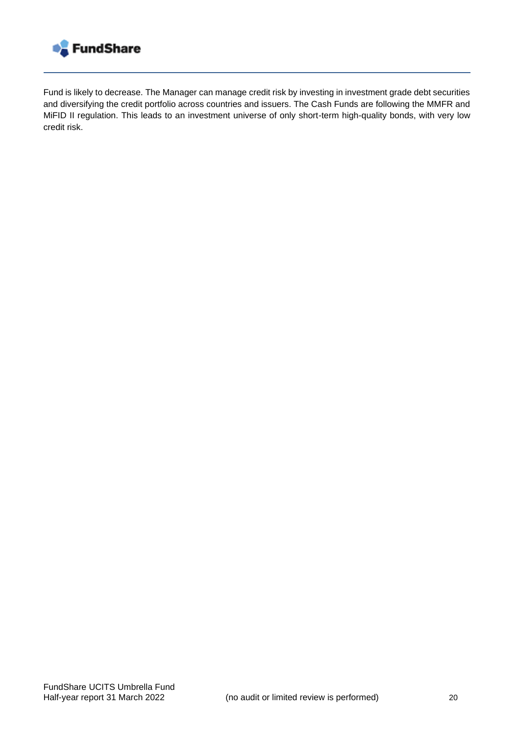Fund is likely to decrease. The Manager can manage credit risk by investing in investment grade debt securities and diversifying the credit portfolio across countries and issuers. The Cash Funds are following the MMFR and MiFID II regulation. This leads to an investment universe of only short-term high-quality bonds, with very low credit risk.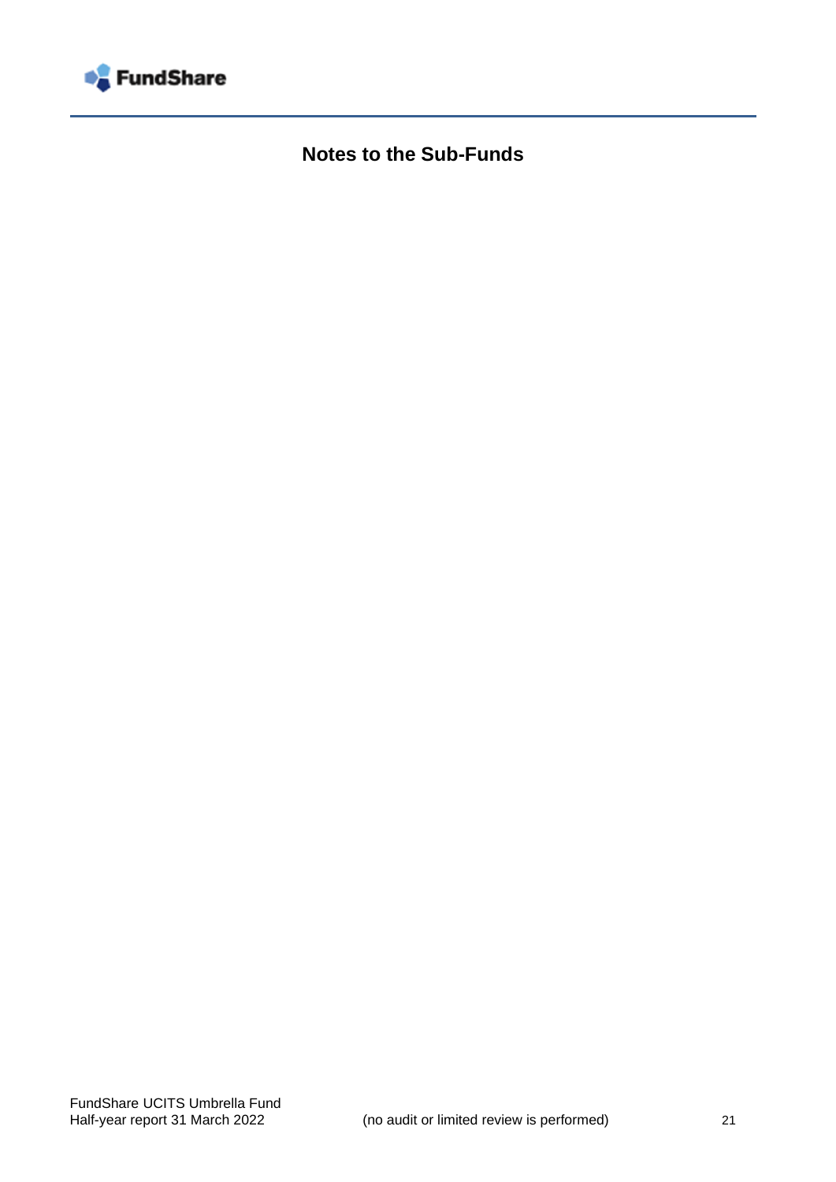# Notes to the Sub-Funds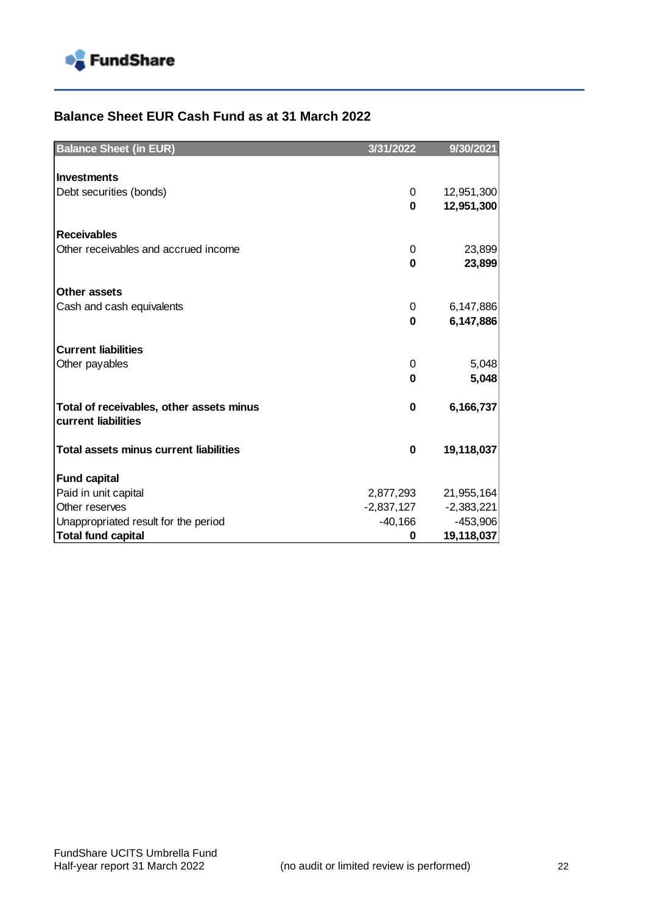## Balance Sheet EUR Cash Fund as at 31 March 2022

| Balance Sheet (in EUR) | 3/31/2022 | 9/30/2021 |
|---|---|---|
| **Investments** | | |
| Debt securities (bonds) | 0 | 12,951,300 |
| | **0** | **12,951,300** |
| **Receivables** | | |
| Other receivables and accrued income | 0 | 23,899 |
| | **0** | **23,899** |
| **Other assets** | | |
| Cash and cash equivalents | 0 | 6,147,886 |
| | **0** | **6,147,886** |
| **Current liabilities** | | |
| Other payables | 0 | 5,048 |
| | **0** | **5,048** |
| **Total of receivables, other assets minus current liabilities** | **0** | **6,166,737** |
| **Total assets minus current liabilities** | **0** | **19,118,037** |
| **Fund capital** | | |
| Paid in unit capital | 2,877,293 | 21,955,164 |
| Other reserves | -2,837,127 | -2,383,221 |
| Unappropriated result for the period | -40,166 | -453,906 |
| **Total fund capital** | **0** | **19,118,037** |

FundShare UCITS Umbrella Fund
Half-year report 31 March 2022 (no audit or limited review is performed)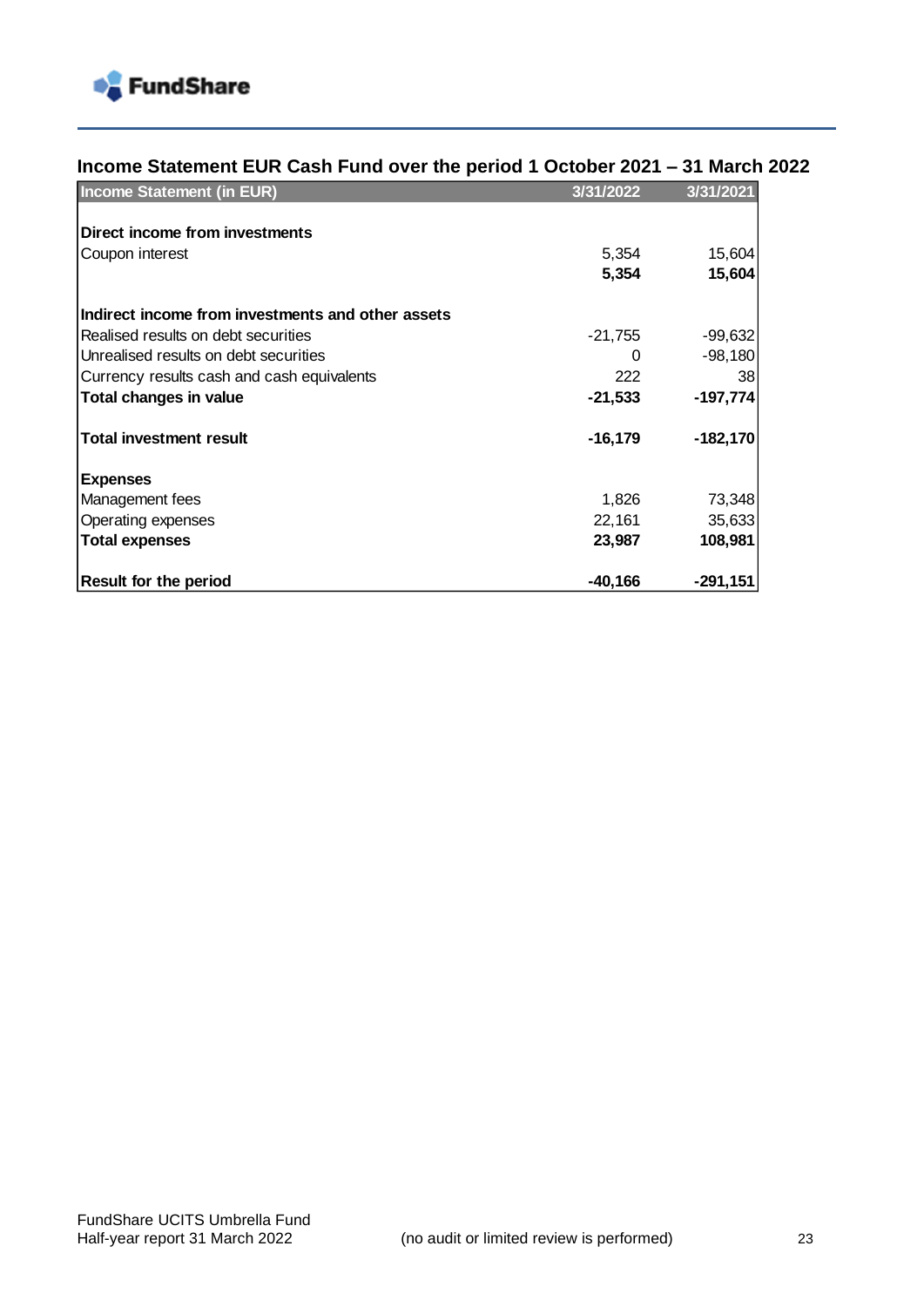## Income Statement EUR Cash Fund over the period 1 October 2021 – 31 March 2022

| Income Statement (in EUR) | 3/31/2022 | 3/31/2021 |
|---|---|---|
| **Direct income from investments** | | |
| Coupon interest | 5,354 | 15,604 |
| | **5,354** | **15,604** |
| **Indirect income from investments and other assets** | | |
| Realised results on debt securities | -21,755 | -99,632 |
| Unrealised results on debt securities | 0 | -98,180 |
| Currency results cash and cash equivalents | 222 | 38 |
| **Total changes in value** | **-21,533** | **-197,774** |
| **Total investment result** | **-16,179** | **-182,170** |
| **Expenses** | | |
| Management fees | 1,826 | 73,348 |
| Operating expenses | 22,161 | 35,633 |
| **Total expenses** | **23,987** | **108,981** |
| **Result for the period** | **-40,166** | **-291,151** |

(no audit or limited review is performed)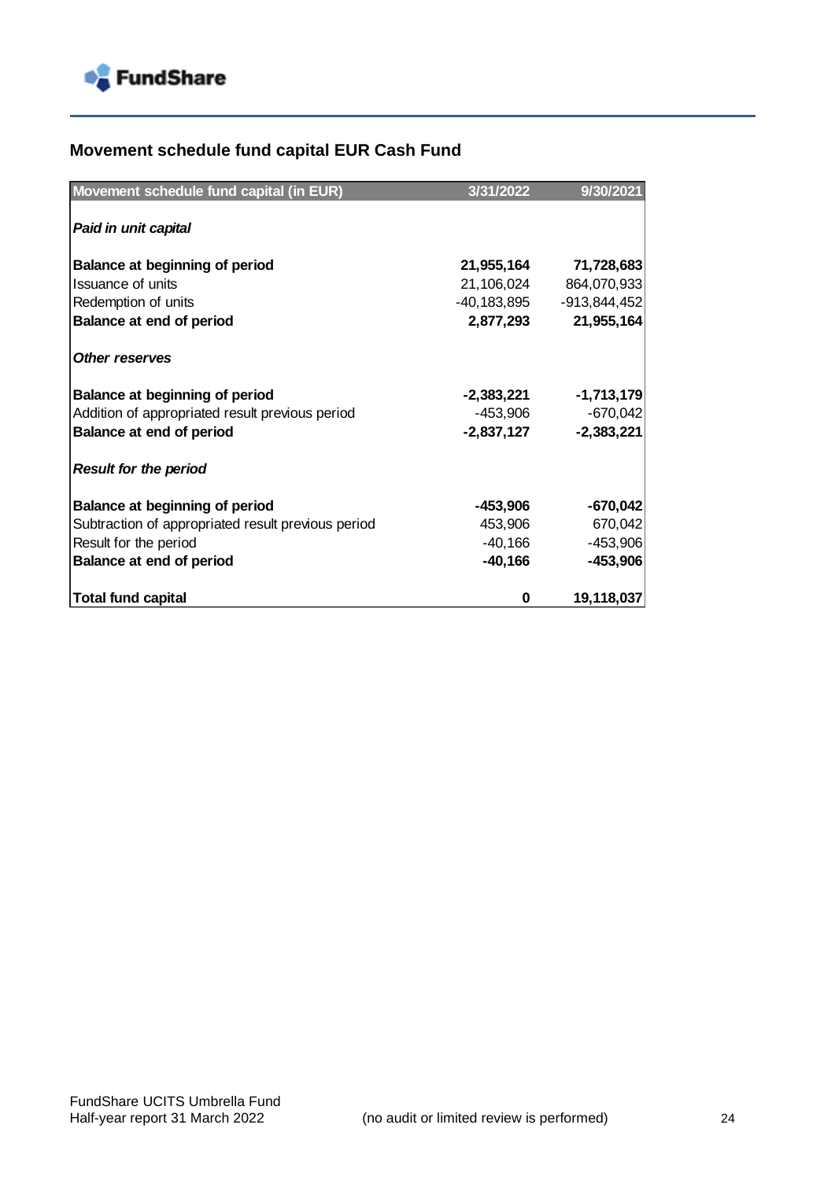## Movement schedule fund capital EUR Cash Fund

| Movement schedule fund capital (in EUR) | 3/31/2022 | 9/30/2021 |
|---|---|---|
| ***Paid in unit capital*** | | |
| **Balance at beginning of period** | **21,955,164** | **71,728,683** |
| Issuance of units | 21,106,024 | 864,070,933 |
| Redemption of units | -40,183,895 | -913,844,452 |
| **Balance at end of period** | **2,877,293** | **21,955,164** |
| ***Other reserves*** | | |
| **Balance at beginning of period** | **-2,383,221** | **-1,713,179** |
| Addition of appropriated result previous period | -453,906 | -670,042 |
| **Balance at end of period** | **-2,837,127** | **-2,383,221** |
| ***Result for the period*** | | |
| **Balance at beginning of period** | **-453,906** | **-670,042** |
| Subtraction of appropriated result previous period | 453,906 | 670,042 |
| Result for the period | -40,166 | -453,906 |
| **Balance at end of period** | **-40,166** | **-453,906** |
| **Total fund capital** | **0** | **19,118,037** |

FundShare UCITS Umbrella Fund
Half-year report 31 March 2022 (no audit or limited review is performed)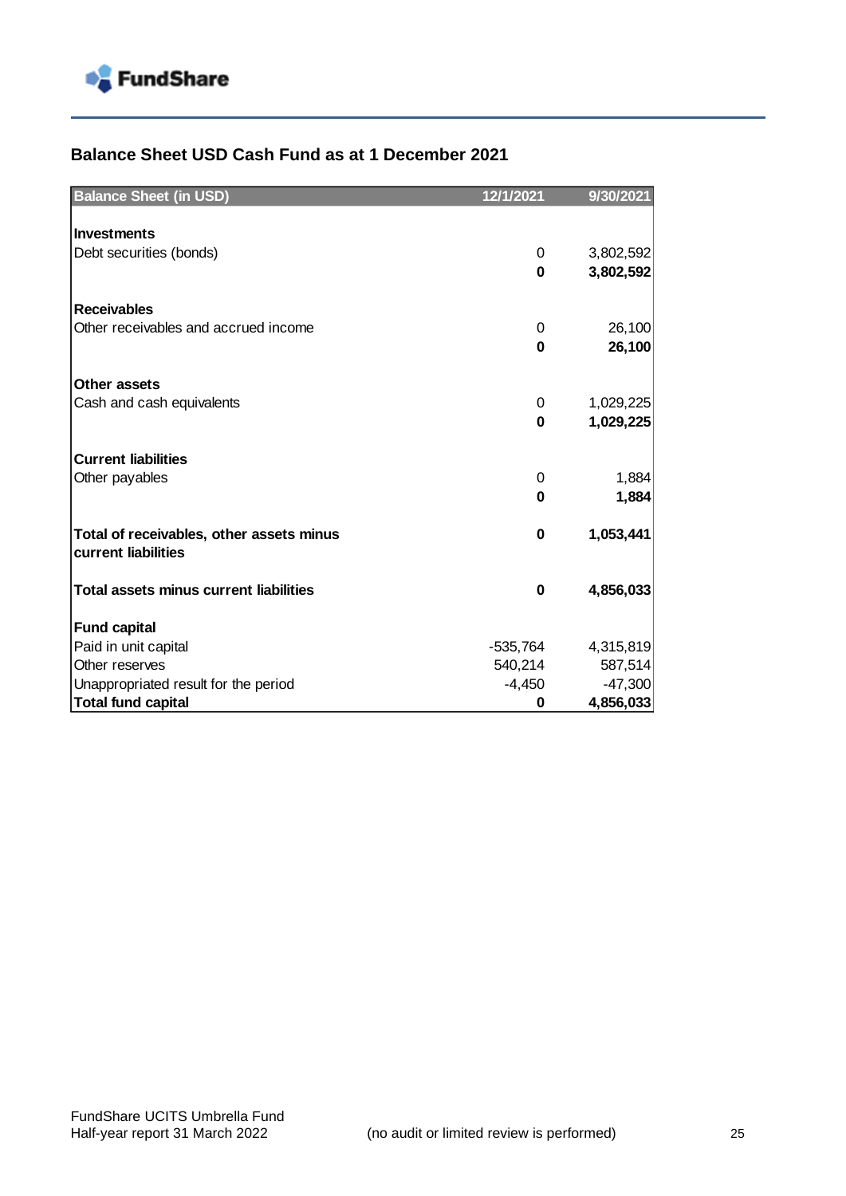## Balance Sheet USD Cash Fund as at 1 December 2021

| Balance Sheet (in USD) | 12/1/2021 | 9/30/2021 |
|---|---|---|
| **Investments** | | |
| Debt securities (bonds) | 0 | 3,802,592 |
| | **0** | **3,802,592** |
| **Receivables** | | |
| Other receivables and accrued income | 0 | 26,100 |
| | **0** | **26,100** |
| **Other assets** | | |
| Cash and cash equivalents | 0 | 1,029,225 |
| | **0** | **1,029,225** |
| **Current liabilities** | | |
| Other payables | 0 | 1,884 |
| | **0** | **1,884** |
| **Total of receivables, other assets minus current liabilities** | **0** | **1,053,441** |
| **Total assets minus current liabilities** | **0** | **4,856,033** |
| **Fund capital** | | |
| Paid in unit capital | -535,764 | 4,315,819 |
| Other reserves | 540,214 | 587,514 |
| Unappropriated result for the period | -4,450 | -47,300 |
| **Total fund capital** | **0** | **4,856,033** |

FundShare UCITS Umbrella Fund
Half-year report 31 March 2022 (no audit or limited review is performed)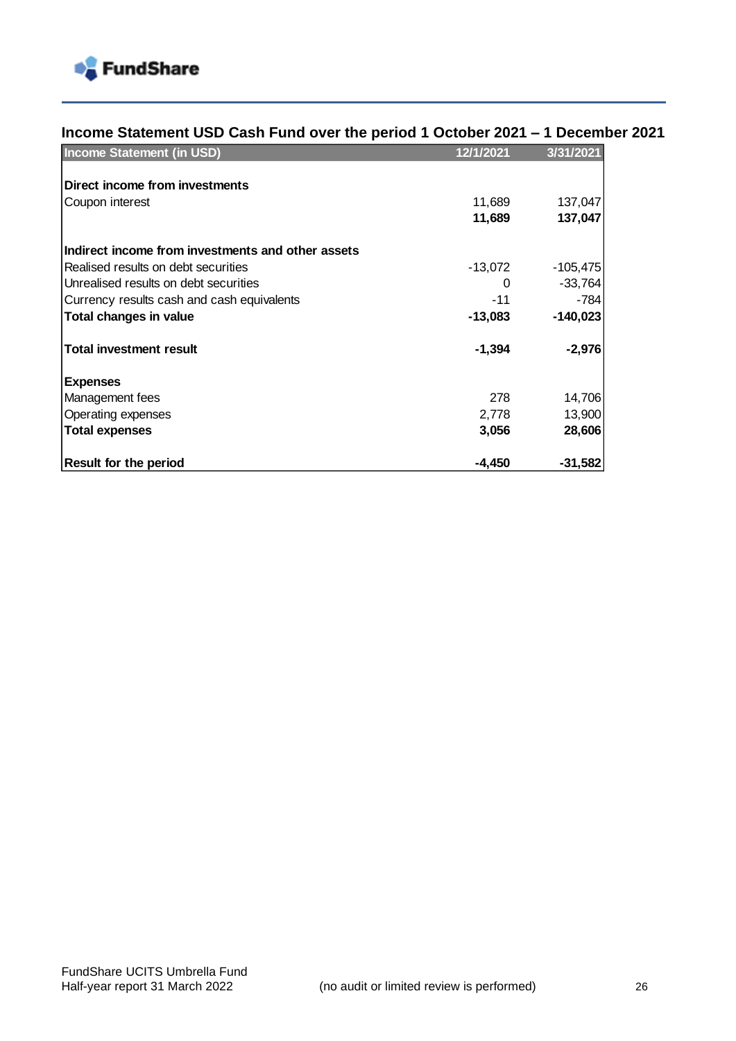## Income Statement USD Cash Fund over the period 1 October 2021 – 1 December 2021

| Income Statement (in USD) | 12/1/2021 | 3/31/2021 |
|---|---|---|
| **Direct income from investments** | | |
| Coupon interest | 11,689 | 137,047 |
| | **11,689** | **137,047** |
| **Indirect income from investments and other assets** | | |
| Realised results on debt securities | -13,072 | -105,475 |
| Unrealised results on debt securities | 0 | -33,764 |
| Currency results cash and cash equivalents | -11 | -784 |
| **Total changes in value** | **-13,083** | **-140,023** |
| **Total investment result** | **-1,394** | **-2,976** |
| **Expenses** | | |
| Management fees | 278 | 14,706 |
| Operating expenses | 2,778 | 13,900 |
| **Total expenses** | **3,056** | **28,606** |
| **Result for the period** | **-4,450** | **-31,582** |

(no audit or limited review is performed)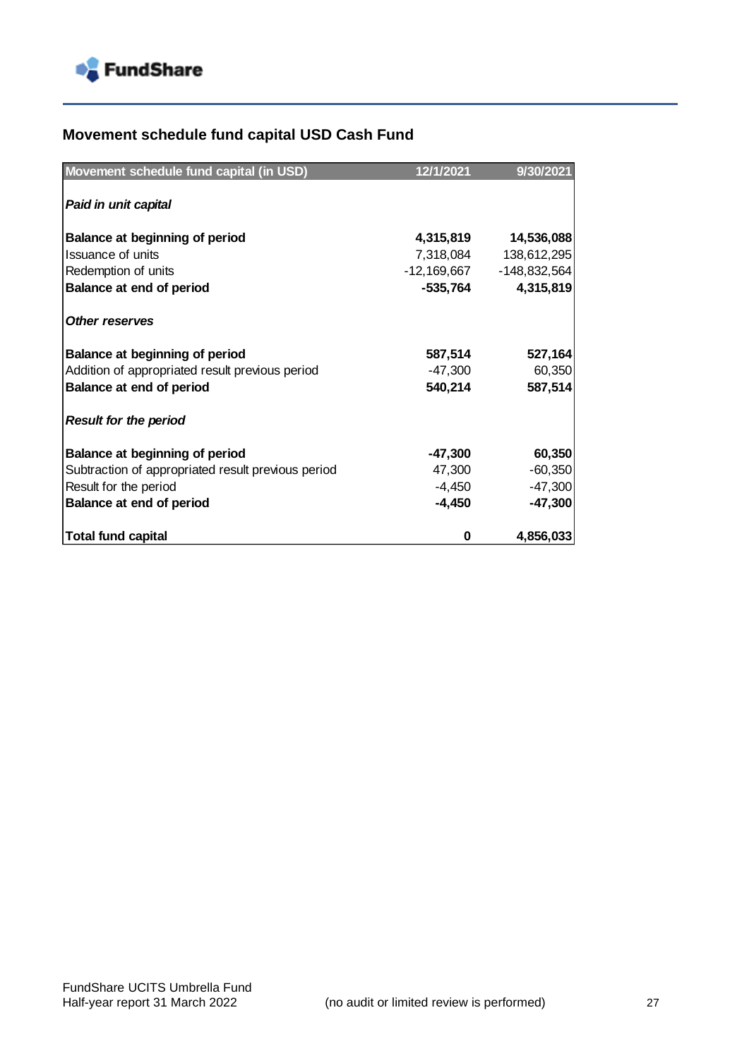## Movement schedule fund capital USD Cash Fund

| Movement schedule fund capital (in USD) | 12/1/2021 | 9/30/2021 |
|---|---|---|
| ***Paid in unit capital*** | | |
| **Balance at beginning of period** | **4,315,819** | **14,536,088** |
| Issuance of units | 7,318,084 | 138,612,295 |
| Redemption of units | -12,169,667 | -148,832,564 |
| **Balance at end of period** | **-535,764** | **4,315,819** |
| ***Other reserves*** | | |
| **Balance at beginning of period** | **587,514** | **527,164** |
| Addition of appropriated result previous period | -47,300 | 60,350 |
| **Balance at end of period** | **540,214** | **587,514** |
| ***Result for the period*** | | |
| **Balance at beginning of period** | **-47,300** | **60,350** |
| Subtraction of appropriated result previous period | 47,300 | -60,350 |
| Result for the period | -4,450 | -47,300 |
| **Balance at end of period** | **-4,450** | **-47,300** |
| **Total fund capital** | **0** | **4,856,033** |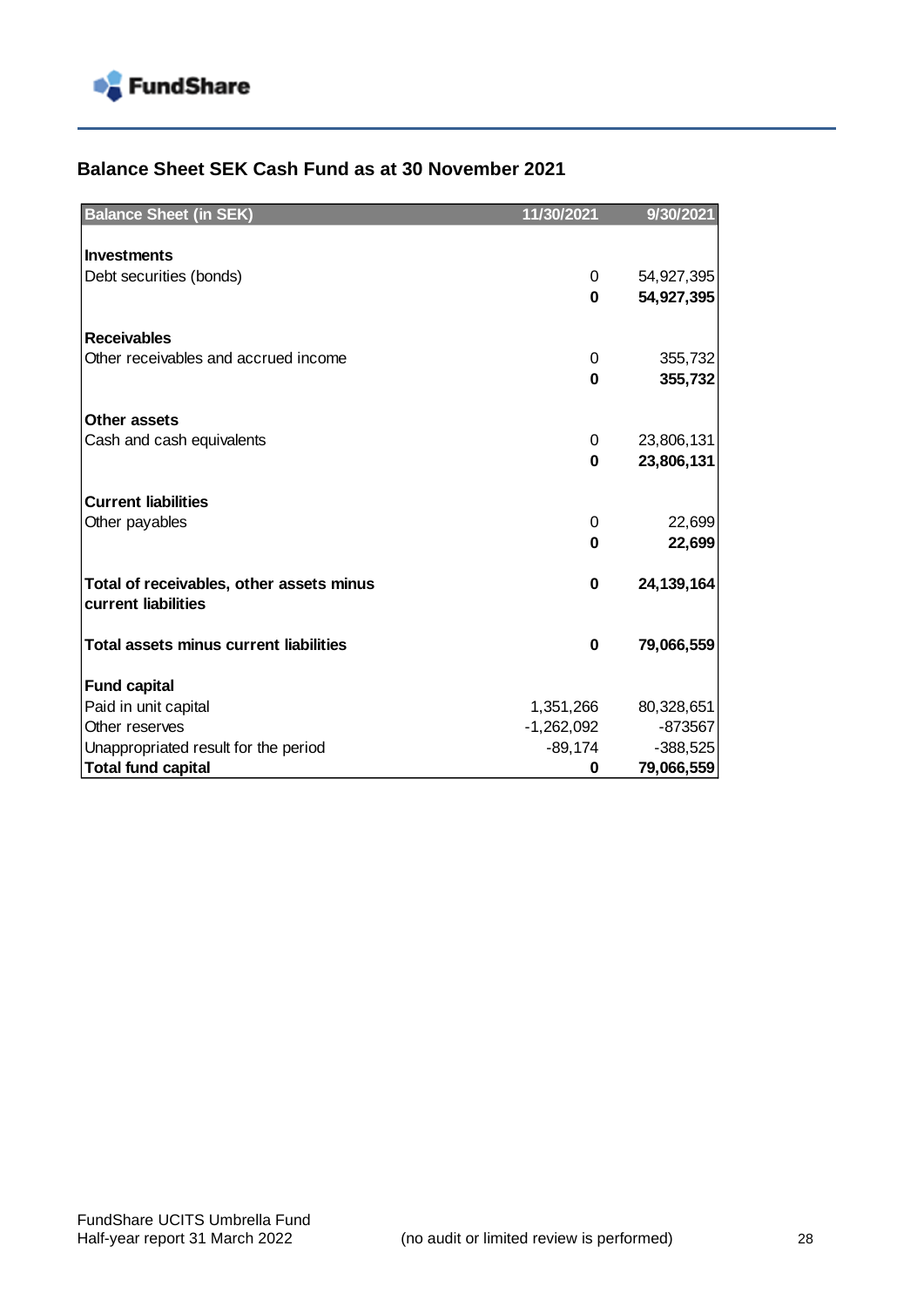## Balance Sheet SEK Cash Fund as at 30 November 2021

| Balance Sheet (in SEK) | 11/30/2021 | 9/30/2021 |
|---|---|---|
| **Investments** | | |
| Debt securities (bonds) | 0 | 54,927,395 |
| | **0** | **54,927,395** |
| **Receivables** | | |
| Other receivables and accrued income | 0 | 355,732 |
| | **0** | **355,732** |
| **Other assets** | | |
| Cash and cash equivalents | 0 | 23,806,131 |
| | **0** | **23,806,131** |
| **Current liabilities** | | |
| Other payables | 0 | 22,699 |
| | **0** | **22,699** |
| **Total of receivables, other assets minus current liabilities** | **0** | **24,139,164** |
| **Total assets minus current liabilities** | **0** | **79,066,559** |
| **Fund capital** | | |
| Paid in unit capital | 1,351,266 | 80,328,651 |
| Other reserves | -1,262,092 | -873567 |
| Unappropriated result for the period | -89,174 | -388,525 |
| **Total fund capital** | **0** | **79,066,559** |

FundShare UCITS Umbrella Fund
Half-year report 31 March 2022 (no audit or limited review is performed)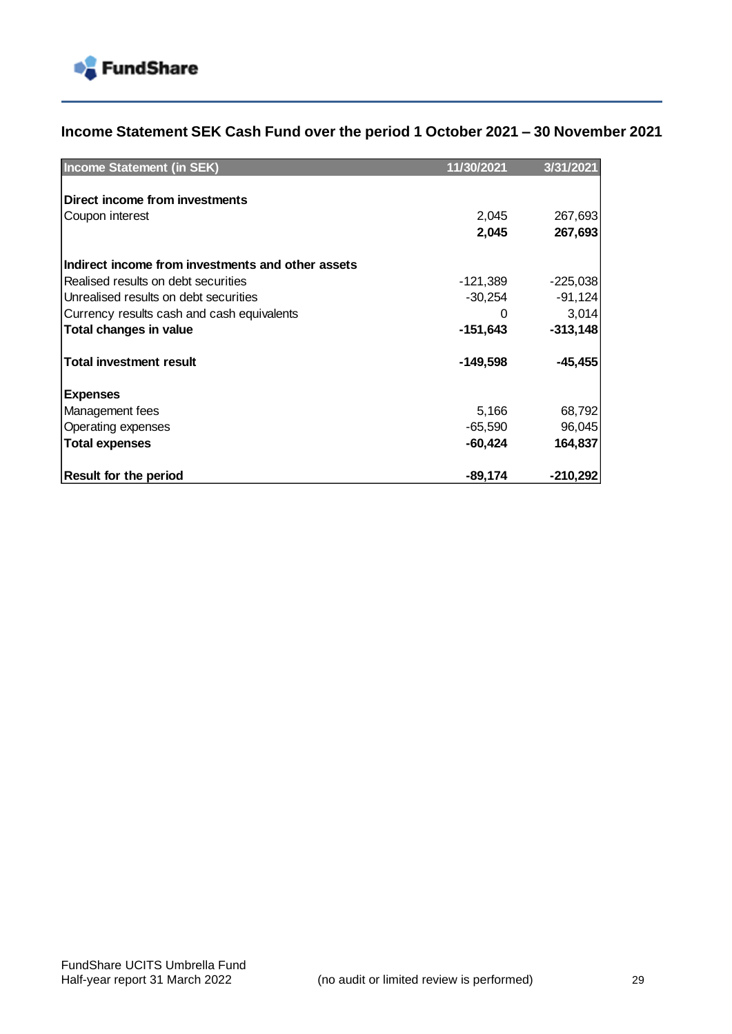## Income Statement SEK Cash Fund over the period 1 October 2021 – 30 November 2021

| Income Statement (in SEK) | 11/30/2021 | 3/31/2021 |
|---|---|---|
| **Direct income from investments** | | |
| Coupon interest | 2,045 | 267,693 |
| | **2,045** | **267,693** |
| **Indirect income from investments and other assets** | | |
| Realised results on debt securities | -121,389 | -225,038 |
| Unrealised results on debt securities | -30,254 | -91,124 |
| Currency results cash and cash equivalents | 0 | 3,014 |
| **Total changes in value** | **-151,643** | **-313,148** |
| **Total investment result** | **-149,598** | **-45,455** |
| **Expenses** | | |
| Management fees | 5,166 | 68,792 |
| Operating expenses | -65,590 | 96,045 |
| **Total expenses** | **-60,424** | **164,837** |
| **Result for the period** | **-89,174** | **-210,292** |

FundShare UCITS Umbrella Fund
Half-year report 31 March 2022 (no audit or limited review is performed)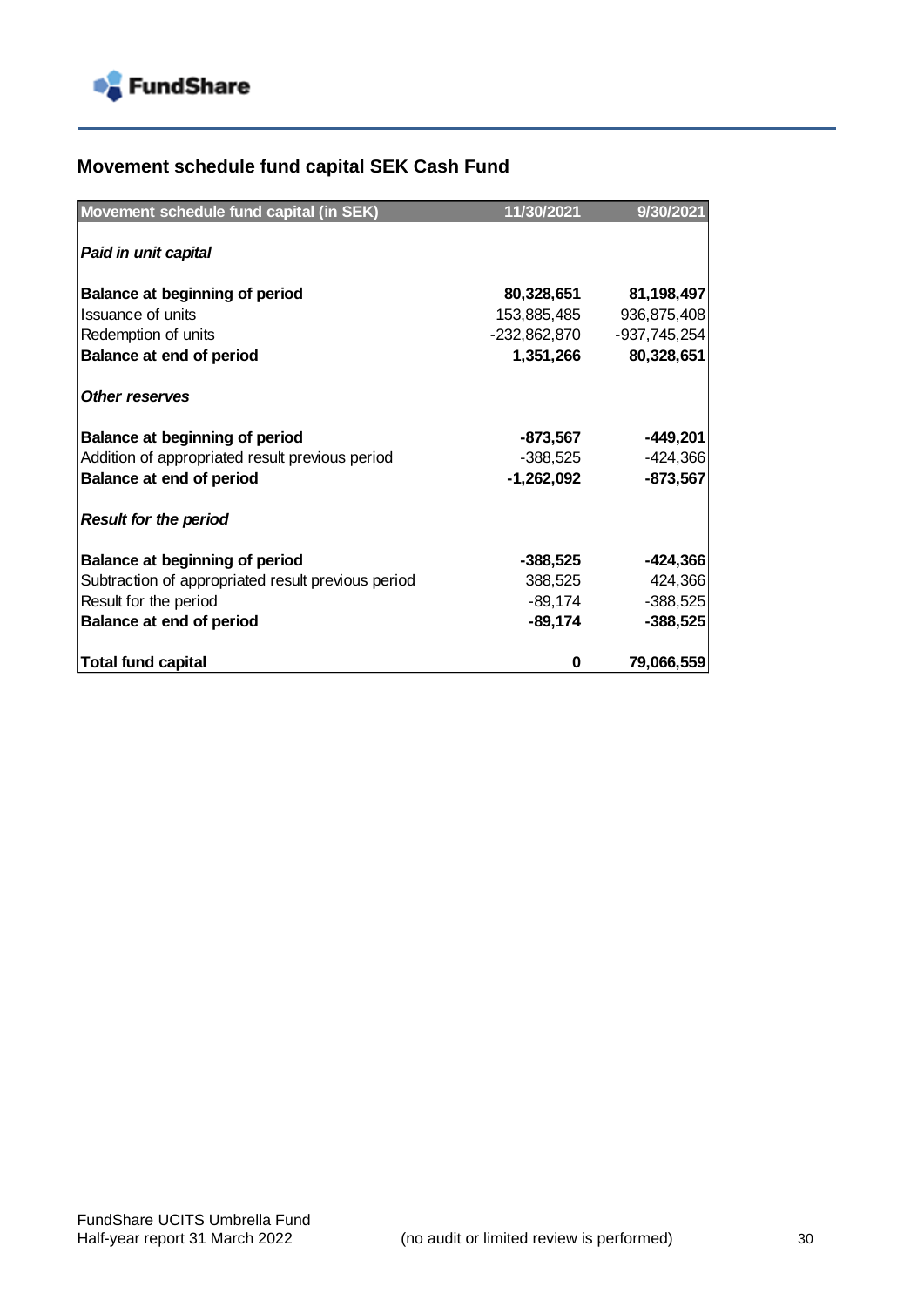## Movement schedule fund capital SEK Cash Fund

| Movement schedule fund capital (in SEK) | 11/30/2021 | 9/30/2021 |
|---|---|---|
| ***Paid in unit capital*** | | |
| **Balance at beginning of period** | **80,328,651** | **81,198,497** |
| Issuance of units | 153,885,485 | 936,875,408 |
| Redemption of units | -232,862,870 | -937,745,254 |
| **Balance at end of period** | **1,351,266** | **80,328,651** |
| ***Other reserves*** | | |
| **Balance at beginning of period** | **-873,567** | **-449,201** |
| Addition of appropriated result previous period | -388,525 | -424,366 |
| **Balance at end of period** | **-1,262,092** | **-873,567** |
| ***Result for the period*** | | |
| **Balance at beginning of period** | **-388,525** | **-424,366** |
| Subtraction of appropriated result previous period | 388,525 | 424,366 |
| Result for the period | -89,174 | -388,525 |
| **Balance at end of period** | **-89,174** | **-388,525** |
| **Total fund capital** | **0** | **79,066,559** |

FundShare UCITS Umbrella Fund
Half-year report 31 March 2022 (no audit or limited review is performed)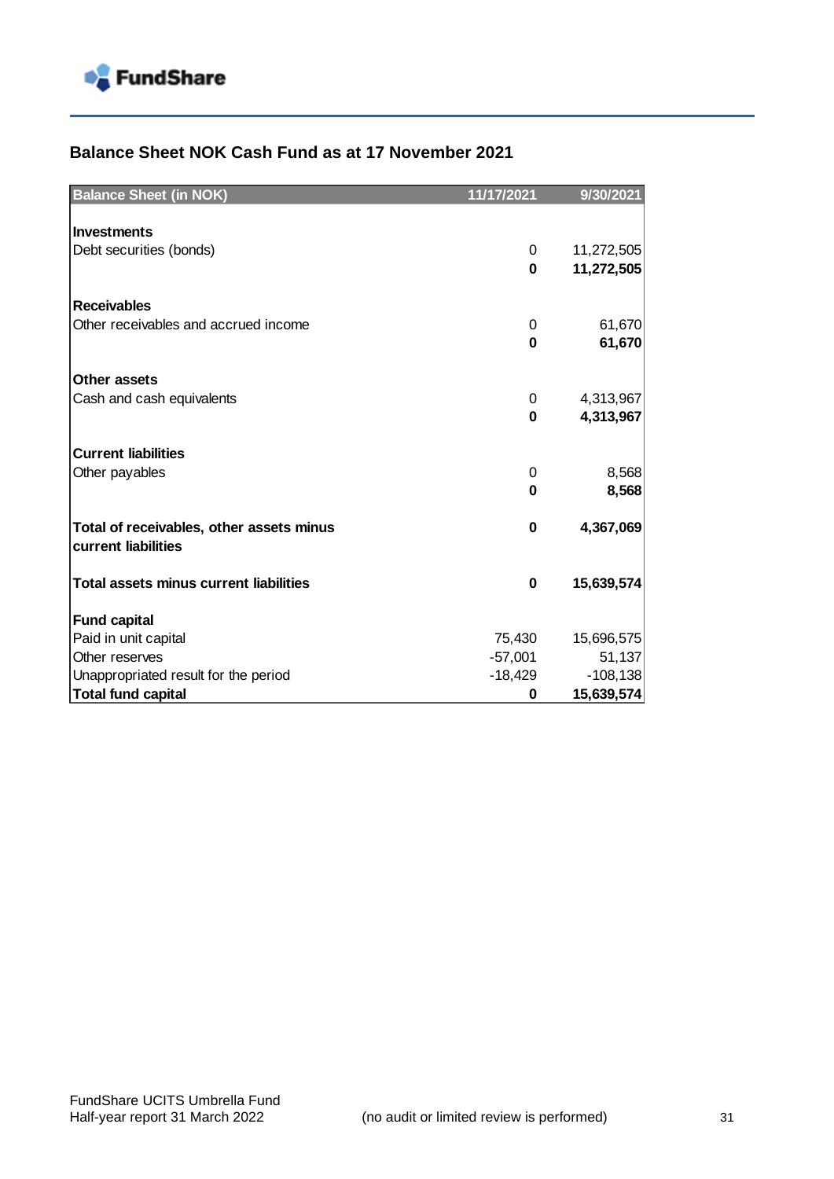## Balance Sheet NOK Cash Fund as at 17 November 2021

| Balance Sheet (in NOK) | 11/17/2021 | 9/30/2021 |
|---|---|---|
| **Investments** | | |
| Debt securities (bonds) | 0 | 11,272,505 |
| | **0** | **11,272,505** |
| **Receivables** | | |
| Other receivables and accrued income | 0 | 61,670 |
| | **0** | **61,670** |
| **Other assets** | | |
| Cash and cash equivalents | 0 | 4,313,967 |
| | **0** | **4,313,967** |
| **Current liabilities** | | |
| Other payables | 0 | 8,568 |
| | **0** | **8,568** |
| **Total of receivables, other assets minus current liabilities** | **0** | **4,367,069** |
| **Total assets minus current liabilities** | **0** | **15,639,574** |
| **Fund capital** | | |
| Paid in unit capital | 75,430 | 15,696,575 |
| Other reserves | -57,001 | 51,137 |
| Unappropriated result for the period | -18,429 | -108,138 |
| **Total fund capital** | **0** | **15,639,574** |

FundShare UCITS Umbrella Fund
Half-year report 31 March 2022 (no audit or limited review is performed)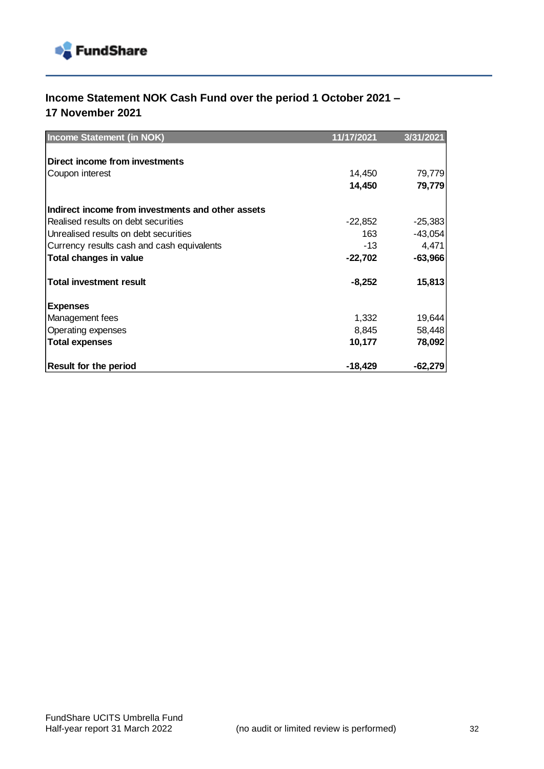## Income Statement NOK Cash Fund over the period 1 October 2021 – 17 November 2021

| Income Statement (in NOK) | 11/17/2021 | 3/31/2021 |
|---|---|---|
| **Direct income from investments** | | |
| Coupon interest | 14,450 | 79,779 |
| | **14,450** | **79,779** |
| **Indirect income from investments and other assets** | | |
| Realised results on debt securities | -22,852 | -25,383 |
| Unrealised results on debt securities | 163 | -43,054 |
| Currency results cash and cash equivalents | -13 | 4,471 |
| **Total changes in value** | **-22,702** | **-63,966** |
| **Total investment result** | **-8,252** | **15,813** |
| **Expenses** | | |
| Management fees | 1,332 | 19,644 |
| Operating expenses | 8,845 | 58,448 |
| **Total expenses** | **10,177** | **78,092** |
| **Result for the period** | **-18,429** | **-62,279** |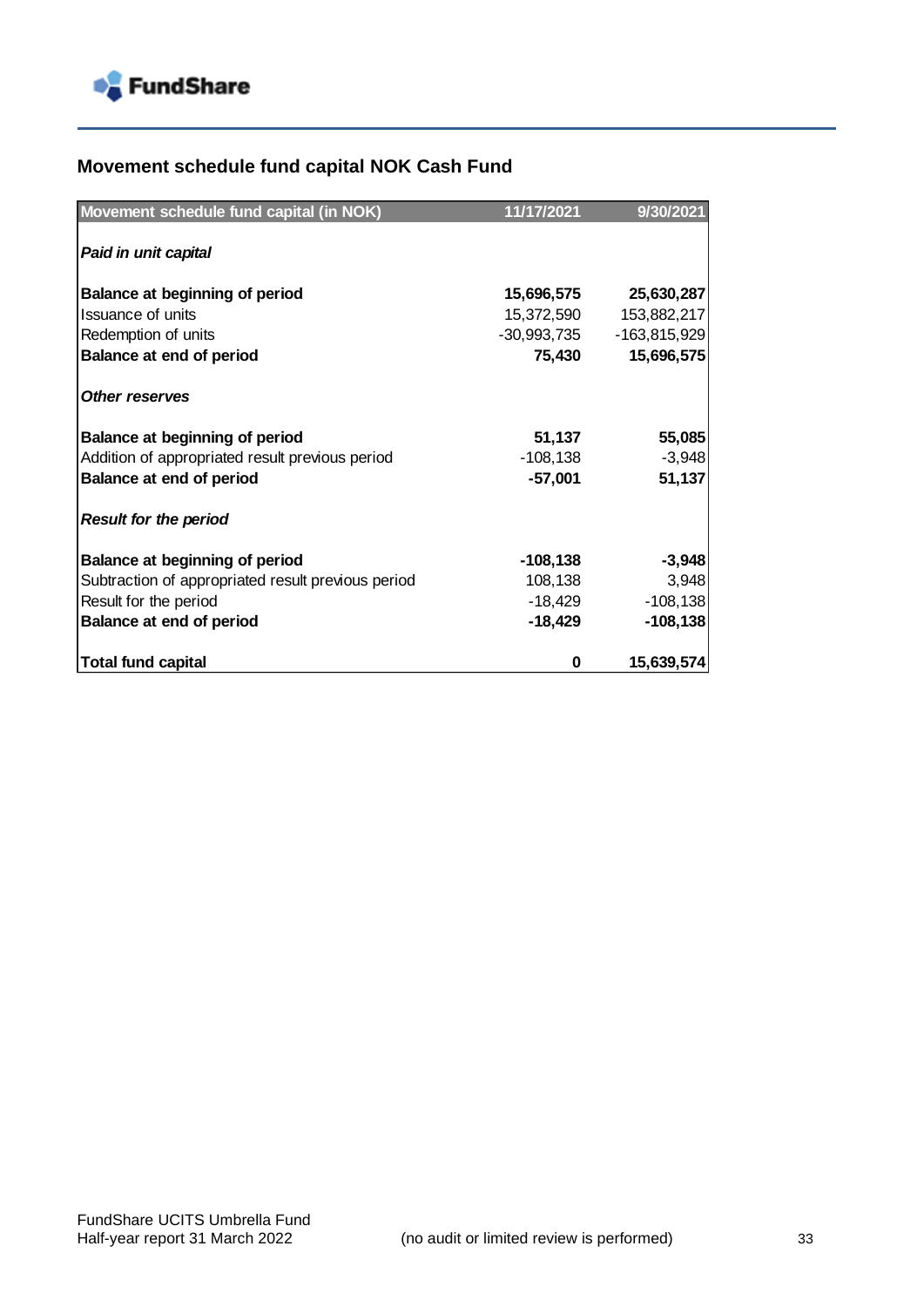## Movement schedule fund capital NOK Cash Fund

| Movement schedule fund capital (in NOK) | 11/17/2021 | 9/30/2021 |
|---|---|---|
| ***Paid in unit capital*** | | |
| **Balance at beginning of period** | **15,696,575** | **25,630,287** |
| Issuance of units | 15,372,590 | 153,882,217 |
| Redemption of units | -30,993,735 | -163,815,929 |
| **Balance at end of period** | **75,430** | **15,696,575** |
| ***Other reserves*** | | |
| **Balance at beginning of period** | **51,137** | **55,085** |
| Addition of appropriated result previous period | -108,138 | -3,948 |
| **Balance at end of period** | **-57,001** | **51,137** |
| ***Result for the period*** | | |
| **Balance at beginning of period** | **-108,138** | **-3,948** |
| Subtraction of appropriated result previous period | 108,138 | 3,948 |
| Result for the period | -18,429 | -108,138 |
| **Balance at end of period** | **-18,429** | **-108,138** |
| **Total fund capital** | **0** | **15,639,574** |

FundShare UCITS Umbrella Fund
Half-year report 31 March 2022 (no audit or limited review is performed)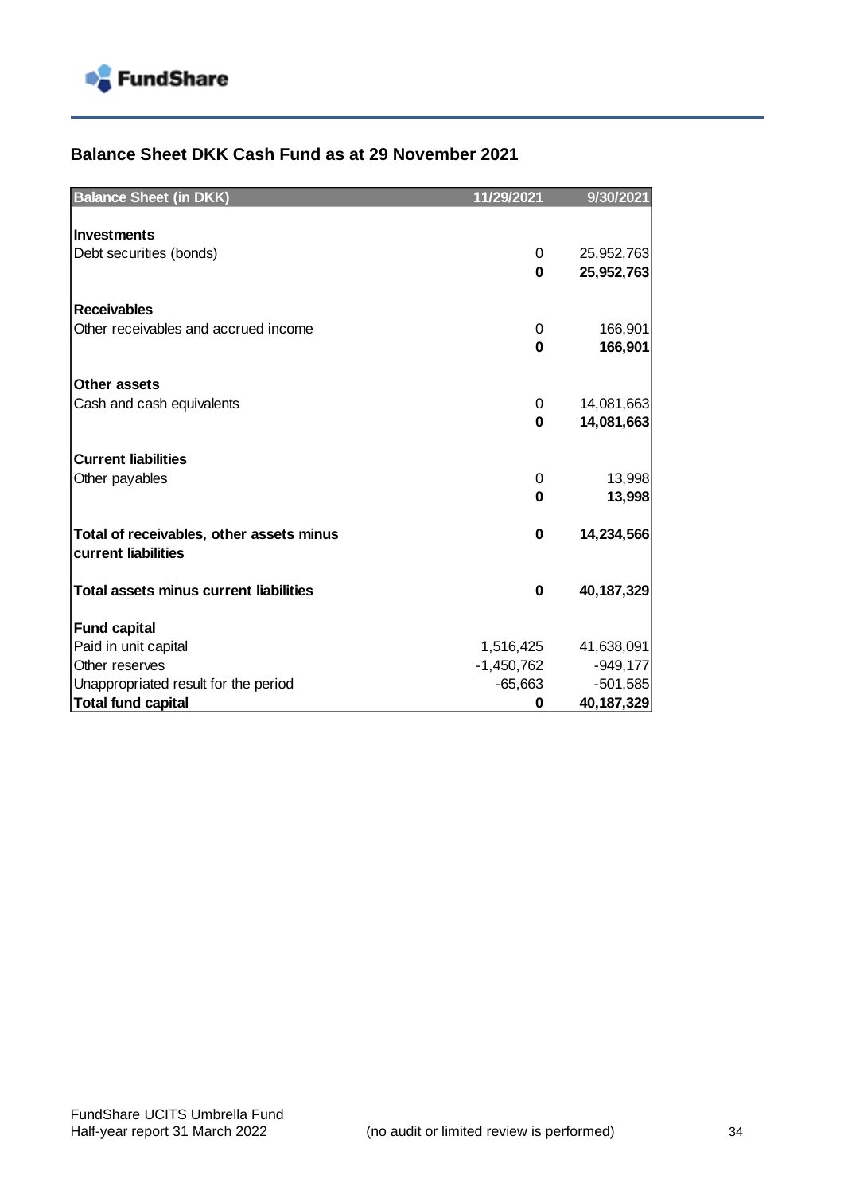## Balance Sheet DKK Cash Fund as at 29 November 2021

| Balance Sheet (in DKK) | 11/29/2021 | 9/30/2021 |
|---|---|---|
| **Investments** | | |
| Debt securities (bonds) | 0 | 25,952,763 |
| | **0** | **25,952,763** |
| **Receivables** | | |
| Other receivables and accrued income | 0 | 166,901 |
| | **0** | **166,901** |
| **Other assets** | | |
| Cash and cash equivalents | 0 | 14,081,663 |
| | **0** | **14,081,663** |
| **Current liabilities** | | |
| Other payables | 0 | 13,998 |
| | **0** | **13,998** |
| **Total of receivables, other assets minus current liabilities** | **0** | **14,234,566** |
| **Total assets minus current liabilities** | **0** | **40,187,329** |
| **Fund capital** | | |
| Paid in unit capital | 1,516,425 | 41,638,091 |
| Other reserves | -1,450,762 | -949,177 |
| Unappropriated result for the period | -65,663 | -501,585 |
| **Total fund capital** | **0** | **40,187,329** |

FundShare UCITS Umbrella Fund
Half-year report 31 March 2022 (no audit or limited review is performed)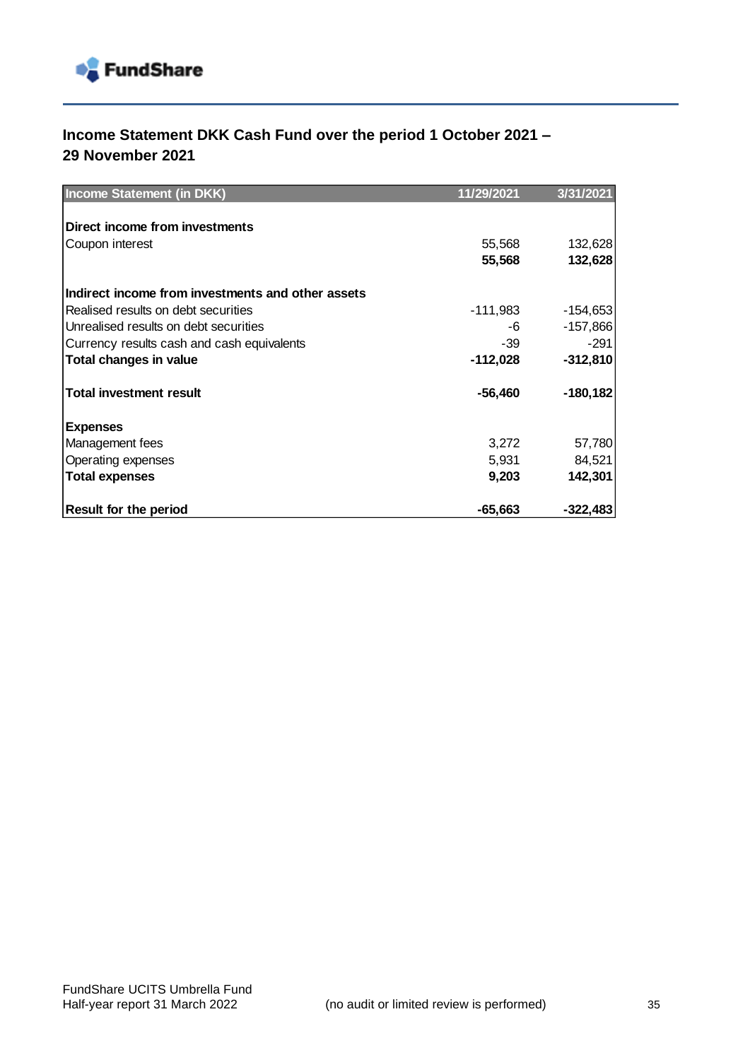## Income Statement DKK Cash Fund over the period 1 October 2021 – 29 November 2021

| Income Statement (in DKK) | 11/29/2021 | 3/31/2021 |
|---|---|---|
| **Direct income from investments** | | |
| Coupon interest | 55,568 | 132,628 |
| | **55,568** | **132,628** |
| **Indirect income from investments and other assets** | | |
| Realised results on debt securities | -111,983 | -154,653 |
| Unrealised results on debt securities | -6 | -157,866 |
| Currency results cash and cash equivalents | -39 | -291 |
| **Total changes in value** | **-112,028** | **-312,810** |
| **Total investment result** | **-56,460** | **-180,182** |
| **Expenses** | | |
| Management fees | 3,272 | 57,780 |
| Operating expenses | 5,931 | 84,521 |
| **Total expenses** | **9,203** | **142,301** |
| **Result for the period** | **-65,663** | **-322,483** |

FundShare UCITS Umbrella Fund
Half-year report 31 March 2022 (no audit or limited review is performed)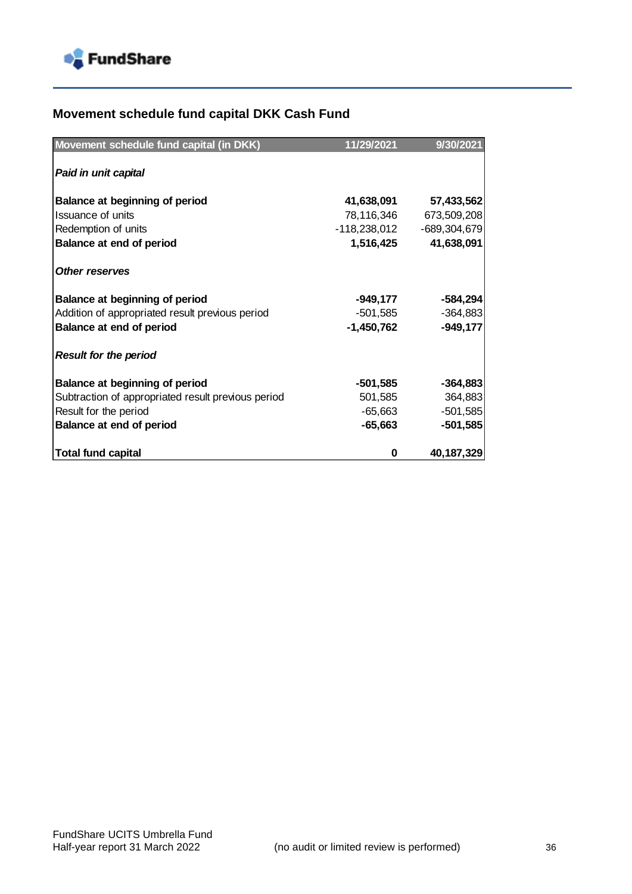## Movement schedule fund capital DKK Cash Fund

| Movement schedule fund capital (in DKK) | 11/29/2021 | 9/30/2021 |
|---|---|---|
| ***Paid in unit capital*** | | |
| **Balance at beginning of period** | **41,638,091** | **57,433,562** |
| Issuance of units | 78,116,346 | 673,509,208 |
| Redemption of units | -118,238,012 | -689,304,679 |
| **Balance at end of period** | **1,516,425** | **41,638,091** |
| ***Other reserves*** | | |
| **Balance at beginning of period** | **-949,177** | **-584,294** |
| Addition of appropriated result previous period | -501,585 | -364,883 |
| **Balance at end of period** | **-1,450,762** | **-949,177** |
| ***Result for the period*** | | |
| **Balance at beginning of period** | **-501,585** | **-364,883** |
| Subtraction of appropriated result previous period | 501,585 | 364,883 |
| Result for the period | -65,663 | -501,585 |
| **Balance at end of period** | **-65,663** | **-501,585** |
| **Total fund capital** | **0** | **40,187,329** |

(no audit or limited review is performed)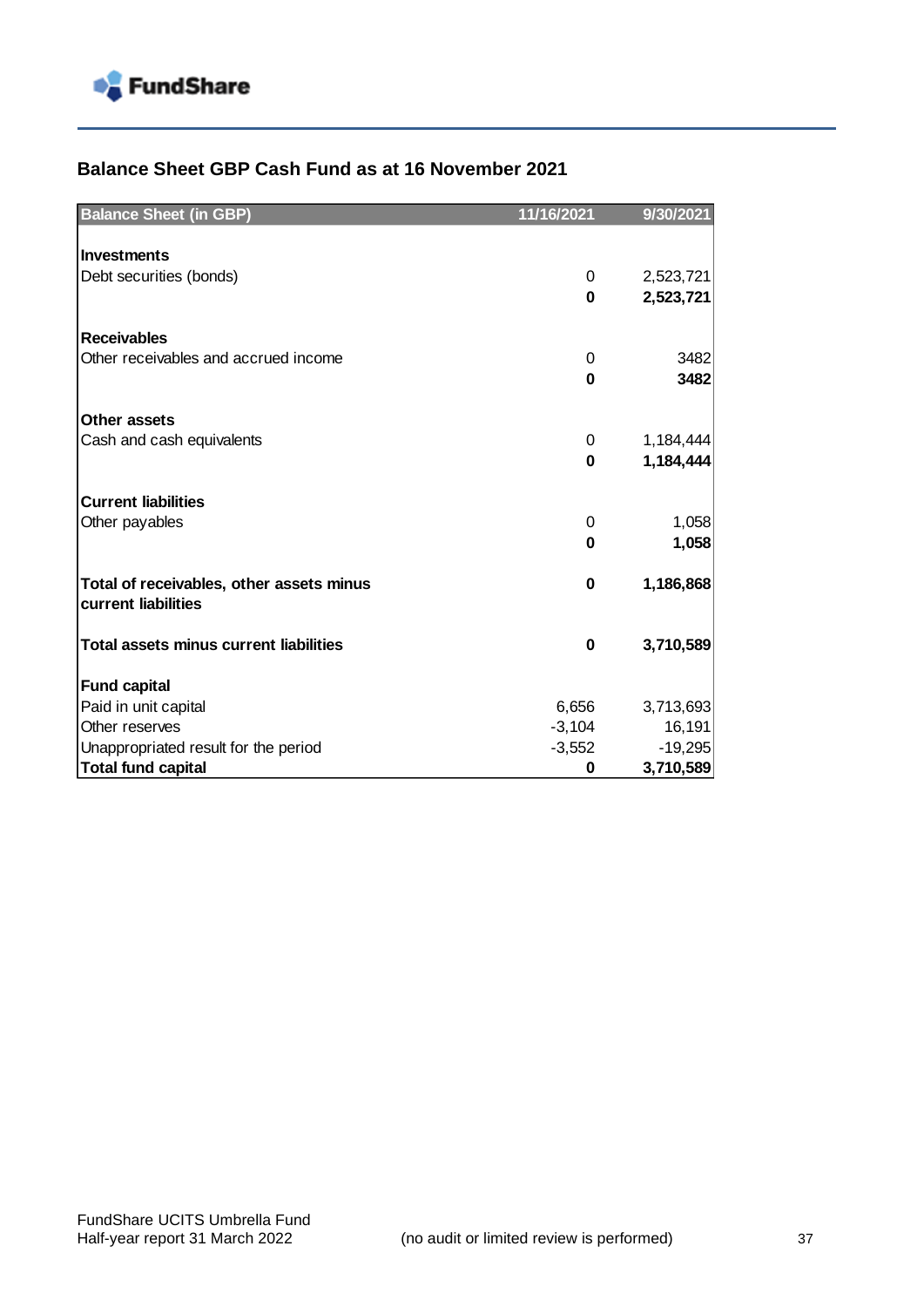## Balance Sheet GBP Cash Fund as at 16 November 2021

| Balance Sheet (in GBP) | 11/16/2021 | 9/30/2021 |
|---|---|---|
| **Investments** | | |
| Debt securities (bonds) | 0 | 2,523,721 |
| | **0** | **2,523,721** |
| **Receivables** | | |
| Other receivables and accrued income | 0 | 3482 |
| | **0** | **3482** |
| **Other assets** | | |
| Cash and cash equivalents | 0 | 1,184,444 |
| | **0** | **1,184,444** |
| **Current liabilities** | | |
| Other payables | 0 | 1,058 |
| | **0** | **1,058** |
| **Total of receivables, other assets minus current liabilities** | **0** | **1,186,868** |
| **Total assets minus current liabilities** | **0** | **3,710,589** |
| **Fund capital** | | |
| Paid in unit capital | 6,656 | 3,713,693 |
| Other reserves | -3,104 | 16,191 |
| Unappropriated result for the period | -3,552 | -19,295 |
| **Total fund capital** | **0** | **3,710,589** |

FundShare UCITS Umbrella Fund
Half-year report 31 March 2022 (no audit or limited review is performed)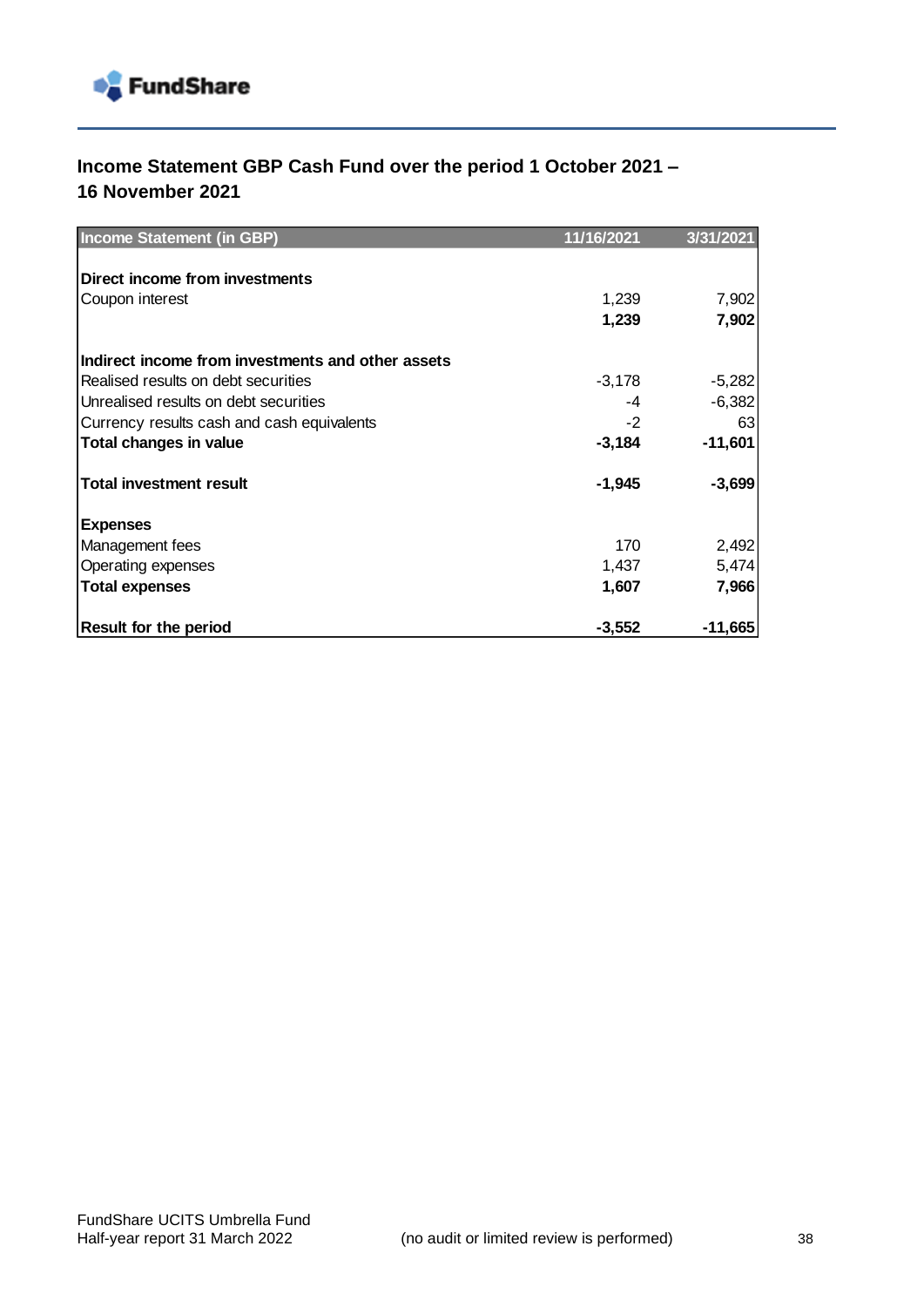## Income Statement GBP Cash Fund over the period 1 October 2021 – 16 November 2021

| Income Statement (in GBP) | 11/16/2021 | 3/31/2021 |
|---|---|---|
| **Direct income from investments** | | |
| Coupon interest | 1,239 | 7,902 |
| | **1,239** | **7,902** |
| **Indirect income from investments and other assets** | | |
| Realised results on debt securities | -3,178 | -5,282 |
| Unrealised results on debt securities | -4 | -6,382 |
| Currency results cash and cash equivalents | -2 | 63 |
| **Total changes in value** | **-3,184** | **-11,601** |
| **Total investment result** | **-1,945** | **-3,699** |
| **Expenses** | | |
| Management fees | 170 | 2,492 |
| Operating expenses | 1,437 | 5,474 |
| **Total expenses** | **1,607** | **7,966** |
| **Result for the period** | **-3,552** | **-11,665** |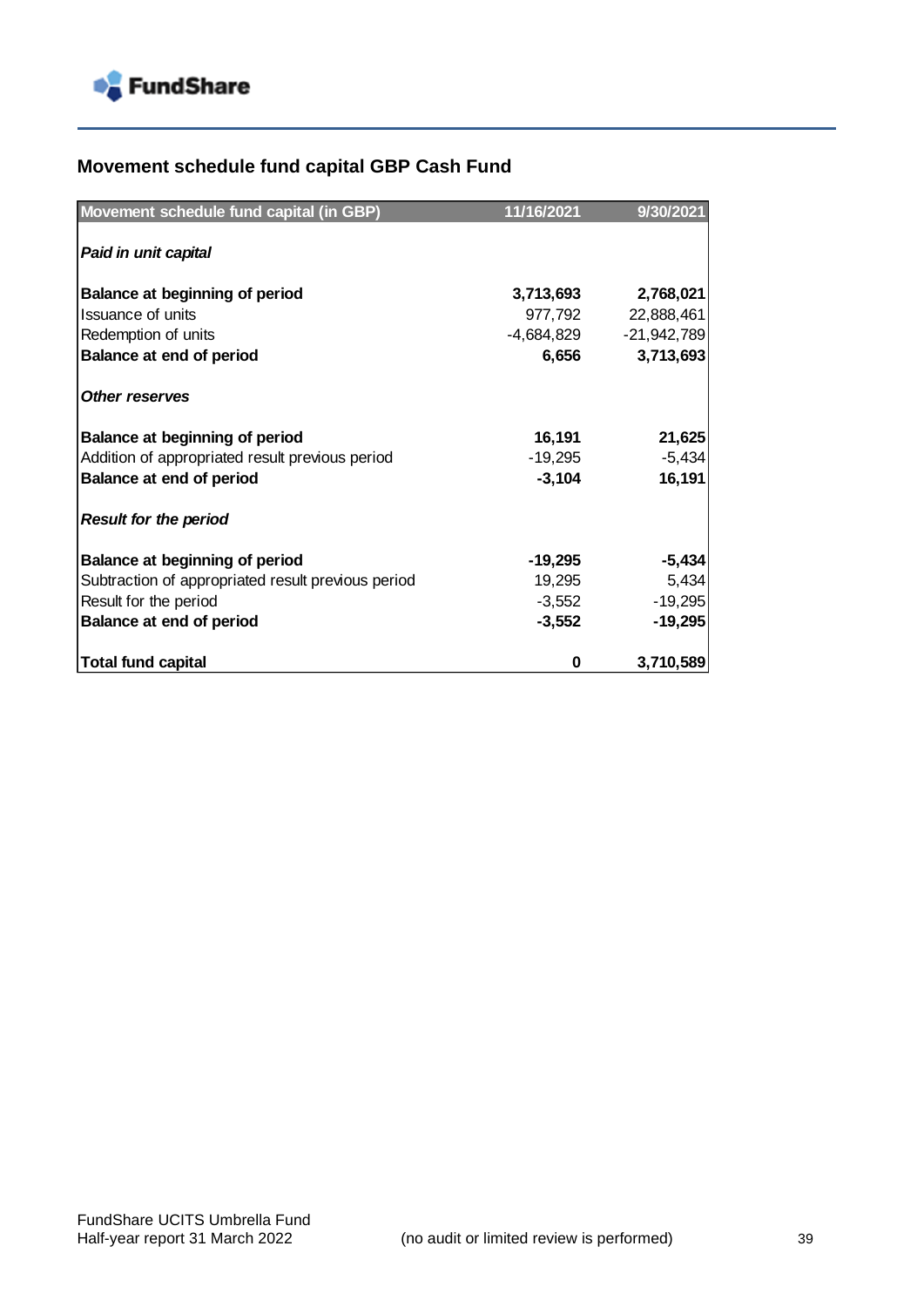## Movement schedule fund capital GBP Cash Fund

| Movement schedule fund capital (in GBP) | 11/16/2021 | 9/30/2021 |
|---|---|---|
| ***Paid in unit capital*** | | |
| **Balance at beginning of period** | **3,713,693** | **2,768,021** |
| Issuance of units | 977,792 | 22,888,461 |
| Redemption of units | -4,684,829 | -21,942,789 |
| **Balance at end of period** | **6,656** | **3,713,693** |
| ***Other reserves*** | | |
| **Balance at beginning of period** | **16,191** | **21,625** |
| Addition of appropriated result previous period | -19,295 | -5,434 |
| **Balance at end of period** | **-3,104** | **16,191** |
| ***Result for the period*** | | |
| **Balance at beginning of period** | **-19,295** | **-5,434** |
| Subtraction of appropriated result previous period | 19,295 | 5,434 |
| Result for the period | -3,552 | -19,295 |
| **Balance at end of period** | **-3,552** | **-19,295** |
| **Total fund capital** | **0** | **3,710,589** |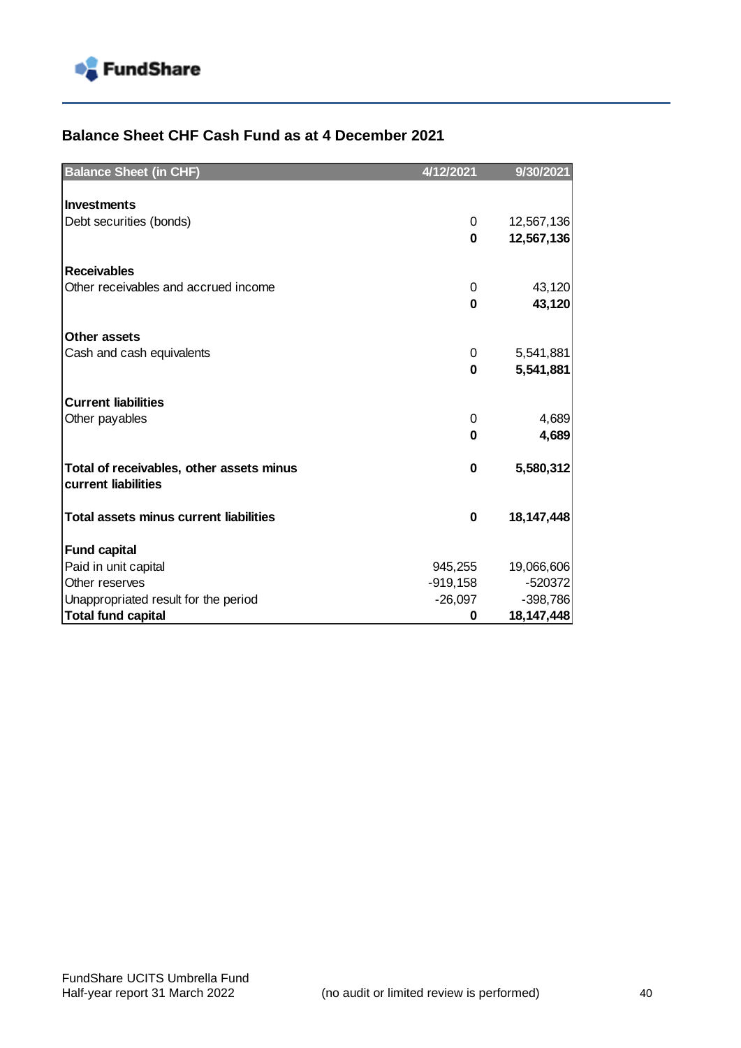## Balance Sheet CHF Cash Fund as at 4 December 2021

| Balance Sheet (in CHF) | 4/12/2021 | 9/30/2021 |
|---|---|---|
| **Investments** | | |
| Debt securities (bonds) | 0 | 12,567,136 |
| | **0** | **12,567,136** |
| **Receivables** | | |
| Other receivables and accrued income | 0 | 43,120 |
| | **0** | **43,120** |
| **Other assets** | | |
| Cash and cash equivalents | 0 | 5,541,881 |
| | **0** | **5,541,881** |
| **Current liabilities** | | |
| Other payables | 0 | 4,689 |
| | **0** | **4,689** |
| **Total of receivables, other assets minus current liabilities** | **0** | **5,580,312** |
| **Total assets minus current liabilities** | **0** | **18,147,448** |
| **Fund capital** | | |
| Paid in unit capital | 945,255 | 19,066,606 |
| Other reserves | -919,158 | -520372 |
| Unappropriated result for the period | -26,097 | -398,786 |
| **Total fund capital** | **0** | **18,147,448** |

FundShare UCITS Umbrella Fund
Half-year report 31 March 2022 (no audit or limited review is performed)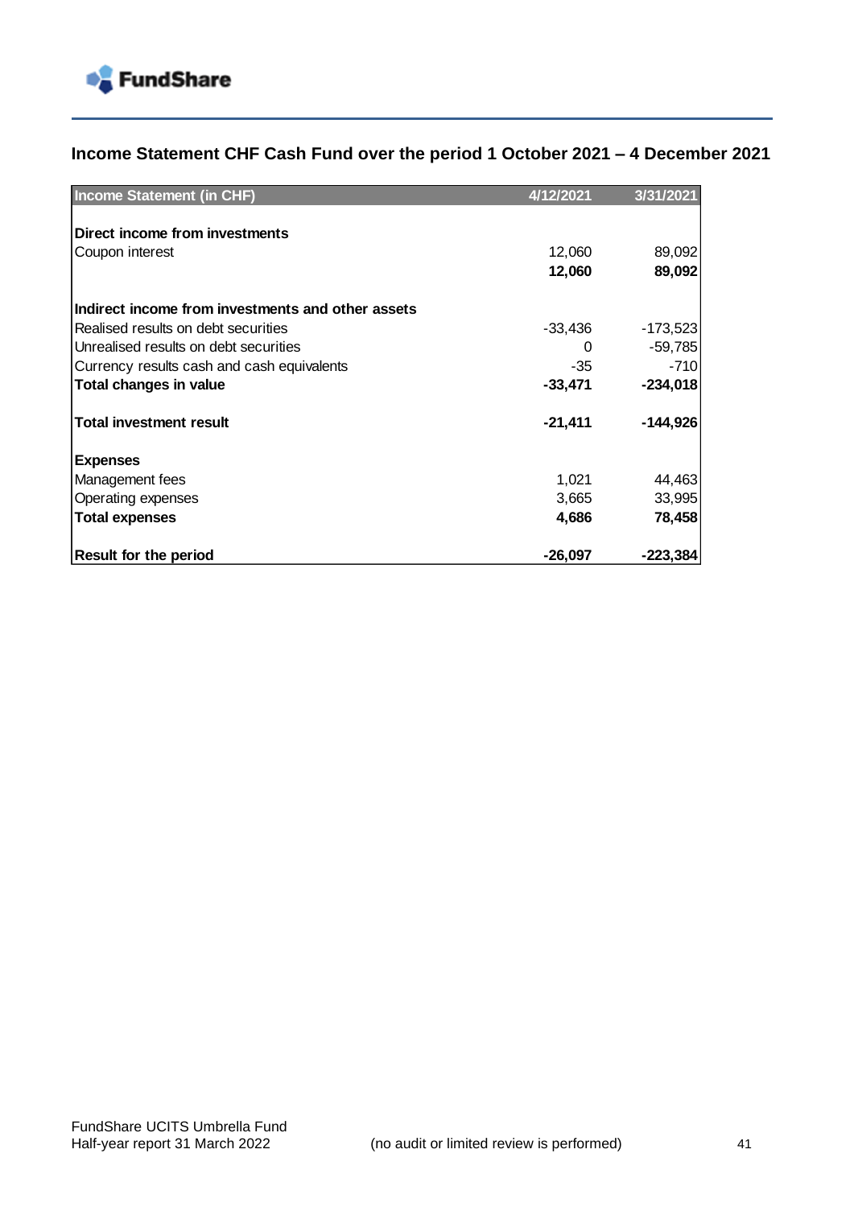## Income Statement CHF Cash Fund over the period 1 October 2021 – 4 December 2021

| Income Statement (in CHF) | 4/12/2021 | 3/31/2021 |
|---|---|---|
| **Direct income from investments** | | |
| Coupon interest | 12,060 | 89,092 |
| | **12,060** | **89,092** |
| **Indirect income from investments and other assets** | | |
| Realised results on debt securities | -33,436 | -173,523 |
| Unrealised results on debt securities | 0 | -59,785 |
| Currency results cash and cash equivalents | -35 | -710 |
| **Total changes in value** | **-33,471** | **-234,018** |
| **Total investment result** | **-21,411** | **-144,926** |
| **Expenses** | | |
| Management fees | 1,021 | 44,463 |
| Operating expenses | 3,665 | 33,995 |
| **Total expenses** | **4,686** | **78,458** |
| **Result for the period** | **-26,097** | **-223,384** |

FundShare UCITS Umbrella Fund
Half-year report 31 March 2022 (no audit or limited review is performed)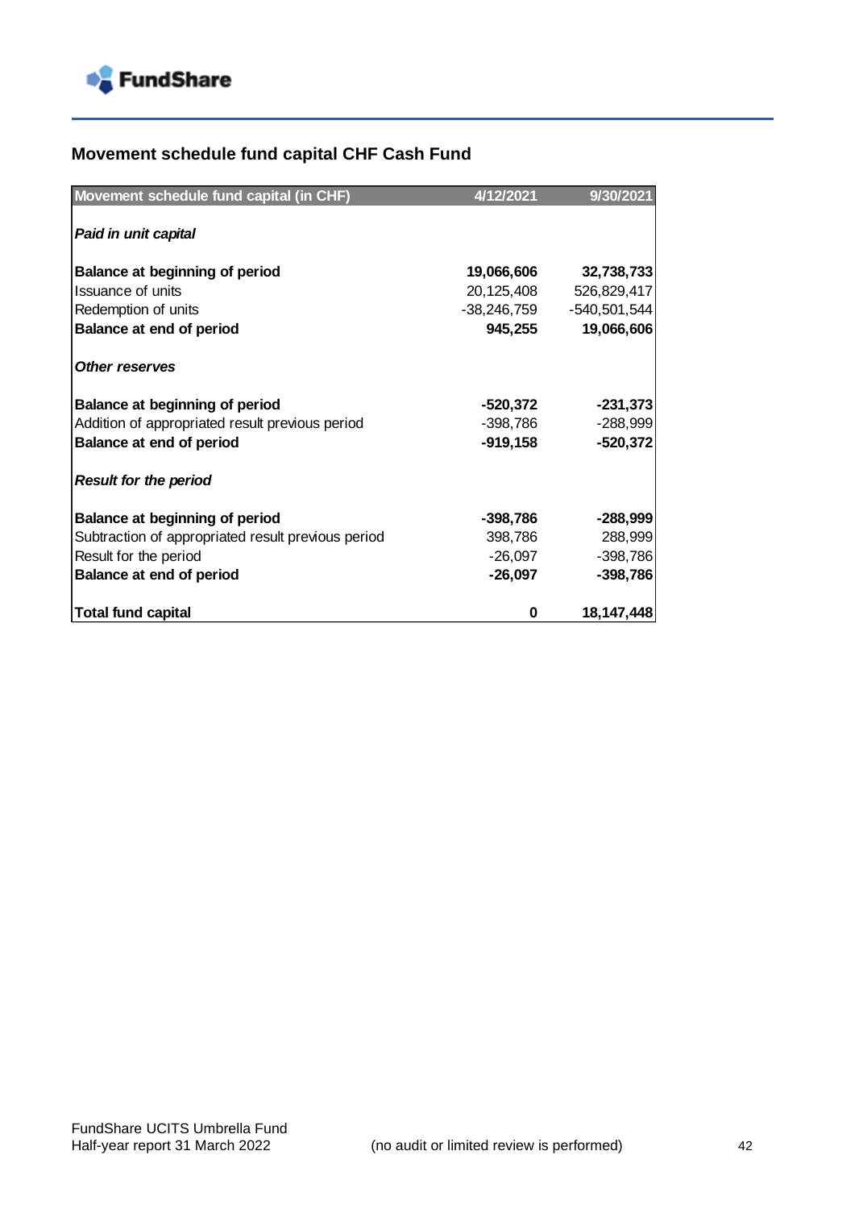## Movement schedule fund capital CHF Cash Fund

| Movement schedule fund capital (in CHF) | 4/12/2021 | 9/30/2021 |
|---|---|---|
| ***Paid in unit capital*** | | |
| **Balance at beginning of period** | **19,066,606** | **32,738,733** |
| Issuance of units | 20,125,408 | 526,829,417 |
| Redemption of units | -38,246,759 | -540,501,544 |
| **Balance at end of period** | **945,255** | **19,066,606** |
| ***Other reserves*** | | |
| **Balance at beginning of period** | **-520,372** | **-231,373** |
| Addition of appropriated result previous period | -398,786 | -288,999 |
| **Balance at end of period** | **-919,158** | **-520,372** |
| ***Result for the period*** | | |
| **Balance at beginning of period** | **-398,786** | **-288,999** |
| Subtraction of appropriated result previous period | 398,786 | 288,999 |
| Result for the period | -26,097 | -398,786 |
| **Balance at end of period** | **-26,097** | **-398,786** |
| **Total fund capital** | **0** | **18,147,448** |

FundShare UCITS Umbrella Fund
Half-year report 31 March 2022 (no audit or limited review is performed)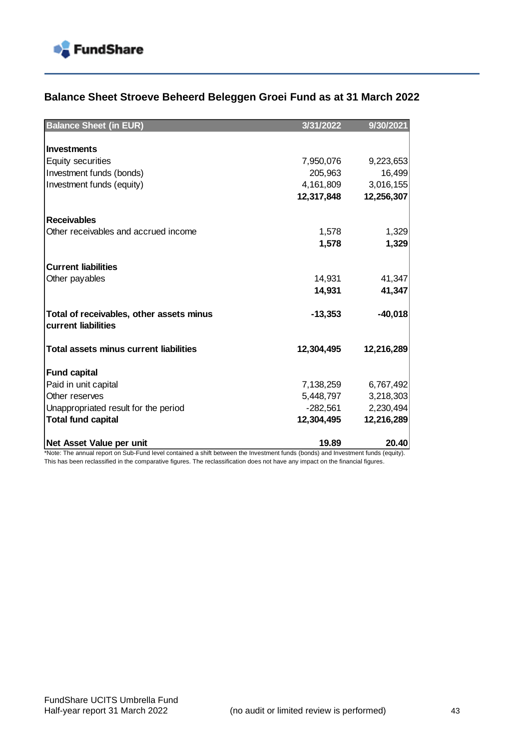## Balance Sheet Stroeve Beheerd Beleggen Groei Fund as at 31 March 2022

| Balance Sheet (in EUR) | 3/31/2022 | 9/30/2021 |
|---|---|---|
| **Investments** | | |
| Equity securities | 7,950,076 | 9,223,653 |
| Investment funds (bonds) | 205,963 | 16,499 |
| Investment funds (equity) | 4,161,809 | 3,016,155 |
| | **12,317,848** | **12,256,307** |
| **Receivables** | | |
| Other receivables and accrued income | 1,578 | 1,329 |
| | **1,578** | **1,329** |
| **Current liabilities** | | |
| Other payables | 14,931 | 41,347 |
| | **14,931** | **41,347** |
| **Total of receivables, other assets minus current liabilities** | **-13,353** | **-40,018** |
| **Total assets minus current liabilities** | **12,304,495** | **12,216,289** |
| **Fund capital** | | |
| Paid in unit capital | 7,138,259 | 6,767,492 |
| Other reserves | 5,448,797 | 3,218,303 |
| Unappropriated result for the period | -282,561 | 2,230,494 |
| **Total fund capital** | **12,304,495** | **12,216,289** |
| **Net Asset Value per unit** | **19.89** | **20.40** |

*Note: The annual report on Sub-Fund level contained a shift between the Investment funds (bonds) and Investment funds (equity). This has been reclassified in the comparative figures. The reclassification does not have any impact on the financial figures.

FundShare UCITS Umbrella Fund
Half-year report 31 March 2022 (no audit or limited review is performed)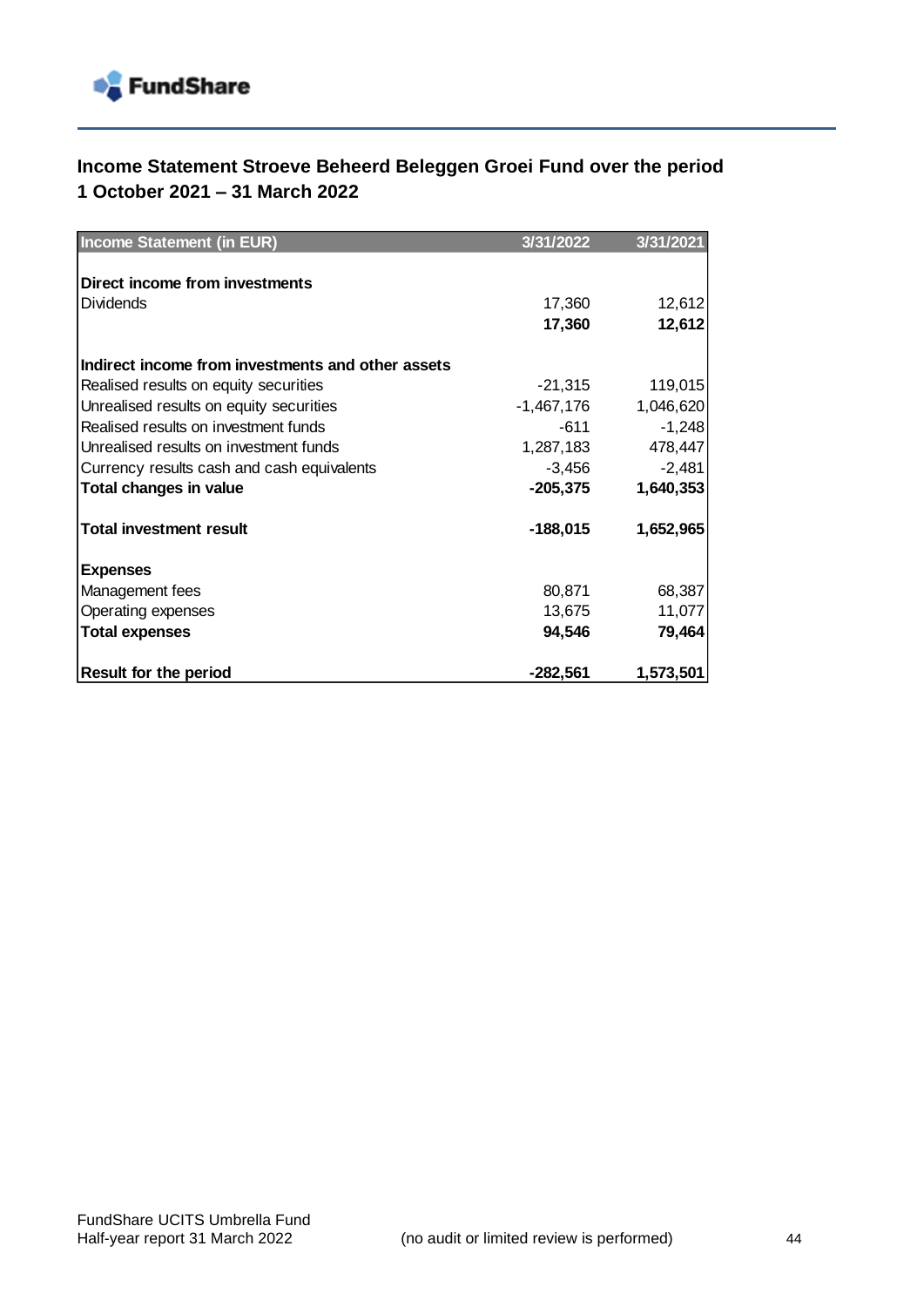## Income Statement Stroeve Beheerd Beleggen Groei Fund over the period 1 October 2021 – 31 March 2022

| Income Statement (in EUR) | 3/31/2022 | 3/31/2021 |
|---|---|---|
| **Direct income from investments** | | |
| Dividends | 17,360 | 12,612 |
| | **17,360** | **12,612** |
| **Indirect income from investments and other assets** | | |
| Realised results on equity securities | -21,315 | 119,015 |
| Unrealised results on equity securities | -1,467,176 | 1,046,620 |
| Realised results on investment funds | -611 | -1,248 |
| Unrealised results on investment funds | 1,287,183 | 478,447 |
| Currency results cash and cash equivalents | -3,456 | -2,481 |
| **Total changes in value** | **-205,375** | **1,640,353** |
| **Total investment result** | **-188,015** | **1,652,965** |
| **Expenses** | | |
| Management fees | 80,871 | 68,387 |
| Operating expenses | 13,675 | 11,077 |
| **Total expenses** | **94,546** | **79,464** |
| **Result for the period** | **-282,561** | **1,573,501** |

(no audit or limited review is performed)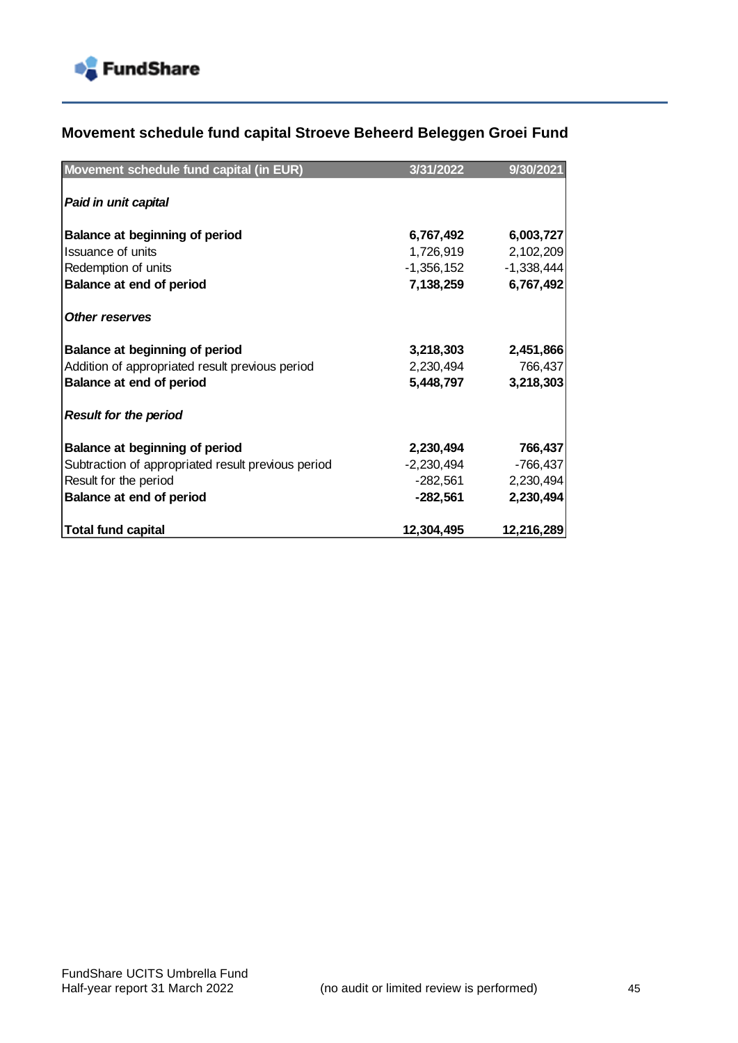## Movement schedule fund capital Stroeve Beheerd Beleggen Groei Fund

| Movement schedule fund capital (in EUR) | 3/31/2022 | 9/30/2021 |
|---|---|---|
| ***Paid in unit capital*** | | |
| **Balance at beginning of period** | **6,767,492** | **6,003,727** |
| Issuance of units | 1,726,919 | 2,102,209 |
| Redemption of units | -1,356,152 | -1,338,444 |
| **Balance at end of period** | **7,138,259** | **6,767,492** |
| ***Other reserves*** | | |
| **Balance at beginning of period** | **3,218,303** | **2,451,866** |
| Addition of appropriated result previous period | 2,230,494 | 766,437 |
| **Balance at end of period** | **5,448,797** | **3,218,303** |
| ***Result for the period*** | | |
| **Balance at beginning of period** | **2,230,494** | **766,437** |
| Subtraction of appropriated result previous period | -2,230,494 | -766,437 |
| Result for the period | -282,561 | 2,230,494 |
| **Balance at end of period** | **-282,561** | **2,230,494** |
| **Total fund capital** | **12,304,495** | **12,216,289** |

FundShare UCITS Umbrella Fund
Half-year report 31 March 2022 (no audit or limited review is performed)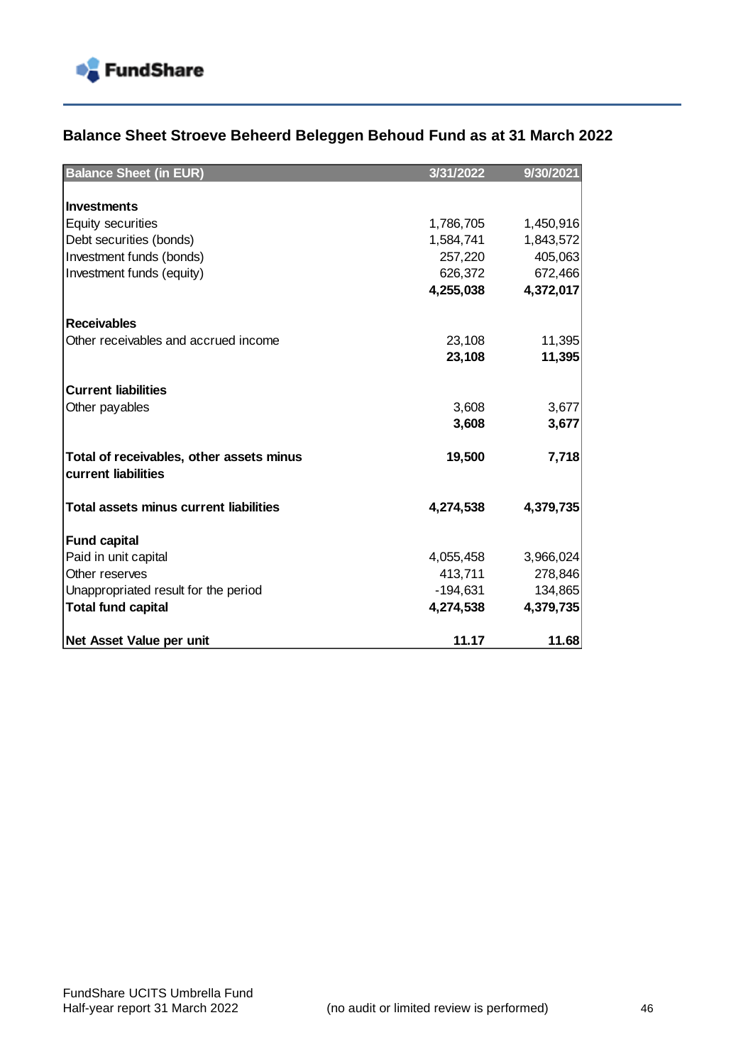## Balance Sheet Stroeve Beheerd Beleggen Behoud Fund as at 31 March 2022

| Balance Sheet (in EUR) | 3/31/2022 | 9/30/2021 |
|---|---|---|
| **Investments** | | |
| Equity securities | 1,786,705 | 1,450,916 |
| Debt securities (bonds) | 1,584,741 | 1,843,572 |
| Investment funds (bonds) | 257,220 | 405,063 |
| Investment funds (equity) | 626,372 | 672,466 |
| | **4,255,038** | **4,372,017** |
| **Receivables** | | |
| Other receivables and accrued income | 23,108 | 11,395 |
| | **23,108** | **11,395** |
| **Current liabilities** | | |
| Other payables | 3,608 | 3,677 |
| | **3,608** | **3,677** |
| **Total of receivables, other assets minus current liabilities** | **19,500** | **7,718** |
| **Total assets minus current liabilities** | **4,274,538** | **4,379,735** |
| **Fund capital** | | |
| Paid in unit capital | 4,055,458 | 3,966,024 |
| Other reserves | 413,711 | 278,846 |
| Unappropriated result for the period | -194,631 | 134,865 |
| **Total fund capital** | **4,274,538** | **4,379,735** |
| **Net Asset Value per unit** | **11.17** | **11.68** |

FundShare UCITS Umbrella Fund
Half-year report 31 March 2022

(no audit or limited review is performed)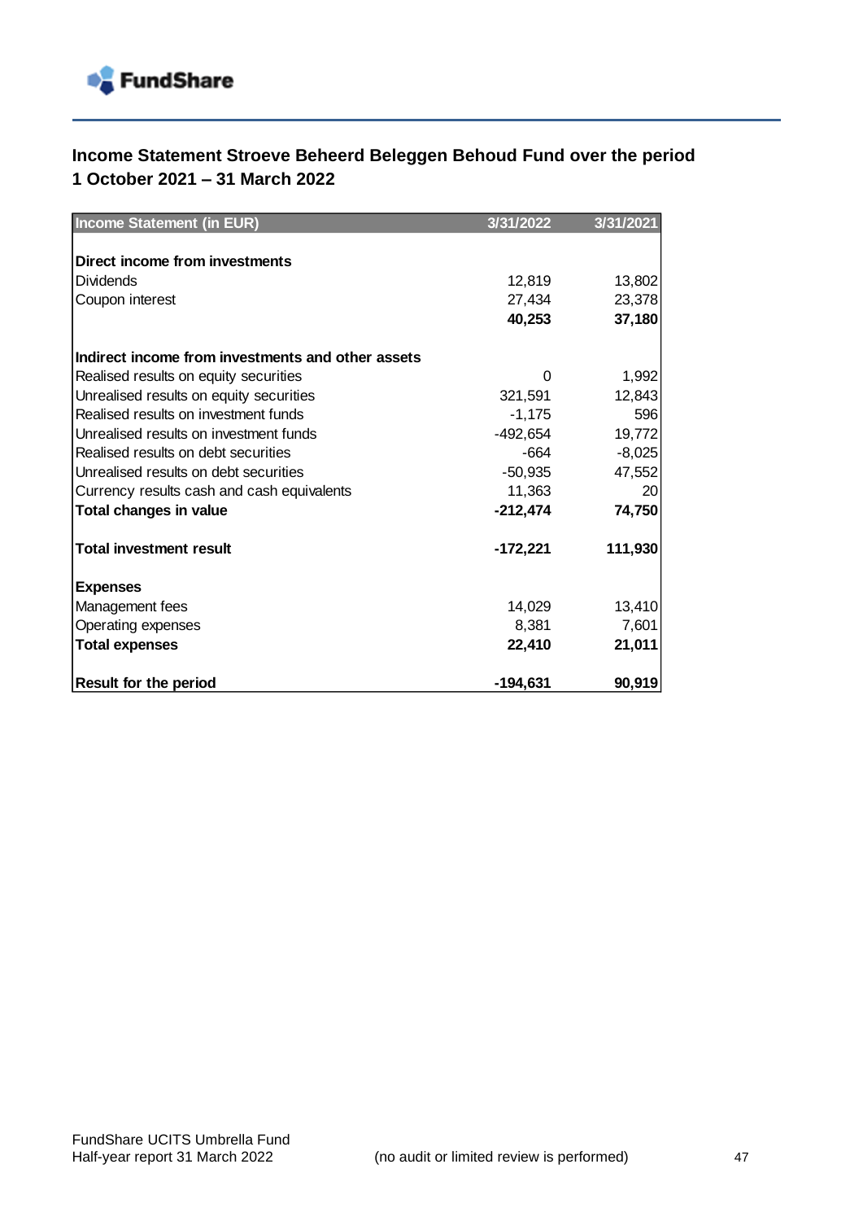## Income Statement Stroeve Beheerd Beleggen Behoud Fund over the period 1 October 2021 – 31 March 2022

| Income Statement (in EUR) | 3/31/2022 | 3/31/2021 |
|---|---|---|
| **Direct income from investments** | | |
| Dividends | 12,819 | 13,802 |
| Coupon interest | 27,434 | 23,378 |
| | **40,253** | **37,180** |
| **Indirect income from investments and other assets** | | |
| Realised results on equity securities | 0 | 1,992 |
| Unrealised results on equity securities | 321,591 | 12,843 |
| Realised results on investment funds | -1,175 | 596 |
| Unrealised results on investment funds | -492,654 | 19,772 |
| Realised results on debt securities | -664 | -8,025 |
| Unrealised results on debt securities | -50,935 | 47,552 |
| Currency results cash and cash equivalents | 11,363 | 20 |
| **Total changes in value** | **-212,474** | **74,750** |
| **Total investment result** | **-172,221** | **111,930** |
| **Expenses** | | |
| Management fees | 14,029 | 13,410 |
| Operating expenses | 8,381 | 7,601 |
| **Total expenses** | **22,410** | **21,011** |
| **Result for the period** | **-194,631** | **90,919** |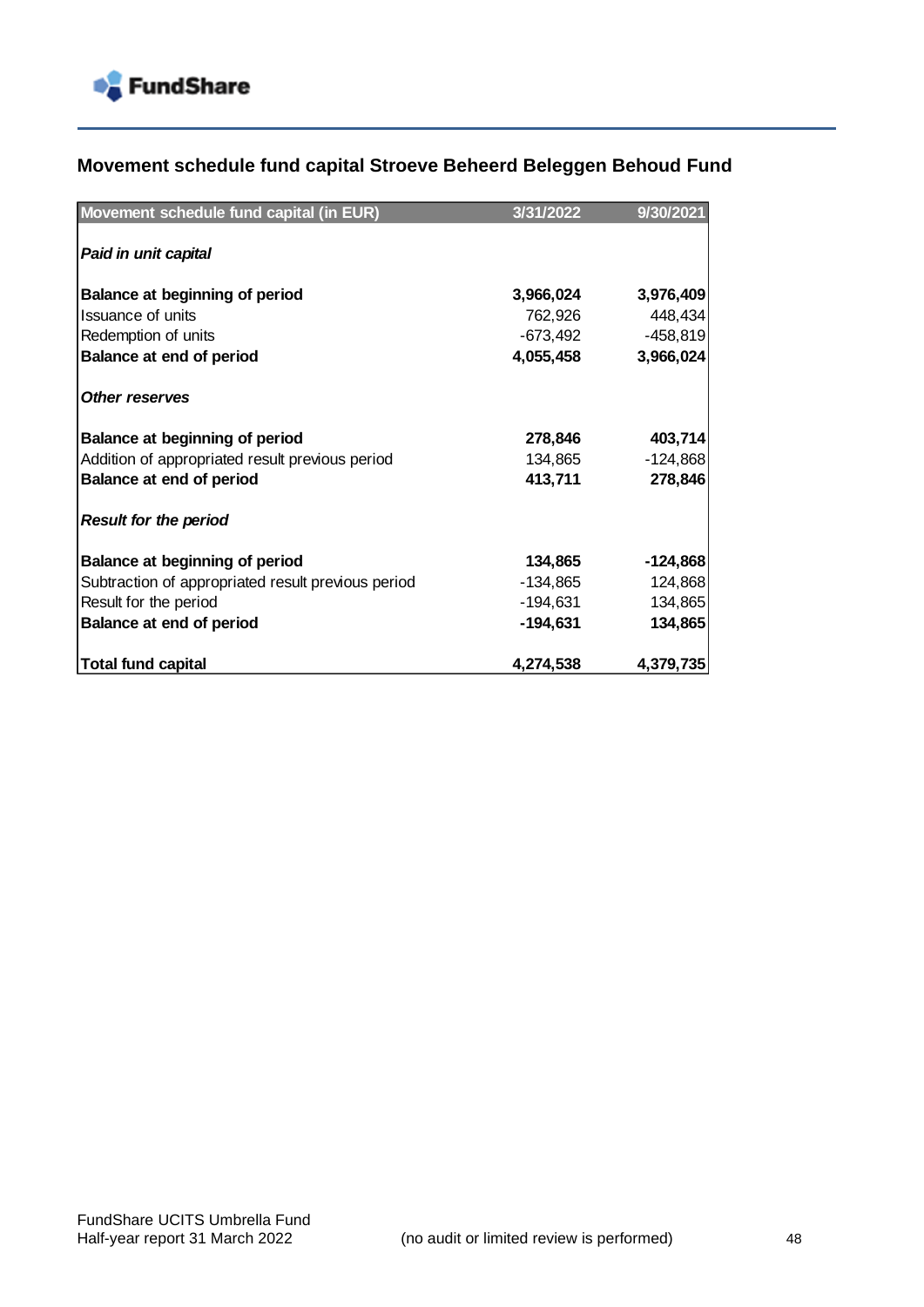## Movement schedule fund capital Stroeve Beheerd Beleggen Behoud Fund

| Movement schedule fund capital (in EUR) | 3/31/2022 | 9/30/2021 |
|---|---|---|
| ***Paid in unit capital*** | | |
| **Balance at beginning of period** | **3,966,024** | **3,976,409** |
| Issuance of units | 762,926 | 448,434 |
| Redemption of units | -673,492 | -458,819 |
| **Balance at end of period** | **4,055,458** | **3,966,024** |
| ***Other reserves*** | | |
| **Balance at beginning of period** | **278,846** | **403,714** |
| Addition of appropriated result previous period | 134,865 | -124,868 |
| **Balance at end of period** | **413,711** | **278,846** |
| ***Result for the period*** | | |
| **Balance at beginning of period** | **134,865** | **-124,868** |
| Subtraction of appropriated result previous period | -134,865 | 124,868 |
| Result for the period | -194,631 | 134,865 |
| **Balance at end of period** | **-194,631** | **134,865** |
| **Total fund capital** | **4,274,538** | **4,379,735** |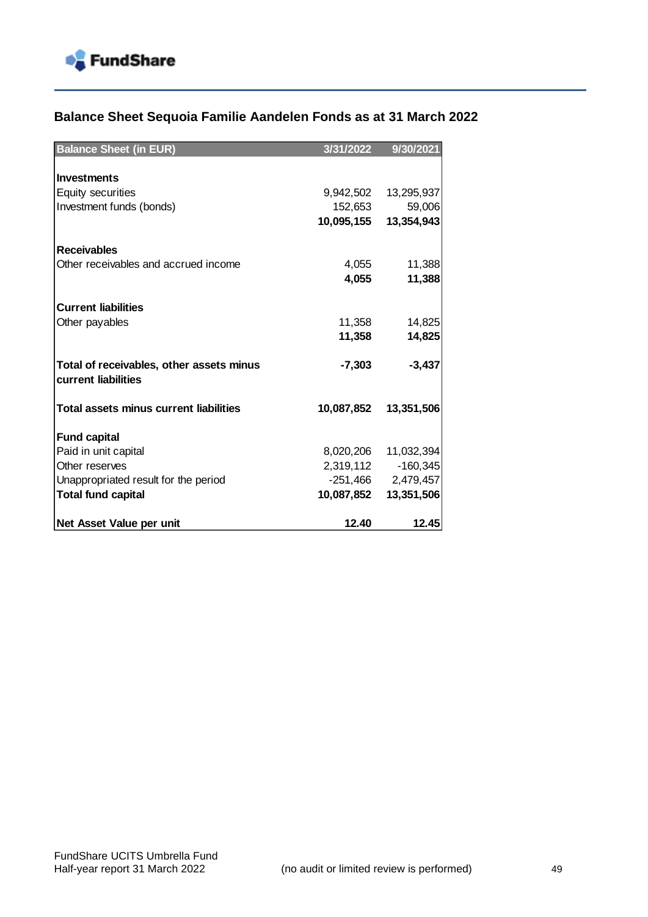## Balance Sheet Sequoia Familie Aandelen Fonds as at 31 March 2022

| Balance Sheet (in EUR) | 3/31/2022 | 9/30/2021 |
|---|---|---|
| **Investments** | | |
| Equity securities | 9,942,502 | 13,295,937 |
| Investment funds (bonds) | 152,653 | 59,006 |
| | **10,095,155** | **13,354,943** |
| **Receivables** | | |
| Other receivables and accrued income | 4,055 | 11,388 |
| | **4,055** | **11,388** |
| **Current liabilities** | | |
| Other payables | 11,358 | 14,825 |
| | **11,358** | **14,825** |
| **Total of receivables, other assets minus current liabilities** | **-7,303** | **-3,437** |
| **Total assets minus current liabilities** | **10,087,852** | **13,351,506** |
| **Fund capital** | | |
| Paid in unit capital | 8,020,206 | 11,032,394 |
| Other reserves | 2,319,112 | -160,345 |
| Unappropriated result for the period | -251,466 | 2,479,457 |
| **Total fund capital** | **10,087,852** | **13,351,506** |
| **Net Asset Value per unit** | **12.40** | **12.45** |

FundShare UCITS Umbrella Fund
Half-year report 31 March 2022 (no audit or limited review is performed)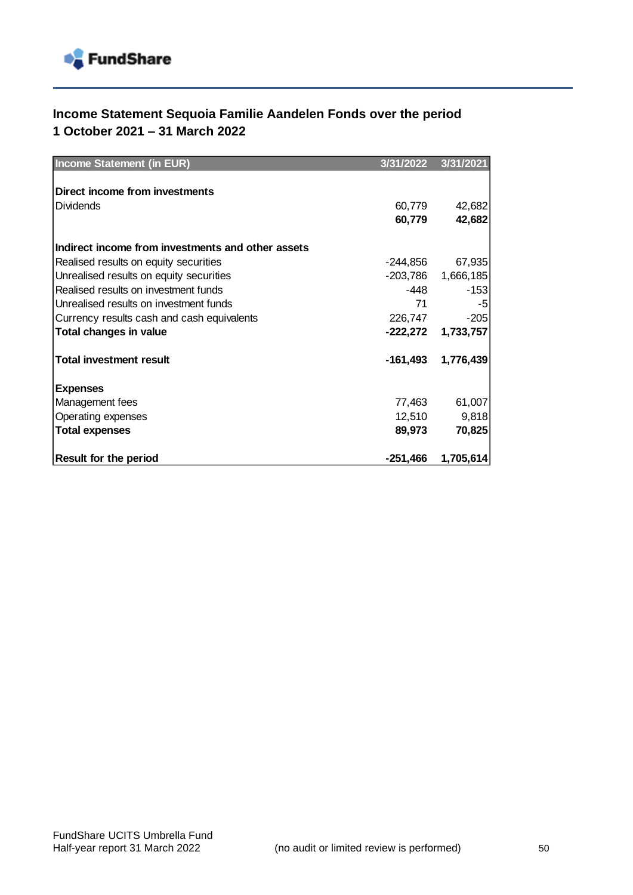## Income Statement Sequoia Familie Aandelen Fonds over the period 1 October 2021 – 31 March 2022

| Income Statement (in EUR) | 3/31/2022 | 3/31/2021 |
|---|---|---|
| **Direct income from investments** | | |
| Dividends | 60,779 | 42,682 |
| | **60,779** | **42,682** |
| **Indirect income from investments and other assets** | | |
| Realised results on equity securities | -244,856 | 67,935 |
| Unrealised results on equity securities | -203,786 | 1,666,185 |
| Realised results on investment funds | -448 | -153 |
| Unrealised results on investment funds | 71 | -5 |
| Currency results cash and cash equivalents | 226,747 | -205 |
| **Total changes in value** | **-222,272** | **1,733,757** |
| **Total investment result** | **-161,493** | **1,776,439** |
| **Expenses** | | |
| Management fees | 77,463 | 61,007 |
| Operating expenses | 12,510 | 9,818 |
| **Total expenses** | **89,973** | **70,825** |
| **Result for the period** | **-251,466** | **1,705,614** |

FundShare UCITS Umbrella Fund
Half-year report 31 March 2022 (no audit or limited review is performed)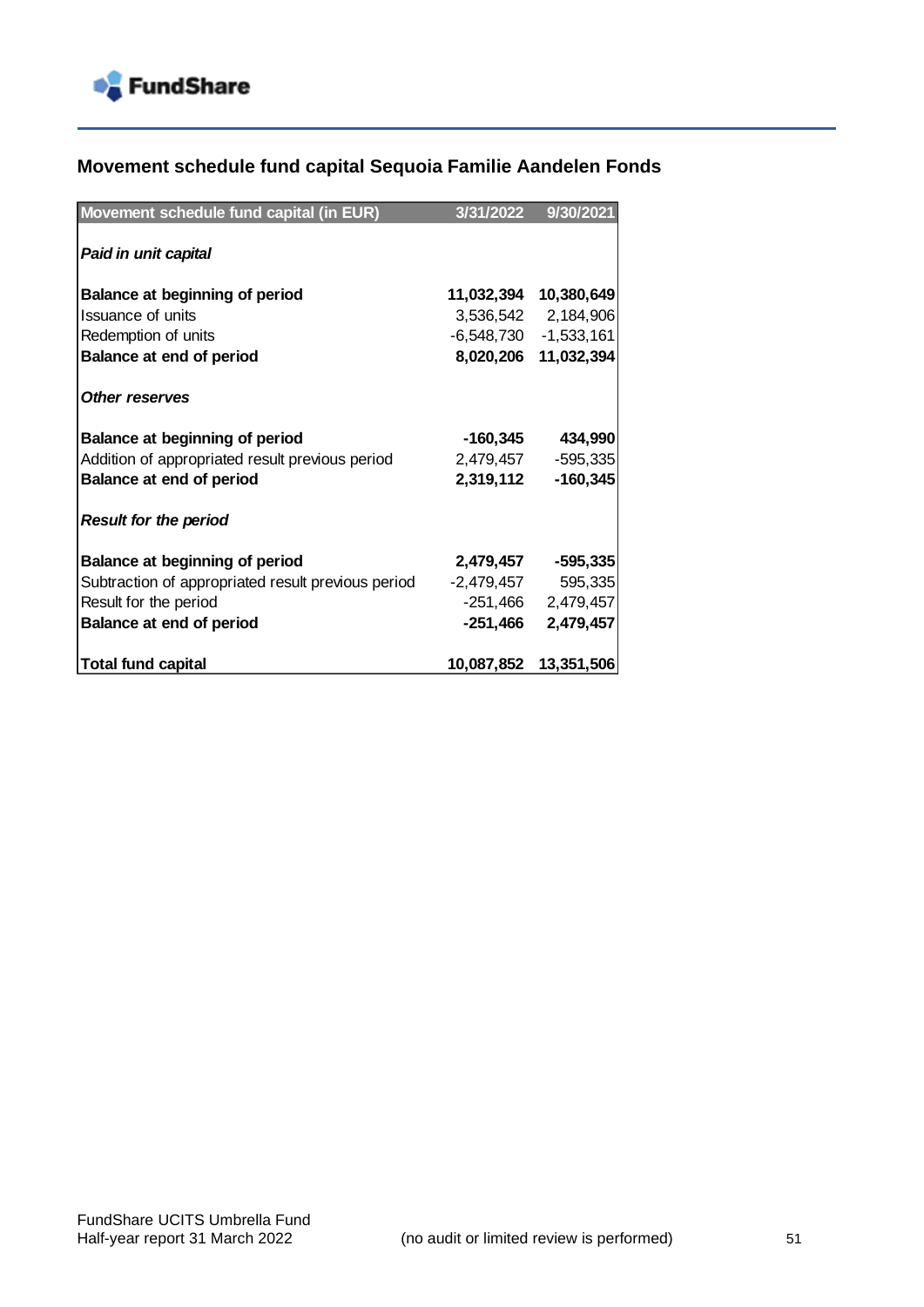## Movement schedule fund capital Sequoia Familie Aandelen Fonds

| Movement schedule fund capital (in EUR) | 3/31/2022 | 9/30/2021 |
|---|---|---|
| ***Paid in unit capital*** | | |
| **Balance at beginning of period** | **11,032,394** | **10,380,649** |
| Issuance of units | 3,536,542 | 2,184,906 |
| Redemption of units | -6,548,730 | -1,533,161 |
| **Balance at end of period** | **8,020,206** | **11,032,394** |
| ***Other reserves*** | | |
| **Balance at beginning of period** | **-160,345** | **434,990** |
| Addition of appropriated result previous period | 2,479,457 | -595,335 |
| **Balance at end of period** | **2,319,112** | **-160,345** |
| ***Result for the period*** | | |
| **Balance at beginning of period** | **2,479,457** | **-595,335** |
| Subtraction of appropriated result previous period | -2,479,457 | 595,335 |
| Result for the period | -251,466 | 2,479,457 |
| **Balance at end of period** | **-251,466** | **2,479,457** |
| **Total fund capital** | **10,087,852** | **13,351,506** |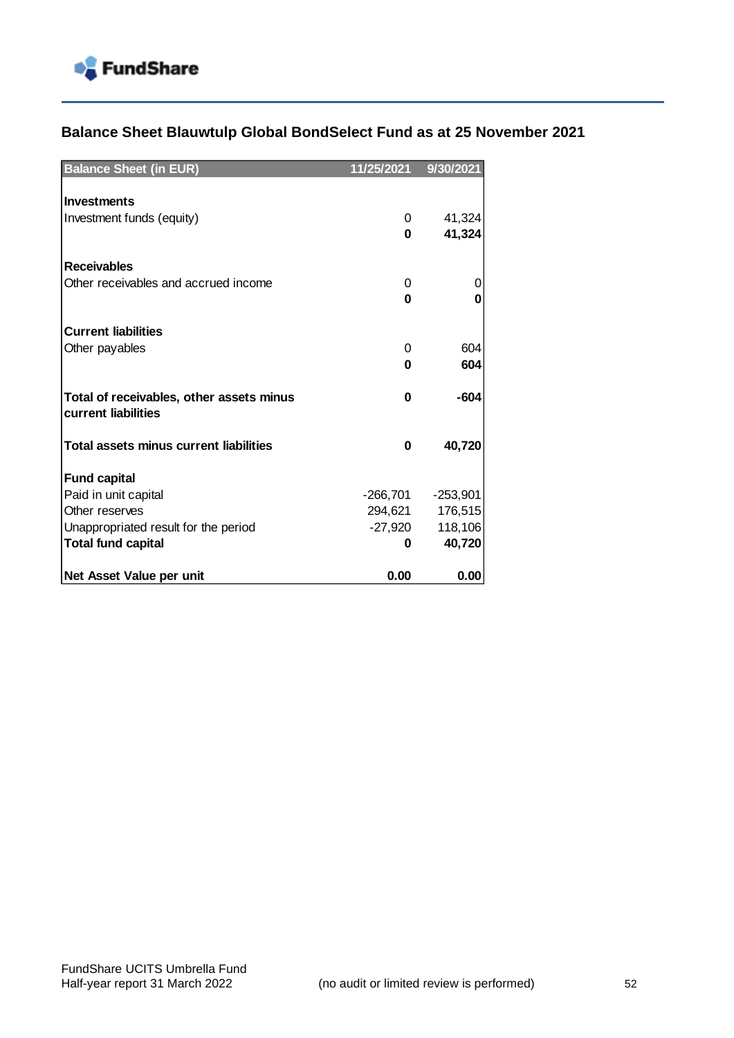## Balance Sheet Blauwtulp Global BondSelect Fund as at 25 November 2021

| Balance Sheet (in EUR) | 11/25/2021 | 9/30/2021 |
|---|---|---|
| **Investments** | | |
| Investment funds (equity) | 0 | 41,324 |
| | **0** | **41,324** |
| **Receivables** | | |
| Other receivables and accrued income | 0 | 0 |
| | **0** | **0** |
| **Current liabilities** | | |
| Other payables | 0 | 604 |
| | **0** | **604** |
| **Total of receivables, other assets minus current liabilities** | **0** | **-604** |
| **Total assets minus current liabilities** | **0** | **40,720** |
| **Fund capital** | | |
| Paid in unit capital | -266,701 | -253,901 |
| Other reserves | 294,621 | 176,515 |
| Unappropriated result for the period | -27,920 | 118,106 |
| **Total fund capital** | **0** | **40,720** |
| **Net Asset Value per unit** | **0.00** | **0.00** |

FundShare UCITS Umbrella Fund
Half-year report 31 March 2022 (no audit or limited review is performed)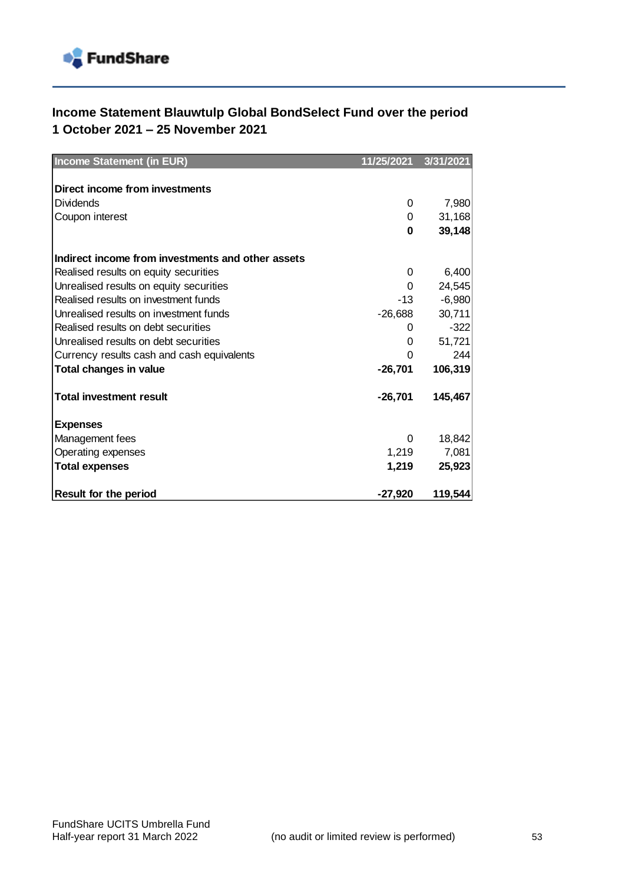## Income Statement Blauwtulp Global BondSelect Fund over the period 1 October 2021 – 25 November 2021

| Income Statement (in EUR) | 11/25/2021 | 3/31/2021 |
|---|---|---|
| | | |
| **Direct income from investments** | | |
| Dividends | 0 | 7,980 |
| Coupon interest | 0 | 31,168 |
| | **0** | **39,148** |
| | | |
| **Indirect income from investments and other assets** | | |
| Realised results on equity securities | 0 | 6,400 |
| Unrealised results on equity securities | 0 | 24,545 |
| Realised results on investment funds | -13 | -6,980 |
| Unrealised results on investment funds | -26,688 | 30,711 |
| Realised results on debt securities | 0 | -322 |
| Unrealised results on debt securities | 0 | 51,721 |
| Currency results cash and cash equivalents | 0 | 244 |
| **Total changes in value** | **-26,701** | **106,319** |
| | | |
| **Total investment result** | **-26,701** | **145,467** |
| | | |
| **Expenses** | | |
| Management fees | 0 | 18,842 |
| Operating expenses | 1,219 | 7,081 |
| **Total expenses** | **1,219** | **25,923** |
| | | |
| **Result for the period** | **-27,920** | **119,544** |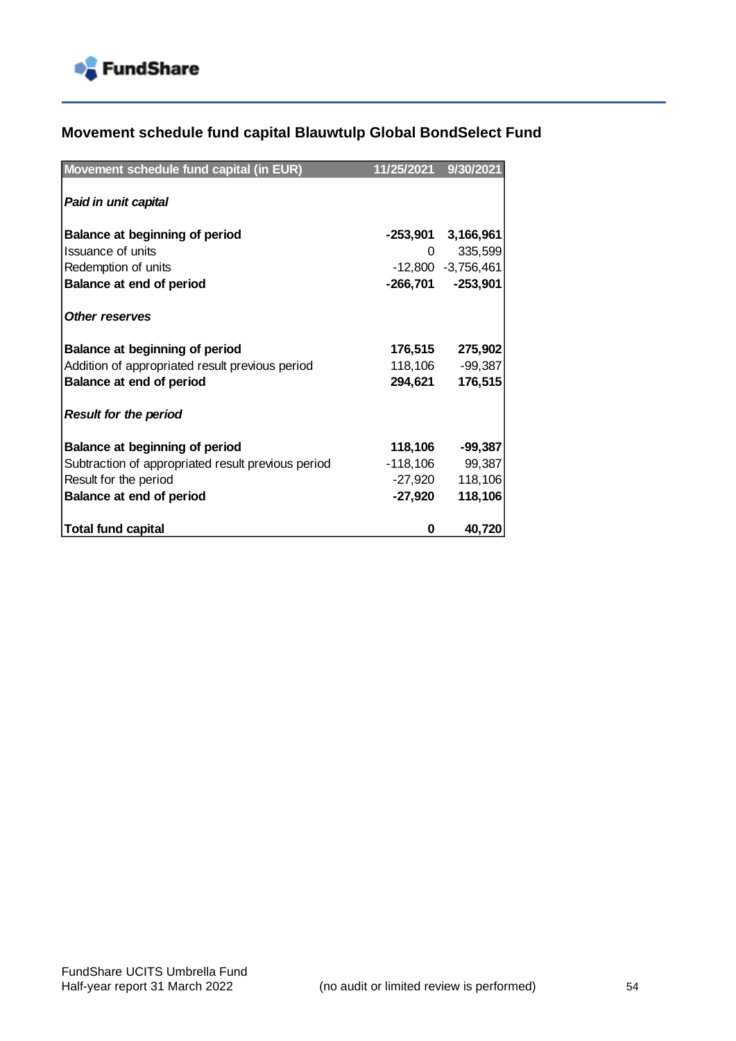## Movement schedule fund capital Blauwtulp Global BondSelect Fund

| Movement schedule fund capital (in EUR) | 11/25/2021 | 9/30/2021 |
|---|---|---|
| ***Paid in unit capital*** | | |
| **Balance at beginning of period** | **-253,901** | **3,166,961** |
| Issuance of units | 0 | 335,599 |
| Redemption of units | -12,800 | -3,756,461 |
| **Balance at end of period** | **-266,701** | **-253,901** |
| ***Other reserves*** | | |
| **Balance at beginning of period** | **176,515** | **275,902** |
| Addition of appropriated result previous period | 118,106 | -99,387 |
| **Balance at end of period** | **294,621** | **176,515** |
| ***Result for the period*** | | |
| **Balance at beginning of period** | **118,106** | **-99,387** |
| Subtraction of appropriated result previous period | -118,106 | 99,387 |
| Result for the period | -27,920 | 118,106 |
| **Balance at end of period** | **-27,920** | **118,106** |
| **Total fund capital** | **0** | **40,720** |

FundShare UCITS Umbrella Fund
Half-year report 31 March 2022 (no audit or limited review is performed)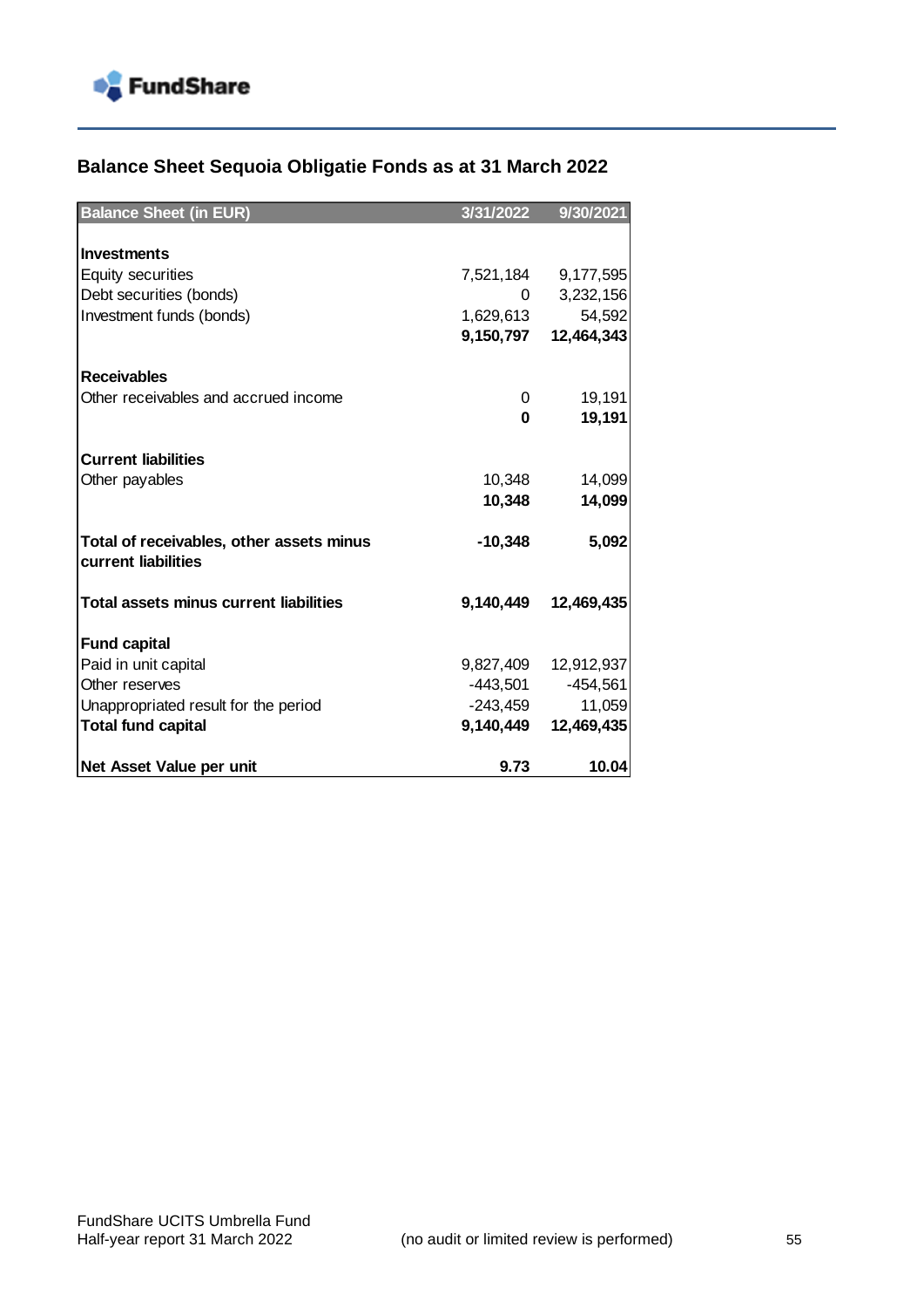## Balance Sheet Sequoia Obligatie Fonds as at 31 March 2022

| Balance Sheet (in EUR) | 3/31/2022 | 9/30/2021 |
|---|---|---|
| **Investments** | | |
| Equity securities | 7,521,184 | 9,177,595 |
| Debt securities (bonds) | 0 | 3,232,156 |
| Investment funds (bonds) | 1,629,613 | 54,592 |
| | **9,150,797** | **12,464,343** |
| **Receivables** | | |
| Other receivables and accrued income | 0 | 19,191 |
| | **0** | **19,191** |
| **Current liabilities** | | |
| Other payables | 10,348 | 14,099 |
| | **10,348** | **14,099** |
| **Total of receivables, other assets minus current liabilities** | **-10,348** | **5,092** |
| **Total assets minus current liabilities** | **9,140,449** | **12,469,435** |
| **Fund capital** | | |
| Paid in unit capital | 9,827,409 | 12,912,937 |
| Other reserves | -443,501 | -454,561 |
| Unappropriated result for the period | -243,459 | 11,059 |
| **Total fund capital** | **9,140,449** | **12,469,435** |
| **Net Asset Value per unit** | **9.73** | **10.04** |

FundShare UCITS Umbrella Fund
Half-year report 31 March 2022 (no audit or limited review is performed)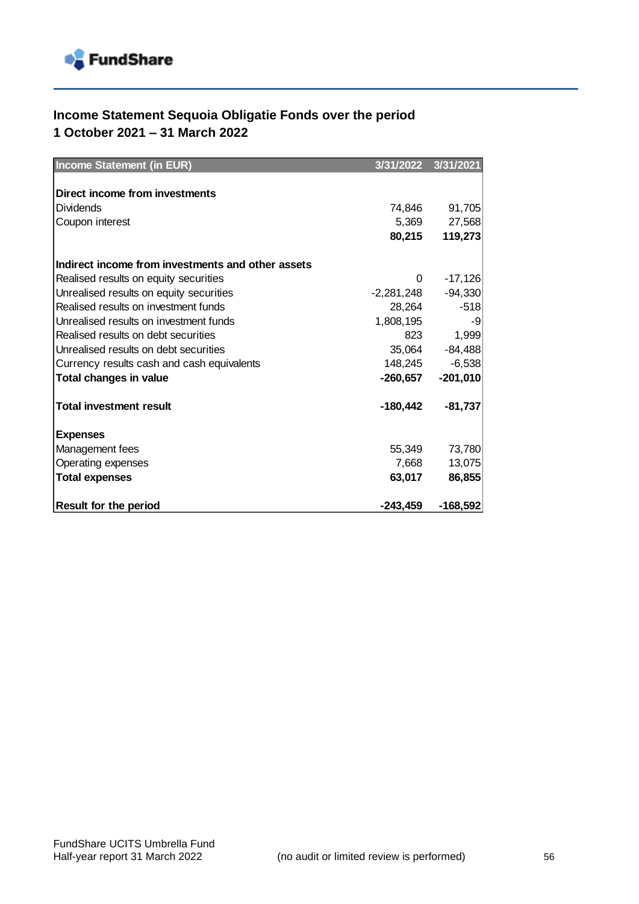## Income Statement Sequoia Obligatie Fonds over the period 1 October 2021 – 31 March 2022

| Income Statement (in EUR) | 3/31/2022 | 3/31/2021 |
|---|---|---|
| **Direct income from investments** | | |
| Dividends | 74,846 | 91,705 |
| Coupon interest | 5,369 | 27,568 |
| | **80,215** | **119,273** |
| **Indirect income from investments and other assets** | | |
| Realised results on equity securities | 0 | -17,126 |
| Unrealised results on equity securities | -2,281,248 | -94,330 |
| Realised results on investment funds | 28,264 | -518 |
| Unrealised results on investment funds | 1,808,195 | -9 |
| Realised results on debt securities | 823 | 1,999 |
| Unrealised results on debt securities | 35,064 | -84,488 |
| Currency results cash and cash equivalents | 148,245 | -6,538 |
| **Total changes in value** | **-260,657** | **-201,010** |
| **Total investment result** | **-180,442** | **-81,737** |
| **Expenses** | | |
| Management fees | 55,349 | 73,780 |
| Operating expenses | 7,668 | 13,075 |
| **Total expenses** | **63,017** | **86,855** |
| **Result for the period** | **-243,459** | **-168,592** |

(no audit or limited review is performed)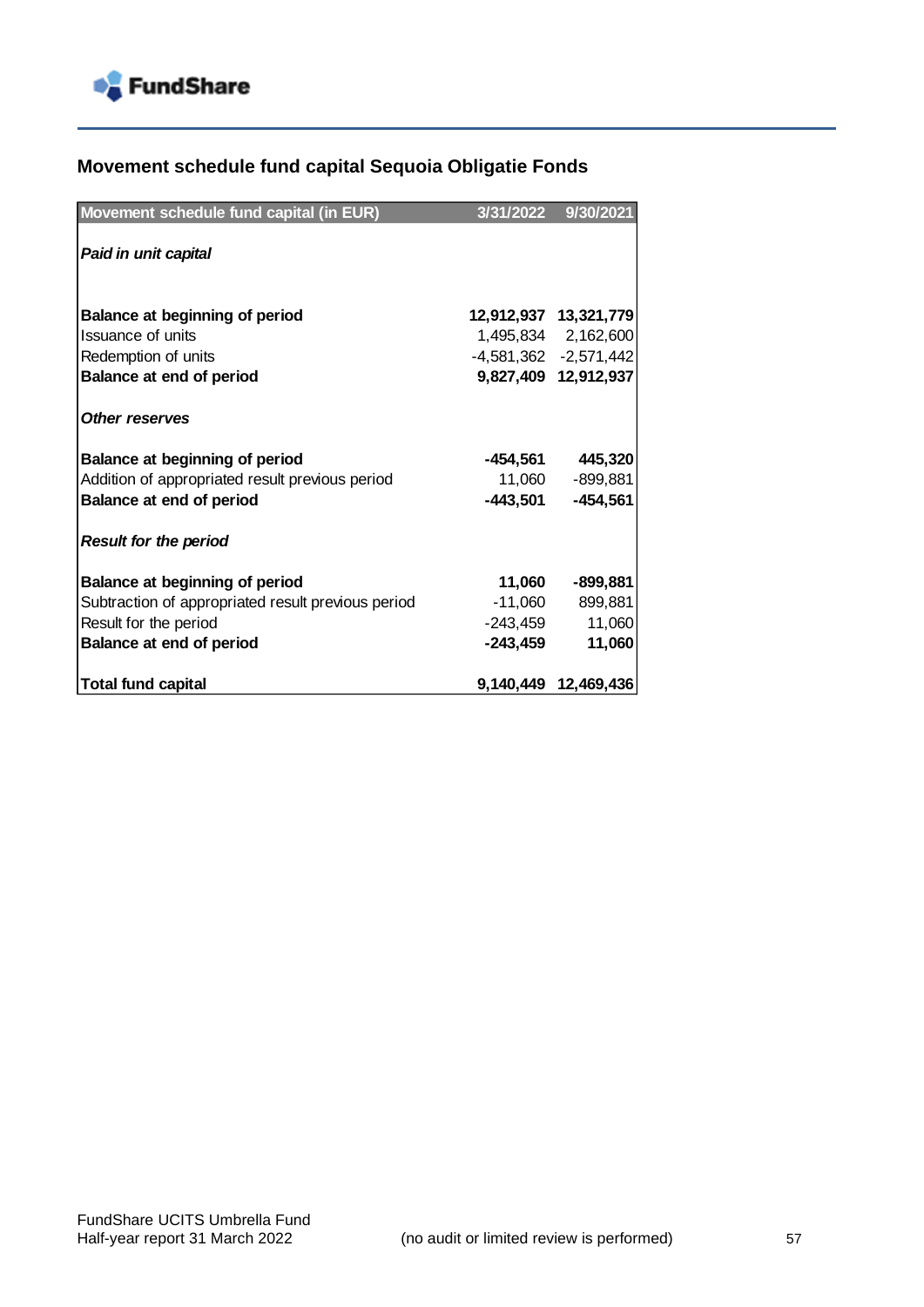## Movement schedule fund capital Sequoia Obligatie Fonds

| Movement schedule fund capital (in EUR) | 3/31/2022 | 9/30/2021 |
|---|---|---|
| ***Paid in unit capital*** | | |
| **Balance at beginning of period** | **12,912,937** | **13,321,779** |
| Issuance of units | 1,495,834 | 2,162,600 |
| Redemption of units | -4,581,362 | -2,571,442 |
| **Balance at end of period** | **9,827,409** | **12,912,937** |
| ***Other reserves*** | | |
| **Balance at beginning of period** | **-454,561** | **445,320** |
| Addition of appropriated result previous period | 11,060 | -899,881 |
| **Balance at end of period** | **-443,501** | **-454,561** |
| ***Result for the period*** | | |
| **Balance at beginning of period** | **11,060** | **-899,881** |
| Subtraction of appropriated result previous period | -11,060 | 899,881 |
| Result for the period | -243,459 | 11,060 |
| **Balance at end of period** | **-243,459** | **11,060** |
| **Total fund capital** | **9,140,449** | **12,469,436** |

FundShare UCITS Umbrella Fund
Half-year report 31 March 2022 (no audit or limited review is performed)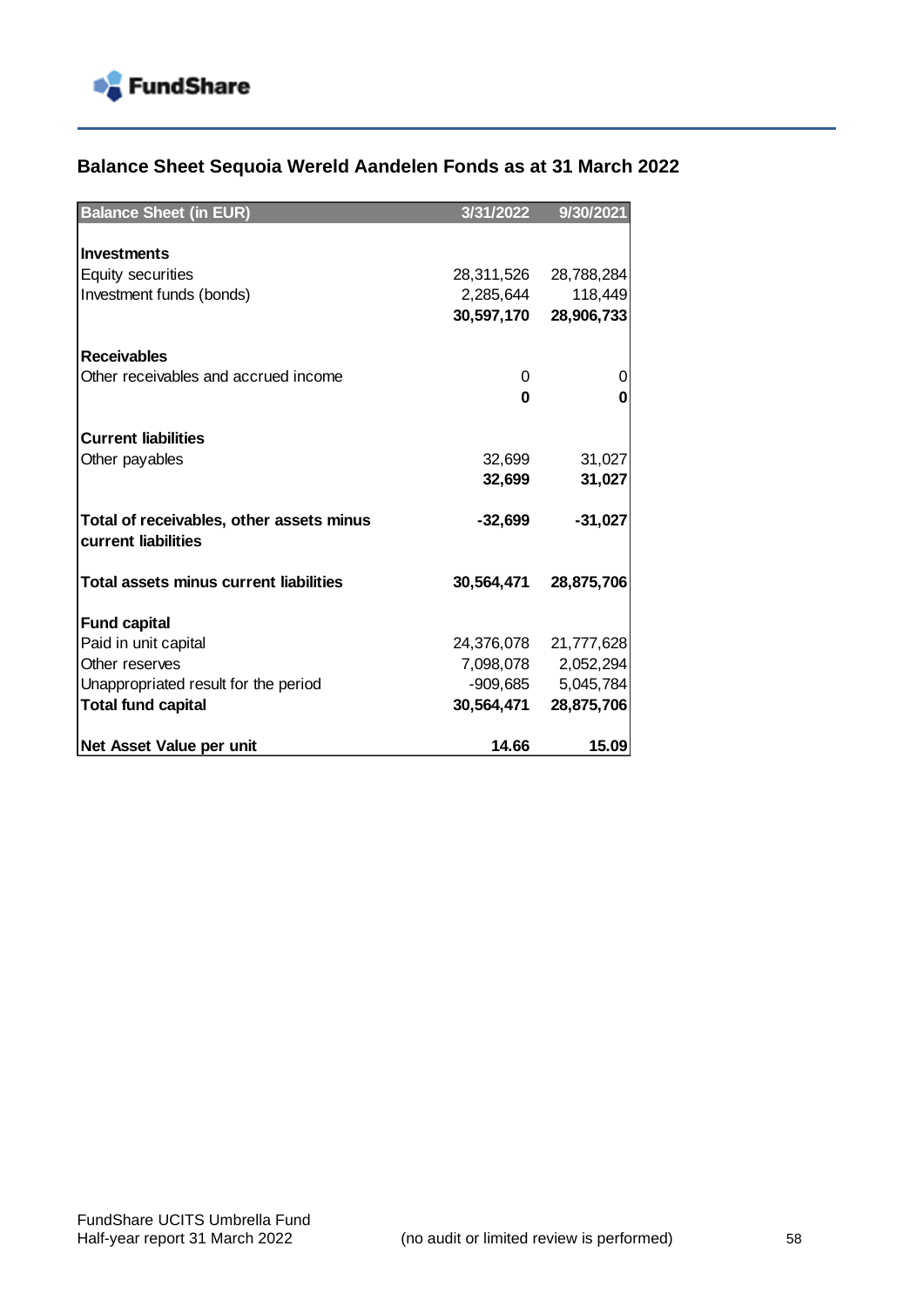## Balance Sheet Sequoia Wereld Aandelen Fonds as at 31 March 2022

| Balance Sheet (in EUR) | 3/31/2022 | 9/30/2021 |
|---|---|---|
| **Investments** | | |
| Equity securities | 28,311,526 | 28,788,284 |
| Investment funds (bonds) | 2,285,644 | 118,449 |
| | **30,597,170** | **28,906,733** |
| **Receivables** | | |
| Other receivables and accrued income | 0 | 0 |
| | **0** | **0** |
| **Current liabilities** | | |
| Other payables | 32,699 | 31,027 |
| | **32,699** | **31,027** |
| **Total of receivables, other assets minus current liabilities** | **-32,699** | **-31,027** |
| **Total assets minus current liabilities** | **30,564,471** | **28,875,706** |
| **Fund capital** | | |
| Paid in unit capital | 24,376,078 | 21,777,628 |
| Other reserves | 7,098,078 | 2,052,294 |
| Unappropriated result for the period | -909,685 | 5,045,784 |
| **Total fund capital** | **30,564,471** | **28,875,706** |
| **Net Asset Value per unit** | **14.66** | **15.09** |

FundShare UCITS Umbrella Fund
Half-year report 31 March 2022 (no audit or limited review is performed)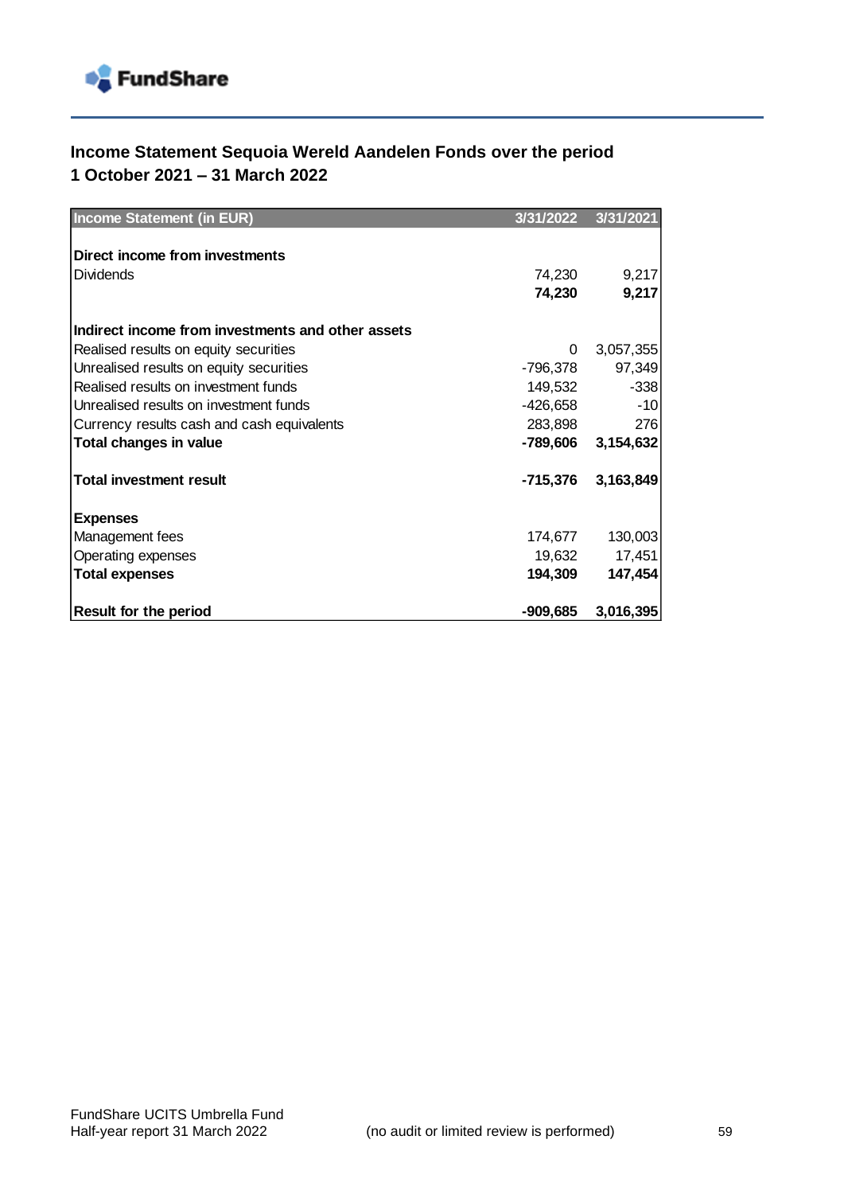## Income Statement Sequoia Wereld Aandelen Fonds over the period 1 October 2021 – 31 March 2022

| Income Statement (in EUR) | 3/31/2022 | 3/31/2021 |
|---|---|---|
| **Direct income from investments** | | |
| Dividends | 74,230 | 9,217 |
| | **74,230** | **9,217** |
| **Indirect income from investments and other assets** | | |
| Realised results on equity securities | 0 | 3,057,355 |
| Unrealised results on equity securities | -796,378 | 97,349 |
| Realised results on investment funds | 149,532 | -338 |
| Unrealised results on investment funds | -426,658 | -10 |
| Currency results cash and cash equivalents | 283,898 | 276 |
| **Total changes in value** | **-789,606** | **3,154,632** |
| **Total investment result** | **-715,376** | **3,163,849** |
| **Expenses** | | |
| Management fees | 174,677 | 130,003 |
| Operating expenses | 19,632 | 17,451 |
| **Total expenses** | **194,309** | **147,454** |
| **Result for the period** | **-909,685** | **3,016,395** |

FundShare UCITS Umbrella Fund
Half-year report 31 March 2022 (no audit or limited review is performed)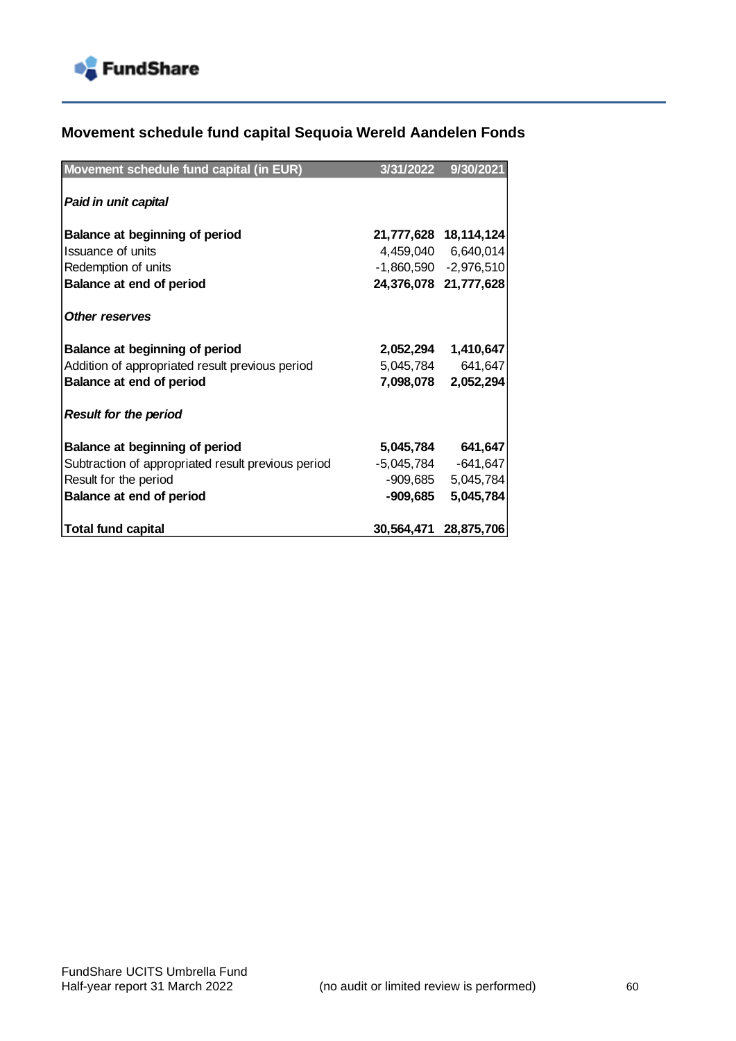## Movement schedule fund capital Sequoia Wereld Aandelen Fonds

| Movement schedule fund capital (in EUR) | 3/31/2022 | 9/30/2021 |
|---|---|---|
| ***Paid in unit capital*** | | |
| **Balance at beginning of period** | **21,777,628** | **18,114,124** |
| Issuance of units | 4,459,040 | 6,640,014 |
| Redemption of units | -1,860,590 | -2,976,510 |
| **Balance at end of period** | **24,376,078** | **21,777,628** |
| ***Other reserves*** | | |
| **Balance at beginning of period** | **2,052,294** | **1,410,647** |
| Addition of appropriated result previous period | 5,045,784 | 641,647 |
| **Balance at end of period** | **7,098,078** | **2,052,294** |
| ***Result for the period*** | | |
| **Balance at beginning of period** | **5,045,784** | **641,647** |
| Subtraction of appropriated result previous period | -5,045,784 | -641,647 |
| Result for the period | -909,685 | 5,045,784 |
| **Balance at end of period** | **-909,685** | **5,045,784** |
| **Total fund capital** | **30,564,471** | **28,875,706** |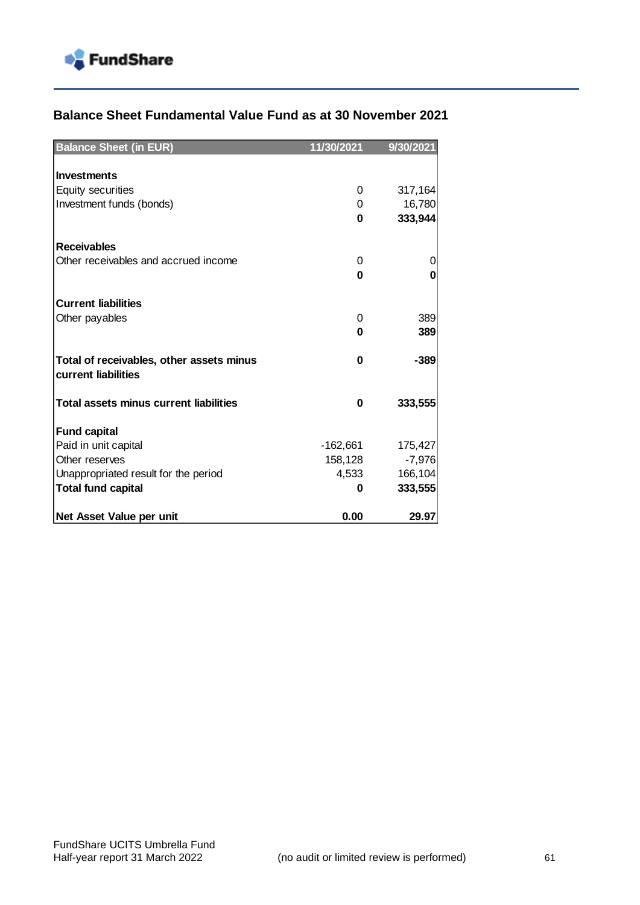## Balance Sheet Fundamental Value Fund as at 30 November 2021

| Balance Sheet (in EUR) | 11/30/2021 | 9/30/2021 |
|---|---|---|
| **Investments** | | |
| Equity securities | 0 | 317,164 |
| Investment funds (bonds) | 0 | 16,780 |
| | **0** | **333,944** |
| **Receivables** | | |
| Other receivables and accrued income | 0 | 0 |
| | **0** | **0** |
| **Current liabilities** | | |
| Other payables | 0 | 389 |
| | **0** | **389** |
| **Total of receivables, other assets minus current liabilities** | **0** | **-389** |
| **Total assets minus current liabilities** | **0** | **333,555** |
| **Fund capital** | | |
| Paid in unit capital | -162,661 | 175,427 |
| Other reserves | 158,128 | -7,976 |
| Unappropriated result for the period | 4,533 | 166,104 |
| **Total fund capital** | **0** | **333,555** |
| **Net Asset Value per unit** | **0.00** | **29.97** |

FundShare UCITS Umbrella Fund
Half-year report 31 March 2022 (no audit or limited review is performed)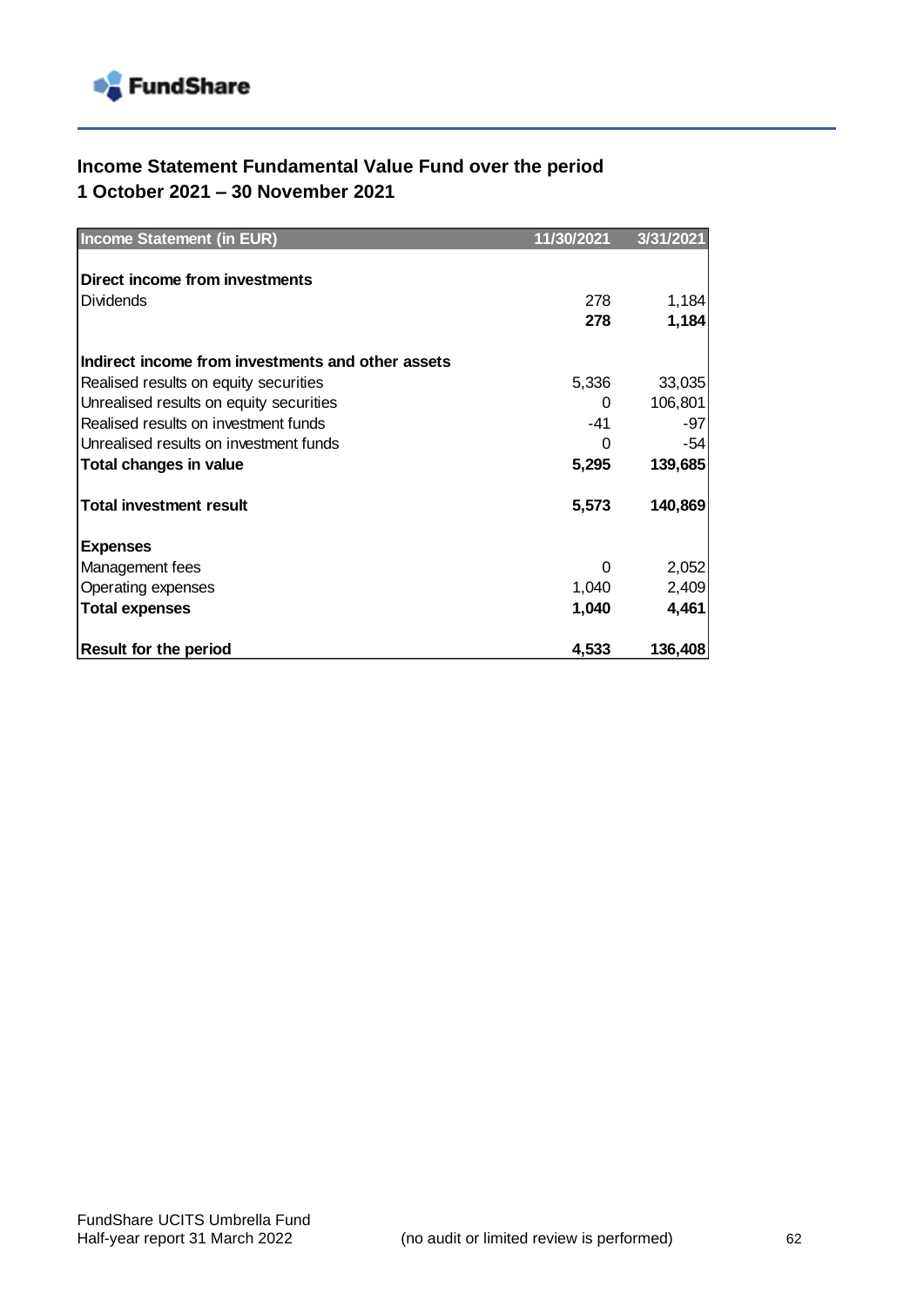## Income Statement Fundamental Value Fund over the period 1 October 2021 – 30 November 2021

| Income Statement (in EUR) | 11/30/2021 | 3/31/2021 |
|---|---|---|
| **Direct income from investments** | | |
| Dividends | 278 | 1,184 |
| | **278** | **1,184** |
| **Indirect income from investments and other assets** | | |
| Realised results on equity securities | 5,336 | 33,035 |
| Unrealised results on equity securities | 0 | 106,801 |
| Realised results on investment funds | -41 | -97 |
| Unrealised results on investment funds | 0 | -54 |
| **Total changes in value** | **5,295** | **139,685** |
| **Total investment result** | **5,573** | **140,869** |
| **Expenses** | | |
| Management fees | 0 | 2,052 |
| Operating expenses | 1,040 | 2,409 |
| **Total expenses** | **1,040** | **4,461** |
| **Result for the period** | **4,533** | **136,408** |

FundShare UCITS Umbrella Fund
Half-year report 31 March 2022 (no audit or limited review is performed)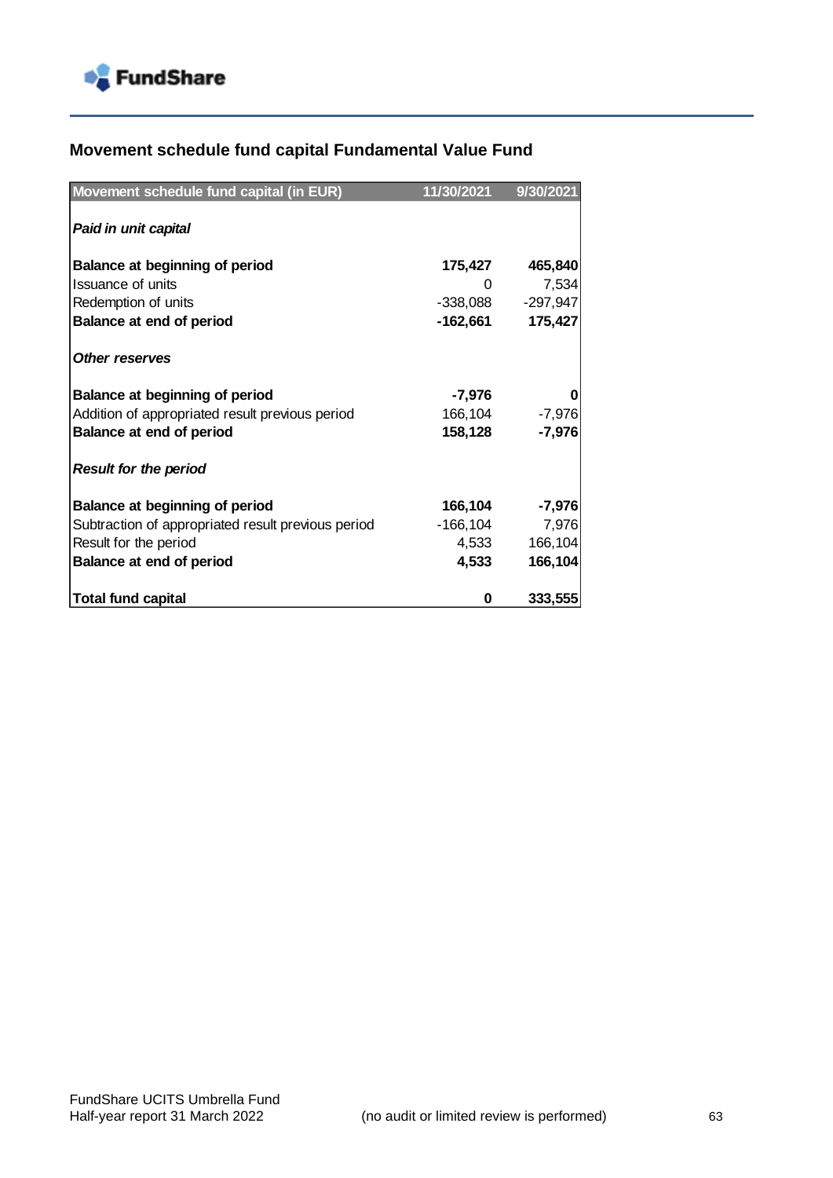## Movement schedule fund capital Fundamental Value Fund

| Movement schedule fund capital (in EUR) | 11/30/2021 | 9/30/2021 |
|---|---|---|
| ***Paid in unit capital*** | | |
| **Balance at beginning of period** | **175,427** | **465,840** |
| Issuance of units | 0 | 7,534 |
| Redemption of units | -338,088 | -297,947 |
| **Balance at end of period** | **-162,661** | **175,427** |
| ***Other reserves*** | | |
| **Balance at beginning of period** | **-7,976** | **0** |
| Addition of appropriated result previous period | 166,104 | -7,976 |
| **Balance at end of period** | **158,128** | **-7,976** |
| ***Result for the period*** | | |
| **Balance at beginning of period** | **166,104** | **-7,976** |
| Subtraction of appropriated result previous period | -166,104 | 7,976 |
| Result for the period | 4,533 | 166,104 |
| **Balance at end of period** | **4,533** | **166,104** |
| **Total fund capital** | **0** | **333,555** |

FundShare UCITS Umbrella Fund
Half-year report 31 March 2022 (no audit or limited review is performed)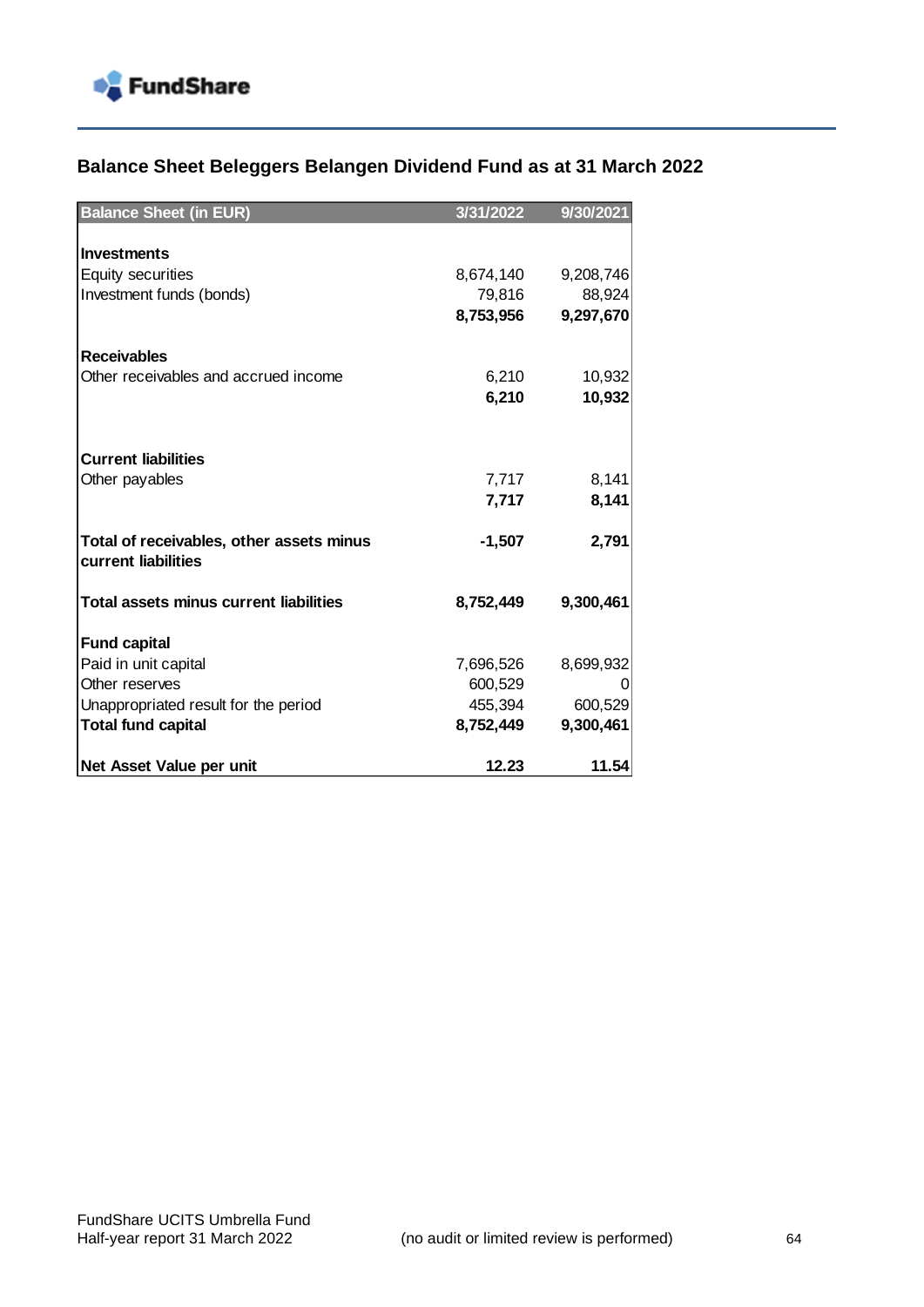## Balance Sheet Beleggers Belangen Dividend Fund as at 31 March 2022

| Balance Sheet (in EUR) | 3/31/2022 | 9/30/2021 |
|---|---|---|
| **Investments** | | |
| Equity securities | 8,674,140 | 9,208,746 |
| Investment funds (bonds) | 79,816 | 88,924 |
| | **8,753,956** | **9,297,670** |
| **Receivables** | | |
| Other receivables and accrued income | 6,210 | 10,932 |
| | **6,210** | **10,932** |
| **Current liabilities** | | |
| Other payables | 7,717 | 8,141 |
| | **7,717** | **8,141** |
| **Total of receivables, other assets minus current liabilities** | **-1,507** | **2,791** |
| **Total assets minus current liabilities** | **8,752,449** | **9,300,461** |
| **Fund capital** | | |
| Paid in unit capital | 7,696,526 | 8,699,932 |
| Other reserves | 600,529 | 0 |
| Unappropriated result for the period | 455,394 | 600,529 |
| **Total fund capital** | **8,752,449** | **9,300,461** |
| **Net Asset Value per unit** | **12.23** | **11.54** |

FundShare UCITS Umbrella Fund
Half-year report 31 March 2022 (no audit or limited review is performed)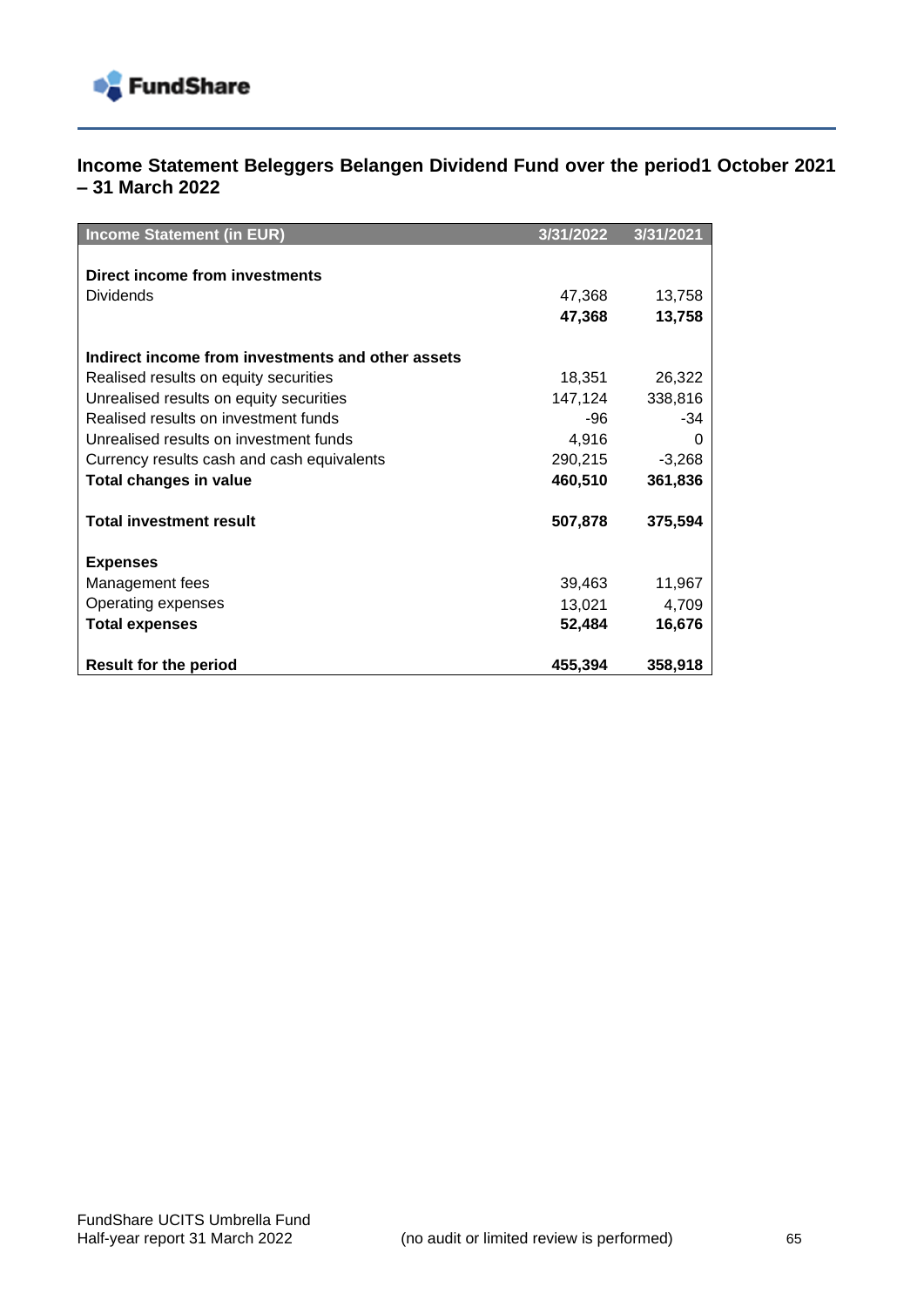## Income Statement Beleggers Belangen Dividend Fund over the period1 October 2021 – 31 March 2022

| Income Statement (in EUR) | 3/31/2022 | 3/31/2021 |
|---|---|---|
| **Direct income from investments** | | |
| Dividends | 47,368 | 13,758 |
| | **47,368** | **13,758** |
| **Indirect income from investments and other assets** | | |
| Realised results on equity securities | 18,351 | 26,322 |
| Unrealised results on equity securities | 147,124 | 338,816 |
| Realised results on investment funds | -96 | -34 |
| Unrealised results on investment funds | 4,916 | 0 |
| Currency results cash and cash equivalents | 290,215 | -3,268 |
| **Total changes in value** | **460,510** | **361,836** |
| **Total investment result** | **507,878** | **375,594** |
| **Expenses** | | |
| Management fees | 39,463 | 11,967 |
| Operating expenses | 13,021 | 4,709 |
| **Total expenses** | **52,484** | **16,676** |
| **Result for the period** | **455,394** | **358,918** |

FundShare UCITS Umbrella Fund
Half-year report 31 March 2022 (no audit or limited review is performed)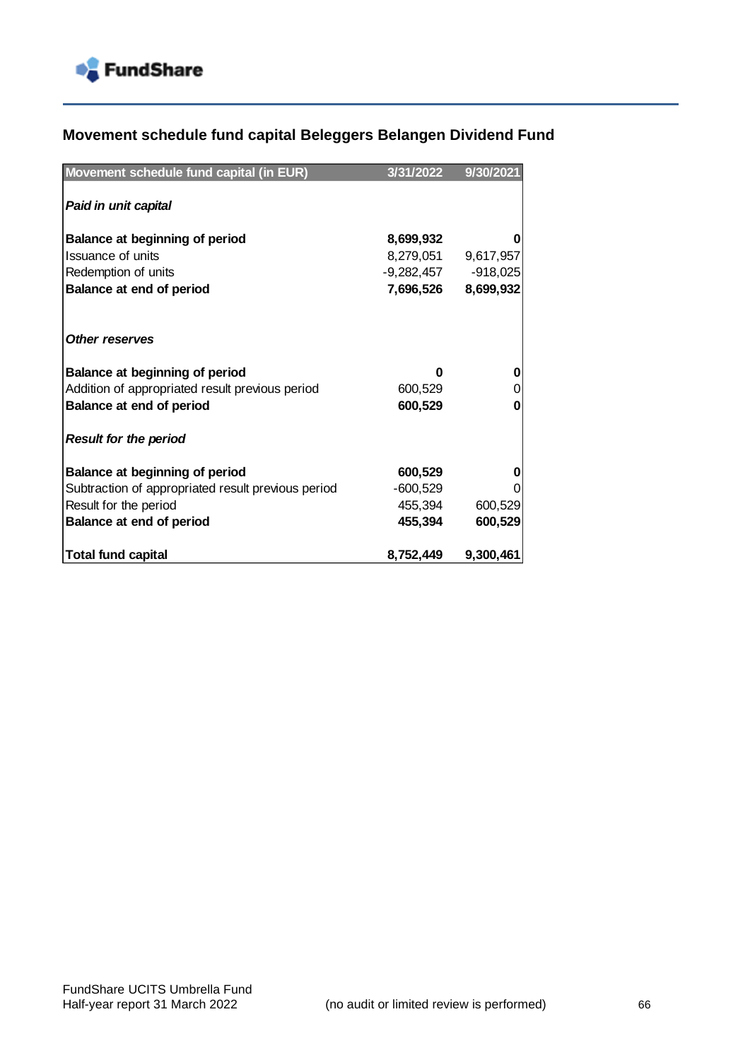## Movement schedule fund capital Beleggers Belangen Dividend Fund

| Movement schedule fund capital (in EUR) | 3/31/2022 | 9/30/2021 |
|---|---|---|
| ***Paid in unit capital*** | | |
| **Balance at beginning of period** | **8,699,932** | **0** |
| Issuance of units | 8,279,051 | 9,617,957 |
| Redemption of units | -9,282,457 | -918,025 |
| **Balance at end of period** | **7,696,526** | **8,699,932** |
| ***Other reserves*** | | |
| **Balance at beginning of period** | **0** | **0** |
| Addition of appropriated result previous period | 600,529 | 0 |
| **Balance at end of period** | **600,529** | **0** |
| ***Result for the period*** | | |
| **Balance at beginning of period** | **600,529** | **0** |
| Subtraction of appropriated result previous period | -600,529 | 0 |
| Result for the period | 455,394 | 600,529 |
| **Balance at end of period** | **455,394** | **600,529** |
| **Total fund capital** | **8,752,449** | **9,300,461** |

FundShare UCITS Umbrella Fund
Half-year report 31 March 2022 (no audit or limited review is performed)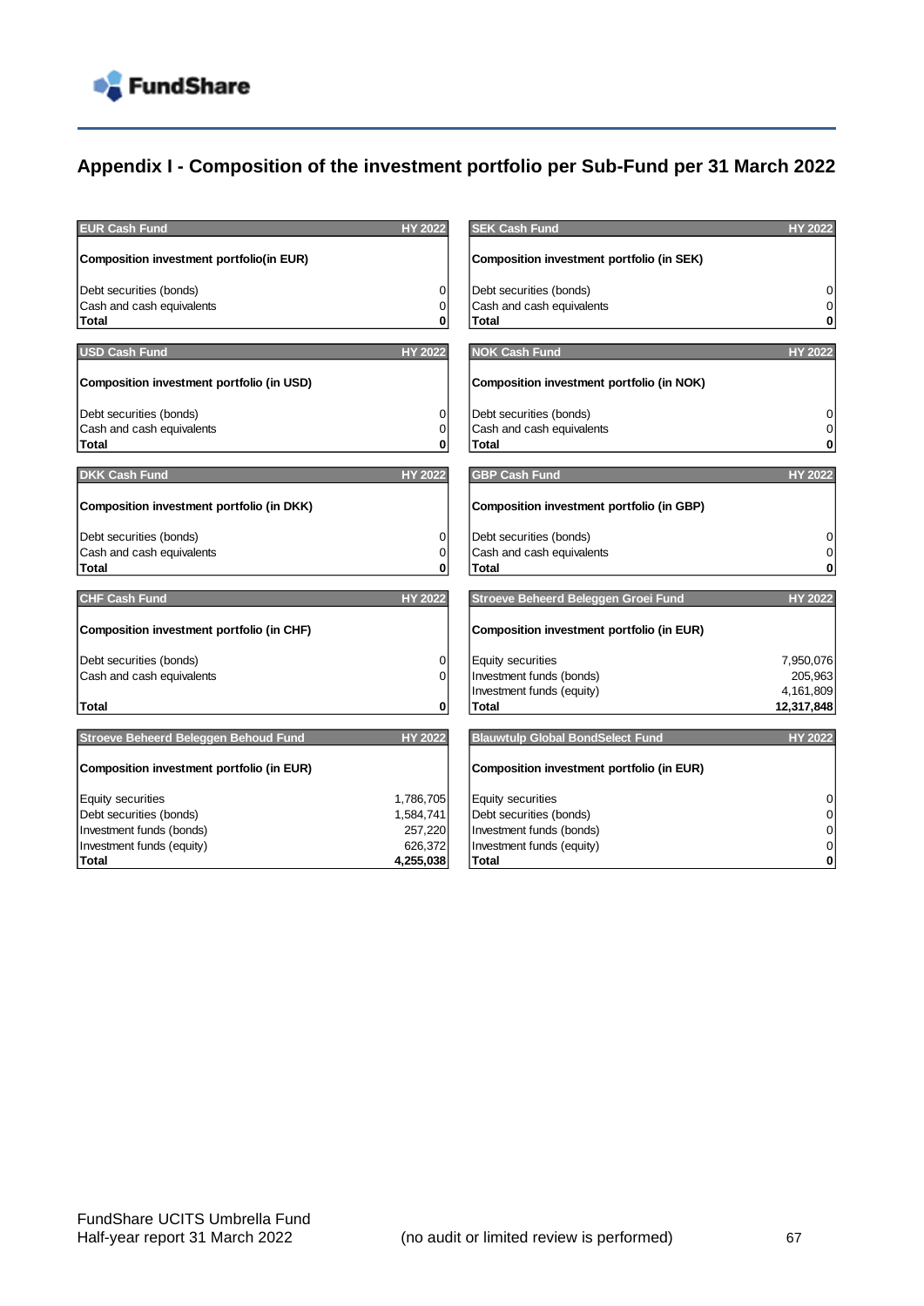## Appendix I - Composition of the investment portfolio per Sub-Fund per 31 March 2022

| EUR Cash Fund | HY 2022 |
|---|---|
| **Composition investment portfolio(in EUR)** | |
| Debt securities (bonds) | 0 |
| Cash and cash equivalents | 0 |
| **Total** | **0** |

| SEK Cash Fund | HY 2022 |
|---|---|
| **Composition investment portfolio (in SEK)** | |
| Debt securities (bonds) | 0 |
| Cash and cash equivalents | 0 |
| **Total** | **0** |

| USD Cash Fund | HY 2022 |
|---|---|
| **Composition investment portfolio (in USD)** | |
| Debt securities (bonds) | 0 |
| Cash and cash equivalents | 0 |
| **Total** | **0** |

| NOK Cash Fund | HY 2022 |
|---|---|
| **Composition investment portfolio (in NOK)** | |
| Debt securities (bonds) | 0 |
| Cash and cash equivalents | 0 |
| **Total** | **0** |

| DKK Cash Fund | HY 2022 |
|---|---|
| **Composition investment portfolio (in DKK)** | |
| Debt securities (bonds) | 0 |
| Cash and cash equivalents | 0 |
| **Total** | **0** |

| GBP Cash Fund | HY 2022 |
|---|---|
| **Composition investment portfolio (in GBP)** | |
| Debt securities (bonds) | 0 |
| Cash and cash equivalents | 0 |
| **Total** | **0** |

| CHF Cash Fund | HY 2022 |
|---|---|
| **Composition investment portfolio (in CHF)** | |
| Debt securities (bonds) | 0 |
| Cash and cash equivalents | 0 |
| **Total** | **0** |

| Stroeve Beheerd Beleggen Groei Fund | HY 2022 |
|---|---|
| **Composition investment portfolio (in EUR)** | |
| Equity securities | 7,950,076 |
| Investment funds (bonds) | 205,963 |
| Investment funds (equity) | 4,161,809 |
| **Total** | **12,317,848** |

| Stroeve Beheerd Beleggen Behoud Fund | HY 2022 |
|---|---|
| **Composition investment portfolio (in EUR)** | |
| Equity securities | 1,786,705 |
| Debt securities (bonds) | 1,584,741 |
| Investment funds (bonds) | 257,220 |
| Investment funds (equity) | 626,372 |
| **Total** | **4,255,038** |

| Blauwtulp Global BondSelect Fund | HY 2022 |
|---|---|
| **Composition investment portfolio (in EUR)** | |
| Equity securities | 0 |
| Debt securities (bonds) | 0 |
| Investment funds (bonds) | 0 |
| Investment funds (equity) | 0 |
| **Total** | **0** |

FundShare UCITS Umbrella Fund
Half-year report 31 March 2022 (no audit or limited review is performed)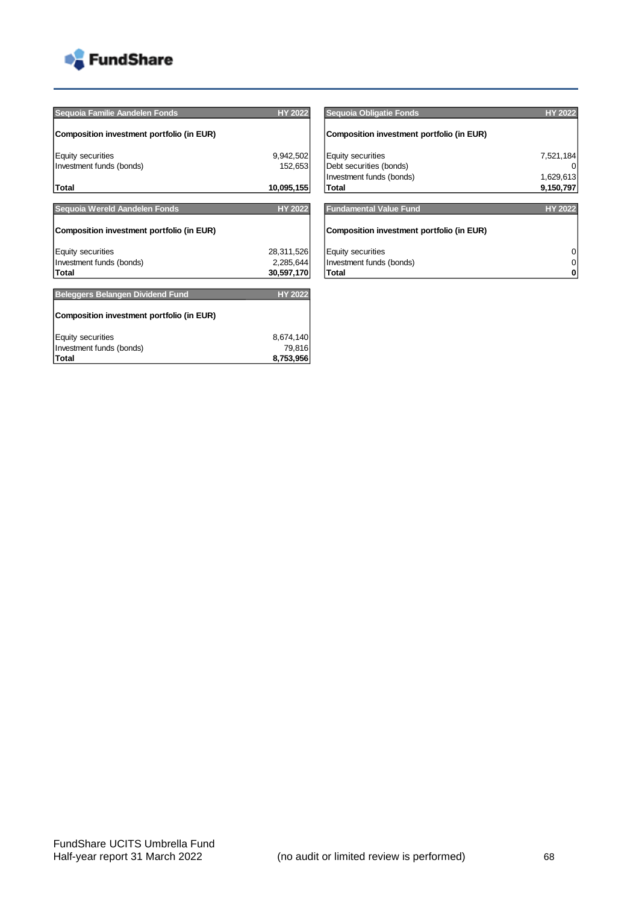| Sequoia Familie Aandelen Fonds | HY 2022 |
|---|---|
| **Composition investment portfolio (in EUR)** | |
| Equity securities | 9,942,502 |
| Investment funds (bonds) | 152,653 |
| **Total** | **10,095,155** |

| Sequoia Obligatie Fonds | HY 2022 |
|---|---|
| **Composition investment portfolio (in EUR)** | |
| Equity securities | 7,521,184 |
| Debt securities (bonds) | 0 |
| Investment funds (bonds) | 1,629,613 |
| **Total** | **9,150,797** |

| Sequoia Wereld Aandelen Fonds | HY 2022 |
|---|---|
| **Composition investment portfolio (in EUR)** | |
| Equity securities | 28,311,526 |
| Investment funds (bonds) | 2,285,644 |
| **Total** | **30,597,170** |

| Fundamental Value Fund | HY 2022 |
|---|---|
| **Composition investment portfolio (in EUR)** | |
| Equity securities | 0 |
| Investment funds (bonds) | 0 |
| **Total** | **0** |

| Beleggers Belangen Dividend Fund | HY 2022 |
|---|---|
| **Composition investment portfolio (in EUR)** | |
| Equity securities | 8,674,140 |
| Investment funds (bonds) | 79,816 |
| **Total** | **8,753,956** |